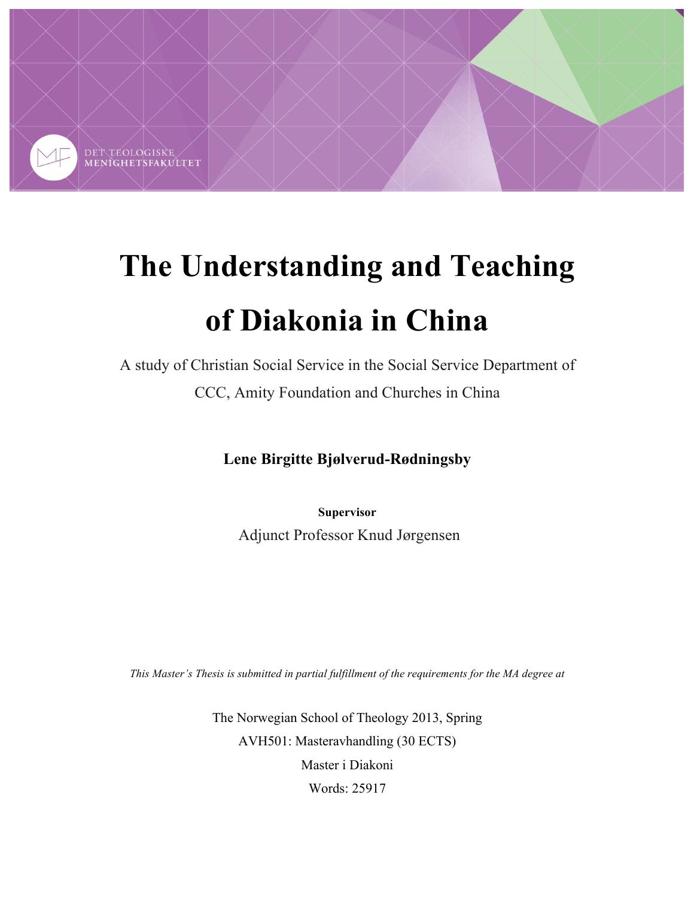DET TEOLOGISKE MENIGHETSFAKULTET

# The Understanding and Teaching of Diakonia in China

A study of Christian Social Service in the Social Service Department of CCC, Amity Foundation and Churches in China

**Lene Birgitte Bjølverud-Rødningsby**

**Supervisor**

Adjunct Professor Knud Jørgensen

*This Master's Thesis is submitted in partial fulfillment of the requirements for the MA degree at*

The Norwegian School of Theology 2013, Spring

AVH501: Masteravhandling (30 ECTS)

Master i Diakoni

Words: 25917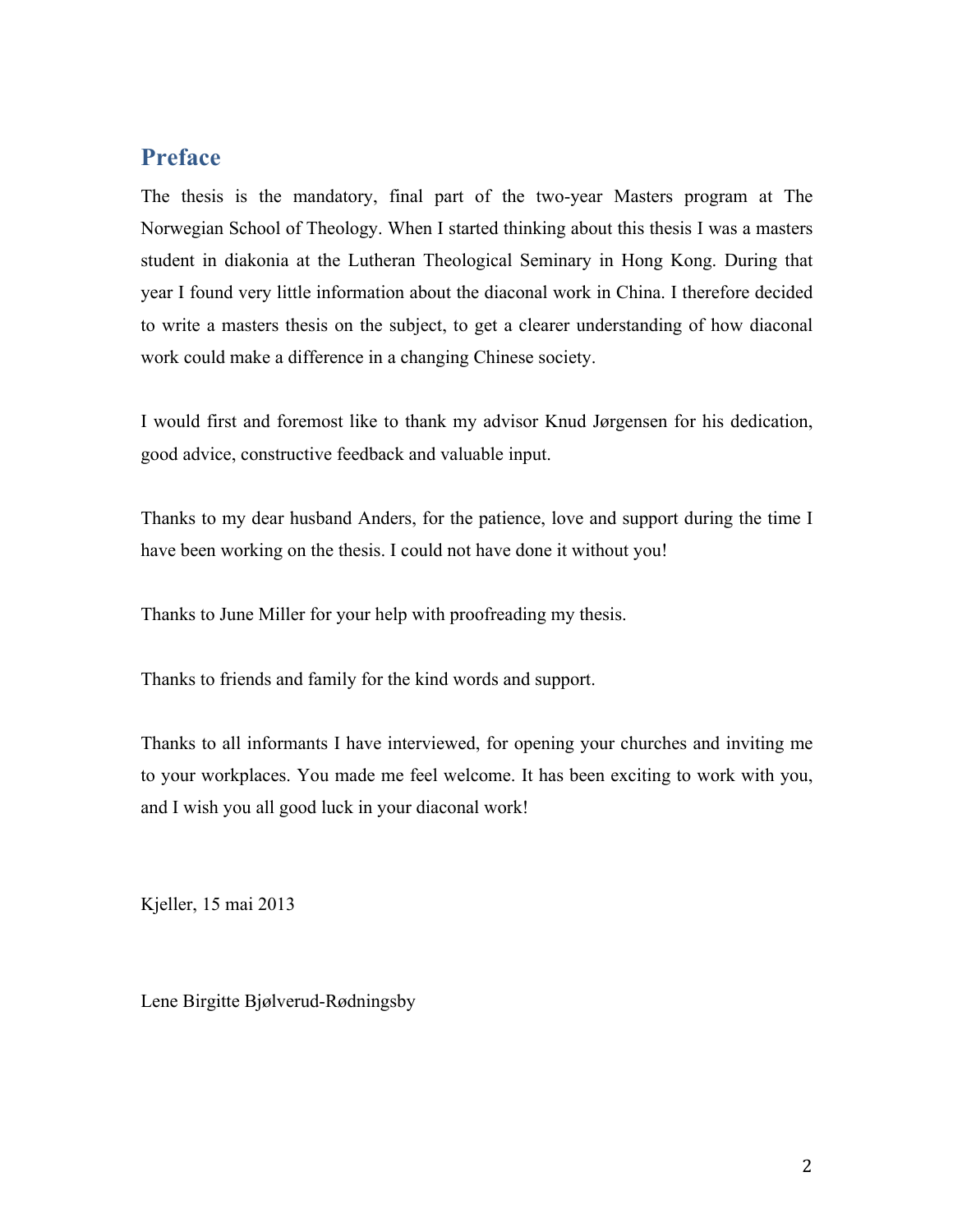## Preface

The thesis is the mandatory, final part of the two-year Masters program at The Norwegian School of Theology. When I started thinking about this thesis I was a masters student in diakonia at the Lutheran Theological Seminary in Hong Kong. During that year I found very little information about the diaconal work in China. I therefore decided to write a masters thesis on the subject, to get a clearer understanding of how diaconal work could make a difference in a changing Chinese society.

I would first and foremost like to thank my advisor Knud Jørgensen for his dedication, good advice, constructive feedback and valuable input.

Thanks to my dear husband Anders, for the patience, love and support during the time I have been working on the thesis. I could not have done it without you!

Thanks to June Miller for your help with proofreading my thesis.

Thanks to friends and family for the kind words and support.

Thanks to all informants I have interviewed, for opening your churches and inviting me to your workplaces. You made me feel welcome. It has been exciting to work with you, and I wish you all good luck in your diaconal work!

Kjeller, 15 mai 2013

Lene Birgitte Bjølverud-Rødningsby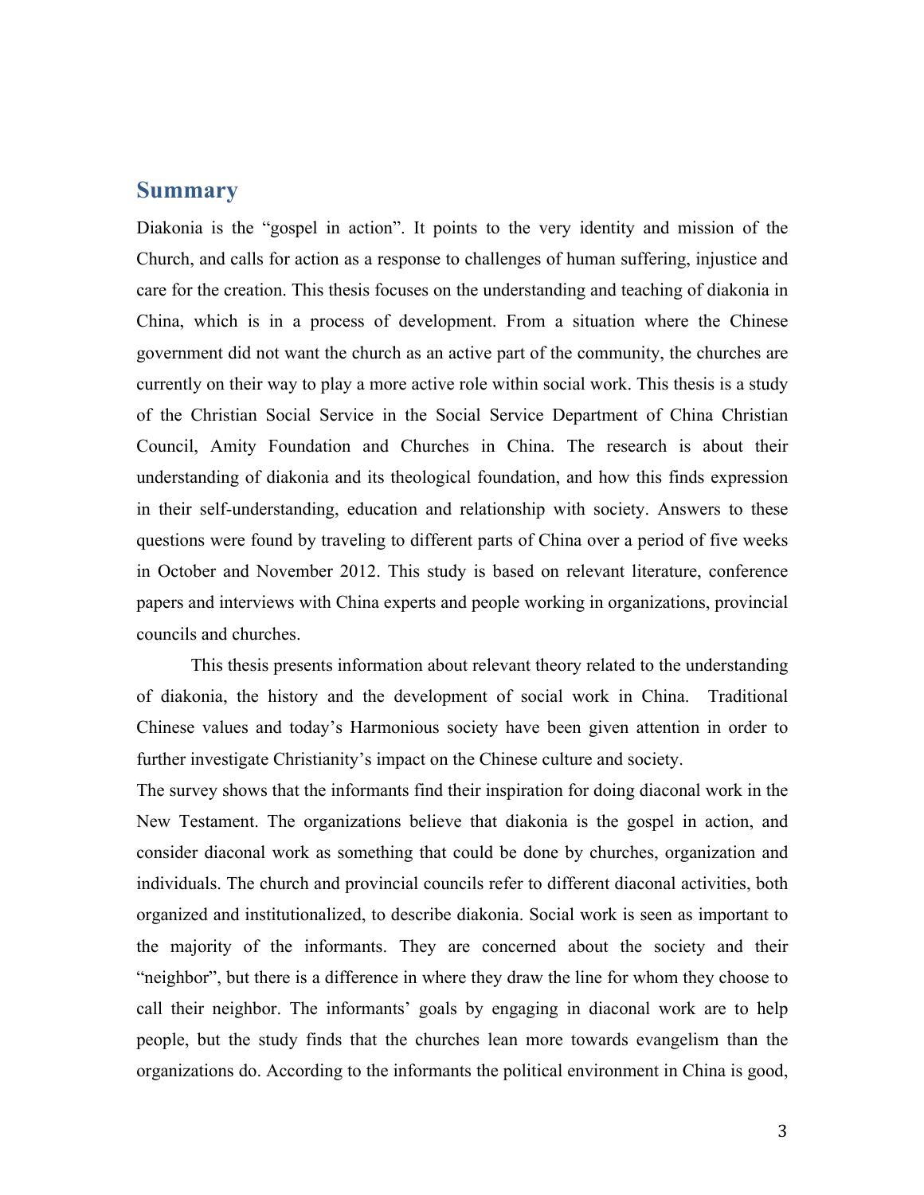## Summary

Diakonia is the "gospel in action". It points to the very identity and mission of the Church, and calls for action as a response to challenges of human suffering, injustice and care for the creation. This thesis focuses on the understanding and teaching of diakonia in China, which is in a process of development. From a situation where the Chinese government did not want the church as an active part of the community, the churches are currently on their way to play a more active role within social work. This thesis is a study of the Christian Social Service in the Social Service Department of China Christian Council, Amity Foundation and Churches in China. The research is about their understanding of diakonia and its theological foundation, and how this finds expression in their self-understanding, education and relationship with society. Answers to these questions were found by traveling to different parts of China over a period of five weeks in October and November 2012. This study is based on relevant literature, conference papers and interviews with China experts and people working in organizations, provincial councils and churches.

This thesis presents information about relevant theory related to the understanding of diakonia, the history and the development of social work in China. Traditional Chinese values and today's Harmonious society have been given attention in order to further investigate Christianity's impact on the Chinese culture and society.

The survey shows that the informants find their inspiration for doing diaconal work in the New Testament. The organizations believe that diakonia is the gospel in action, and consider diaconal work as something that could be done by churches, organization and individuals. The church and provincial councils refer to different diaconal activities, both organized and institutionalized, to describe diakonia. Social work is seen as important to the majority of the informants. They are concerned about the society and their "neighbor", but there is a difference in where they draw the line for whom they choose to call their neighbor. The informants' goals by engaging in diaconal work are to help people, but the study finds that the churches lean more towards evangelism than the organizations do. According to the informants the political environment in China is good,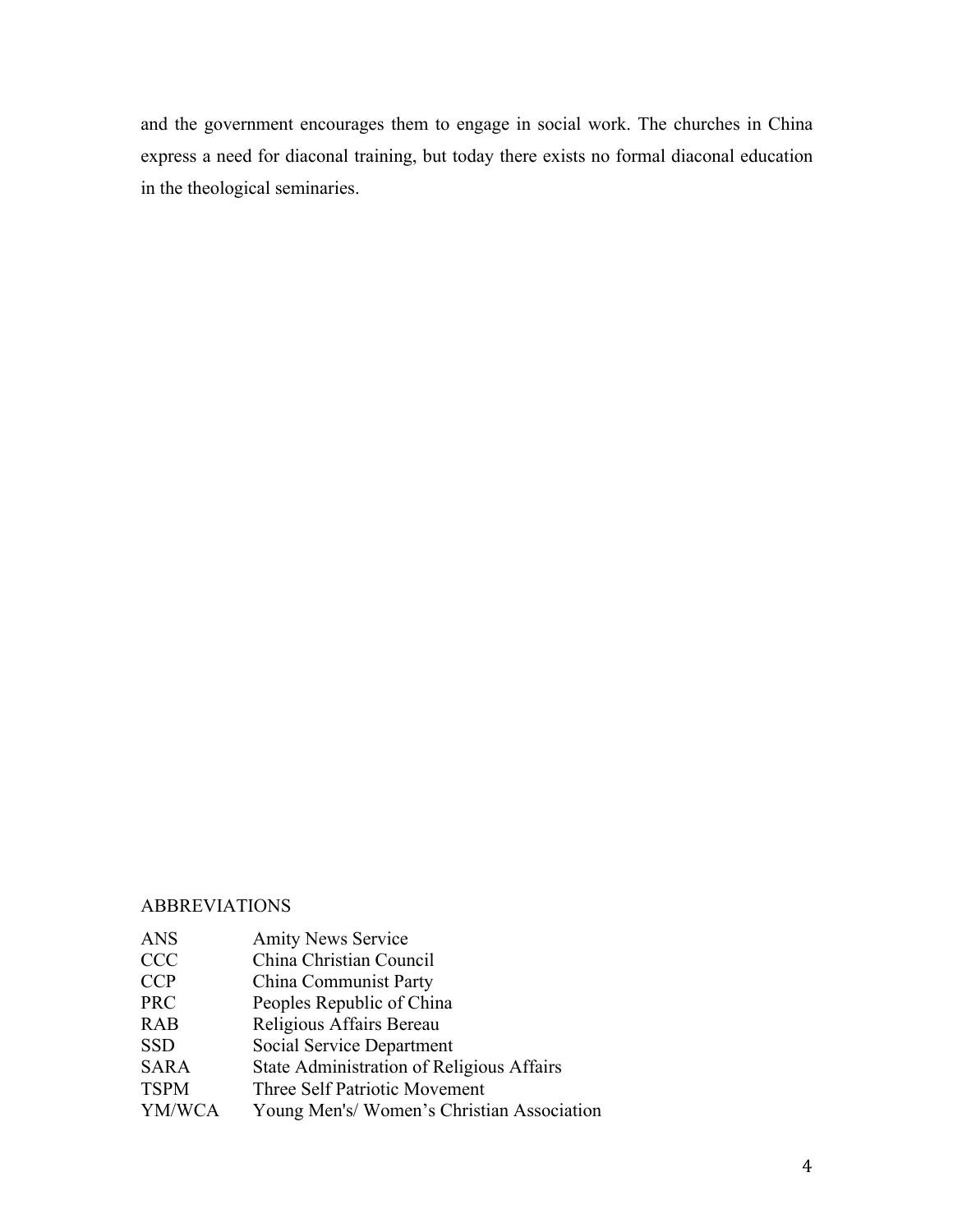and the government encourages them to engage in social work. The churches in China express a need for diaconal training, but today there exists no formal diaconal education in the theological seminaries.

ABBREVIATIONS

| | |
|---|---|
| ANS | Amity News Service |
| CCC | China Christian Council |
| CCP | China Communist Party |
| PRC | Peoples Republic of China |
| RAB | Religious Affairs Bereau |
| SSD | Social Service Department |
| SARA | State Administration of Religious Affairs |
| TSPM | Three Self Patriotic Movement |
| YM/WCA | Young Men's/ Women's Christian Association |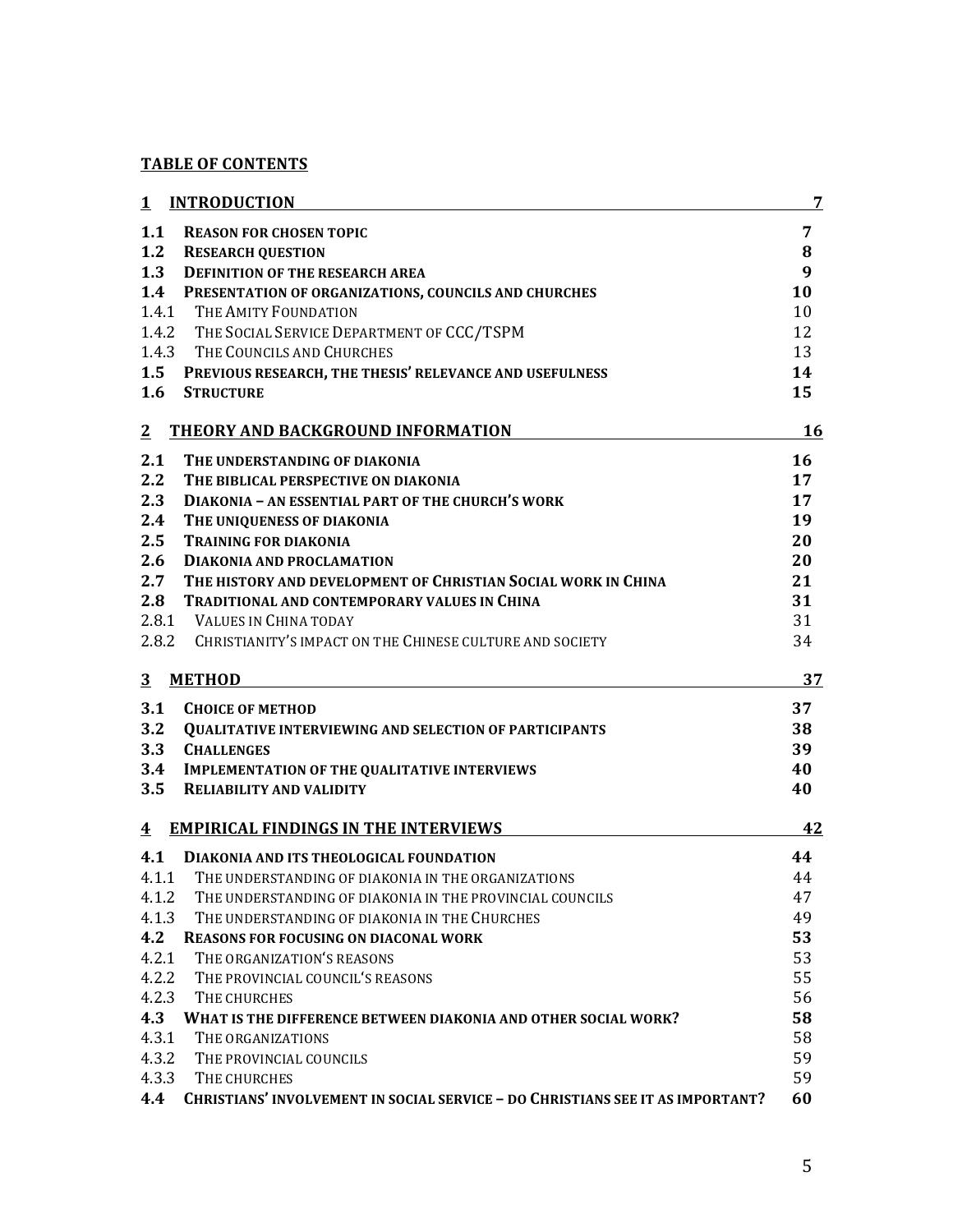**TABLE OF CONTENTS**

| | | |
|---|---|---|
| **1** | **INTRODUCTION** | **7** |
| **1.1** | **REASON FOR CHOSEN TOPIC** | **7** |
| **1.2** | **RESEARCH QUESTION** | **8** |
| **1.3** | **DEFINITION OF THE RESEARCH AREA** | **9** |
| **1.4** | **PRESENTATION OF ORGANIZATIONS, COUNCILS AND CHURCHES** | **10** |
| 1.4.1 | THE AMITY FOUNDATION | 10 |
| 1.4.2 | THE SOCIAL SERVICE DEPARTMENT OF CCC/TSPM | 12 |
| 1.4.3 | THE COUNCILS AND CHURCHES | 13 |
| **1.5** | **PREVIOUS RESEARCH, THE THESIS' RELEVANCE AND USEFULNESS** | **14** |
| **1.6** | **STRUCTURE** | **15** |
| **2** | **THEORY AND BACKGROUND INFORMATION** | **16** |
| **2.1** | **THE UNDERSTANDING OF DIAKONIA** | **16** |
| **2.2** | **THE BIBLICAL PERSPECTIVE ON DIAKONIA** | **17** |
| **2.3** | **DIAKONIA – AN ESSENTIAL PART OF THE CHURCH'S WORK** | **17** |
| **2.4** | **THE UNIQUENESS OF DIAKONIA** | **19** |
| **2.5** | **TRAINING FOR DIAKONIA** | **20** |
| **2.6** | **DIAKONIA AND PROCLAMATION** | **20** |
| **2.7** | **THE HISTORY AND DEVELOPMENT OF CHRISTIAN SOCIAL WORK IN CHINA** | **21** |
| **2.8** | **TRADITIONAL AND CONTEMPORARY VALUES IN CHINA** | **31** |
| 2.8.1 | VALUES IN CHINA TODAY | 31 |
| 2.8.2 | CHRISTIANITY'S IMPACT ON THE CHINESE CULTURE AND SOCIETY | 34 |
| **3** | **METHOD** | **37** |
| **3.1** | **CHOICE OF METHOD** | **37** |
| **3.2** | **QUALITATIVE INTERVIEWING AND SELECTION OF PARTICIPANTS** | **38** |
| **3.3** | **CHALLENGES** | **39** |
| **3.4** | **IMPLEMENTATION OF THE QUALITATIVE INTERVIEWS** | **40** |
| **3.5** | **RELIABILITY AND VALIDITY** | **40** |
| **4** | **EMPIRICAL FINDINGS IN THE INTERVIEWS** | **42** |
| **4.1** | **DIAKONIA AND ITS THEOLOGICAL FOUNDATION** | **44** |
| 4.1.1 | THE UNDERSTANDING OF DIAKONIA IN THE ORGANIZATIONS | 44 |
| 4.1.2 | THE UNDERSTANDING OF DIAKONIA IN THE PROVINCIAL COUNCILS | 47 |
| 4.1.3 | THE UNDERSTANDING OF DIAKONIA IN THE CHURCHES | 49 |
| **4.2** | **REASONS FOR FOCUSING ON DIACONAL WORK** | **53** |
| 4.2.1 | THE ORGANIZATION'S REASONS | 53 |
| 4.2.2 | THE PROVINCIAL COUNCIL'S REASONS | 55 |
| 4.2.3 | THE CHURCHES | 56 |
| **4.3** | **WHAT IS THE DIFFERENCE BETWEEN DIAKONIA AND OTHER SOCIAL WORK?** | **58** |
| 4.3.1 | THE ORGANIZATIONS | 58 |
| 4.3.2 | THE PROVINCIAL COUNCILS | 59 |
| 4.3.3 | THE CHURCHES | 59 |
| **4.4** | **CHRISTIANS' INVOLVEMENT IN SOCIAL SERVICE – DO CHRISTIANS SEE IT AS IMPORTANT?** | **60** |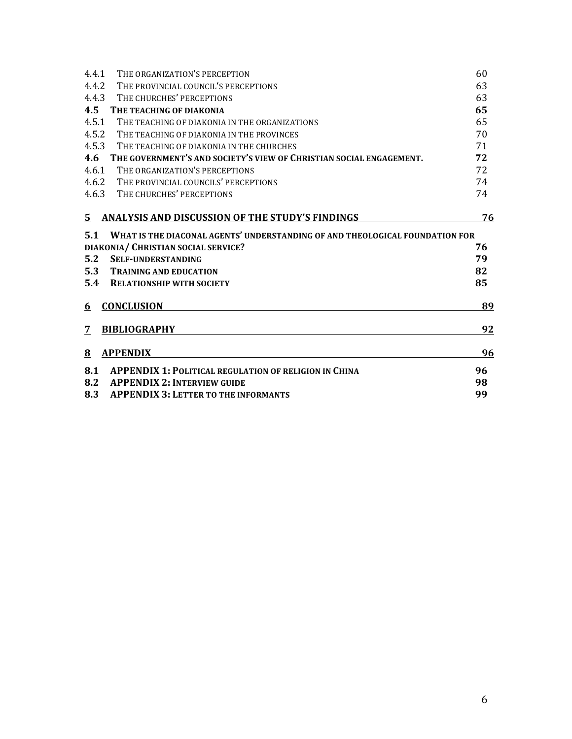4.4.1 THE ORGANIZATION'S PERCEPTION 60
4.4.2 THE PROVINCIAL COUNCIL'S PERCEPTIONS 63
4.4.3 THE CHURCHES' PERCEPTIONS 63
**4.5 THE TEACHING OF DIAKONIA 65**
4.5.1 THE TEACHING OF DIAKONIA IN THE ORGANIZATIONS 65
4.5.2 THE TEACHING OF DIAKONIA IN THE PROVINCES 70
4.5.3 THE TEACHING OF DIAKONIA IN THE CHURCHES 71
**4.6 THE GOVERNMENT'S AND SOCIETY'S VIEW OF CHRISTIAN SOCIAL ENGAGEMENT. 72**
4.6.1 THE ORGANIZATION'S PERCEPTIONS 72
4.6.2 THE PROVINCIAL COUNCILS' PERCEPTIONS 74
4.6.3 THE CHURCHES' PERCEPTIONS 74

**5 ANALYSIS AND DISCUSSION OF THE STUDY'S FINDINGS 76**

**5.1 WHAT IS THE DIACONAL AGENTS' UNDERSTANDING OF AND THEOLOGICAL FOUNDATION FOR DIAKONIA / CHRISTIAN SOCIAL SERVICE? 76**
**5.2 SELF-UNDERSTANDING 79**
**5.3 TRAINING AND EDUCATION 82**
**5.4 RELATIONSHIP WITH SOCIETY 85**

**6 CONCLUSION 89**

**7 BIBLIOGRAPHY 92**

**8 APPENDIX 96**

**8.1 APPENDIX 1: POLITICAL REGULATION OF RELIGION IN CHINA 96**
**8.2 APPENDIX 2: INTERVIEW GUIDE 98**
**8.3 APPENDIX 3: LETTER TO THE INFORMANTS 99**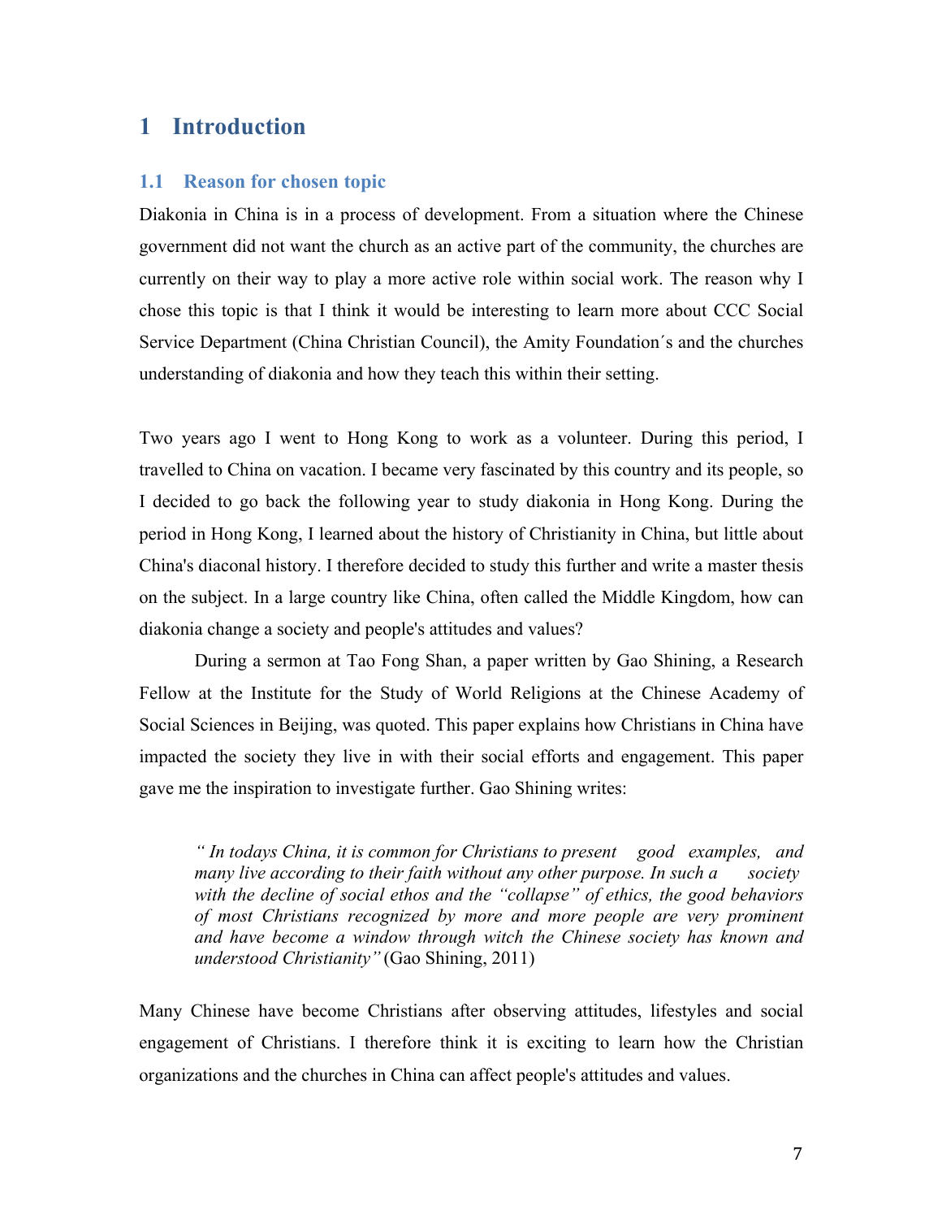# 1 Introduction

## 1.1 Reason for chosen topic

Diakonia in China is in a process of development. From a situation where the Chinese government did not want the church as an active part of the community, the churches are currently on their way to play a more active role within social work. The reason why I chose this topic is that I think it would be interesting to learn more about CCC Social Service Department (China Christian Council), the Amity Foundation´s and the churches understanding of diakonia and how they teach this within their setting.

Two years ago I went to Hong Kong to work as a volunteer. During this period, I travelled to China on vacation. I became very fascinated by this country and its people, so I decided to go back the following year to study diakonia in Hong Kong. During the period in Hong Kong, I learned about the history of Christianity in China, but little about China's diaconal history. I therefore decided to study this further and write a master thesis on the subject. In a large country like China, often called the Middle Kingdom, how can diakonia change a society and people's attitudes and values?

During a sermon at Tao Fong Shan, a paper written by Gao Shining, a Research Fellow at the Institute for the Study of World Religions at the Chinese Academy of Social Sciences in Beijing, was quoted. This paper explains how Christians in China have impacted the society they live in with their social efforts and engagement. This paper gave me the inspiration to investigate further. Gao Shining writes:

> *" In todays China, it is common for Christians to present good examples, and many live according to their faith without any other purpose. In such a society with the decline of social ethos and the "collapse" of ethics, the good behaviors of most Christians recognized by more and more people are very prominent and have become a window through witch the Chinese society has known and understood Christianity"* (Gao Shining, 2011)

Many Chinese have become Christians after observing attitudes, lifestyles and social engagement of Christians. I therefore think it is exciting to learn how the Christian organizations and the churches in China can affect people's attitudes and values.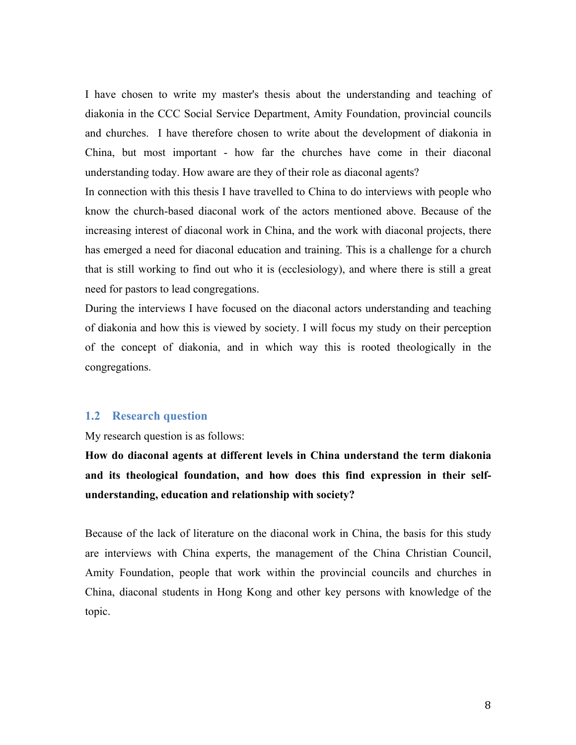I have chosen to write my master's thesis about the understanding and teaching of diakonia in the CCC Social Service Department, Amity Foundation, provincial councils and churches. I have therefore chosen to write about the development of diakonia in China, but most important - how far the churches have come in their diaconal understanding today. How aware are they of their role as diaconal agents?

In connection with this thesis I have travelled to China to do interviews with people who know the church-based diaconal work of the actors mentioned above. Because of the increasing interest of diaconal work in China, and the work with diaconal projects, there has emerged a need for diaconal education and training. This is a challenge for a church that is still working to find out who it is (ecclesiology), and where there is still a great need for pastors to lead congregations.

During the interviews I have focused on the diaconal actors understanding and teaching of diakonia and how this is viewed by society. I will focus my study on their perception of the concept of diakonia, and in which way this is rooted theologically in the congregations.

## 1.2 Research question

My research question is as follows:

**How do diaconal agents at different levels in China understand the term diakonia and its theological foundation, and how does this find expression in their self-understanding, education and relationship with society?**

Because of the lack of literature on the diaconal work in China, the basis for this study are interviews with China experts, the management of the China Christian Council, Amity Foundation, people that work within the provincial councils and churches in China, diaconal students in Hong Kong and other key persons with knowledge of the topic.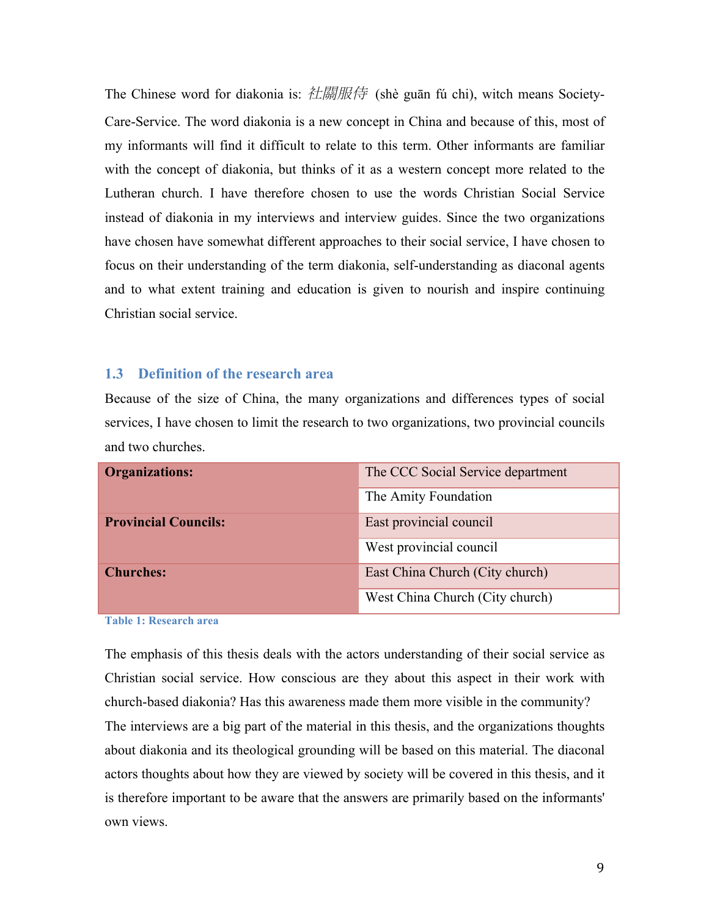The Chinese word for diakonia is: *社關服侍* (shè guān fú chi), witch means Society-Care-Service. The word diakonia is a new concept in China and because of this, most of my informants will find it difficult to relate to this term. Other informants are familiar with the concept of diakonia, but thinks of it as a western concept more related to the Lutheran church. I have therefore chosen to use the words Christian Social Service instead of diakonia in my interviews and interview guides. Since the two organizations have chosen have somewhat different approaches to their social service, I have chosen to focus on their understanding of the term diakonia, self-understanding as diaconal agents and to what extent training and education is given to nourish and inspire continuing Christian social service.

## 1.3 Definition of the research area

Because of the size of China, the many organizations and differences types of social services, I have chosen to limit the research to two organizations, two provincial councils and two churches.

| | |
|---|---|
| **Organizations:** | The CCC Social Service department |
| | The Amity Foundation |
| **Provincial Councils:** | East provincial council |
| | West provincial council |
| **Churches:** | East China Church (City church) |
| | West China Church (City church) |

**Table 1: Research area**

The emphasis of this thesis deals with the actors understanding of their social service as Christian social service. How conscious are they about this aspect in their work with church-based diakonia? Has this awareness made them more visible in the community?
The interviews are a big part of the material in this thesis, and the organizations thoughts about diakonia and its theological grounding will be based on this material. The diaconal actors thoughts about how they are viewed by society will be covered in this thesis, and it is therefore important to be aware that the answers are primarily based on the informants' own views.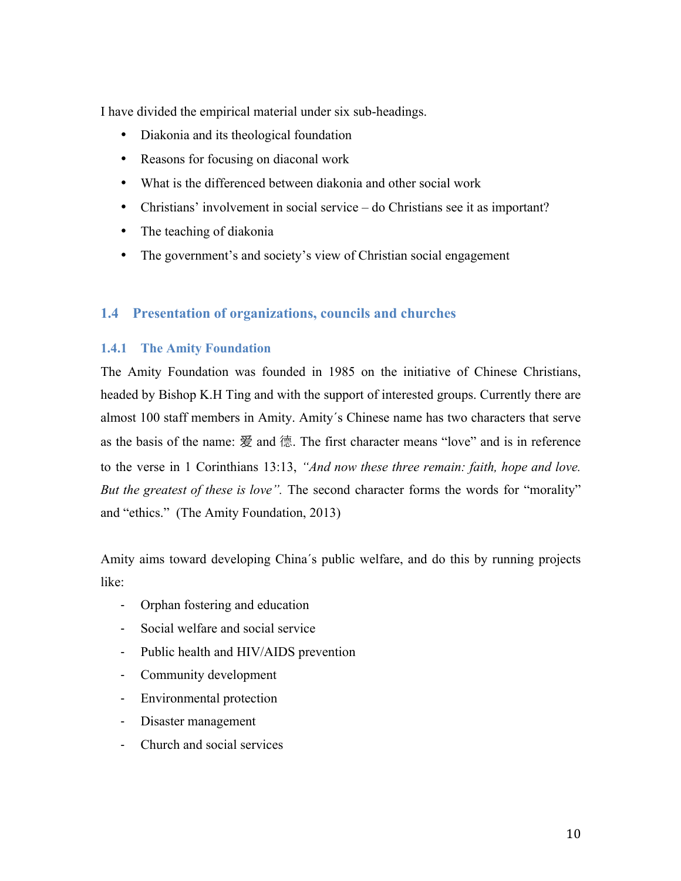I have divided the empirical material under six sub-headings.

- Diakonia and its theological foundation
- Reasons for focusing on diaconal work
- What is the differenced between diakonia and other social work
- Christians' involvement in social service – do Christians see it as important?
- The teaching of diakonia
- The government's and society's view of Christian social engagement

## 1.4 Presentation of organizations, councils and churches

### 1.4.1 The Amity Foundation

The Amity Foundation was founded in 1985 on the initiative of Chinese Christians, headed by Bishop K.H Ting and with the support of interested groups. Currently there are almost 100 staff members in Amity. Amity´s Chinese name has two characters that serve as the basis of the name: 爱 and 德. The first character means "love" and is in reference to the verse in 1 Corinthians 13:13, *"And now these three remain: faith, hope and love. But the greatest of these is love".* The second character forms the words for "morality" and "ethics." (The Amity Foundation, 2013)

Amity aims toward developing China´s public welfare, and do this by running projects like:

- Orphan fostering and education
- Social welfare and social service
- Public health and HIV/AIDS prevention
- Community development
- Environmental protection
- Disaster management
- Church and social services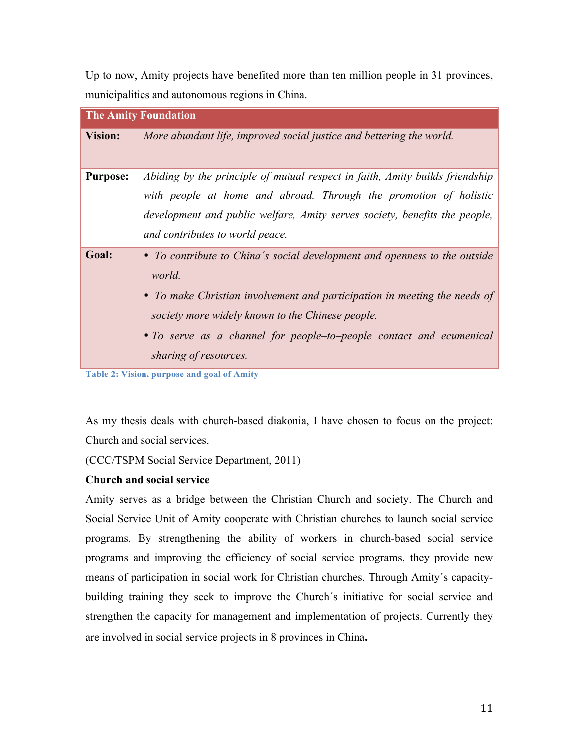Up to now, Amity projects have benefited more than ten million people in 31 provinces, municipalities and autonomous regions in China.

| **The Amity Foundation** | |
|---|---|
| **Vision:** | *More abundant life, improved social justice and bettering the world.* |
| **Purpose:** | *Abiding by the principle of mutual respect in faith, Amity builds friendship with people at home and abroad. Through the promotion of holistic development and public welfare, Amity serves society, benefits the people, and contributes to world peace.* |
| **Goal:** | • *To contribute to China´s social development and openness to the outside world.* <br> • *To make Christian involvement and participation in meeting the needs of society more widely known to the Chinese people.* <br> • *To serve as a channel for people–to–people contact and ecumenical sharing of resources.* |

**Table 2: Vision, purpose and goal of Amity**

As my thesis deals with church-based diakonia, I have chosen to focus on the project: Church and social services.

(CCC/TSPM Social Service Department, 2011)

**Church and social service**

Amity serves as a bridge between the Christian Church and society. The Church and Social Service Unit of Amity cooperate with Christian churches to launch social service programs. By strengthening the ability of workers in church-based social service programs and improving the efficiency of social service programs, they provide new means of participation in social work for Christian churches. Through Amity´s capacity-building training they seek to improve the Church´s initiative for social service and strengthen the capacity for management and implementation of projects. Currently they are involved in social service projects in 8 provinces in China**.**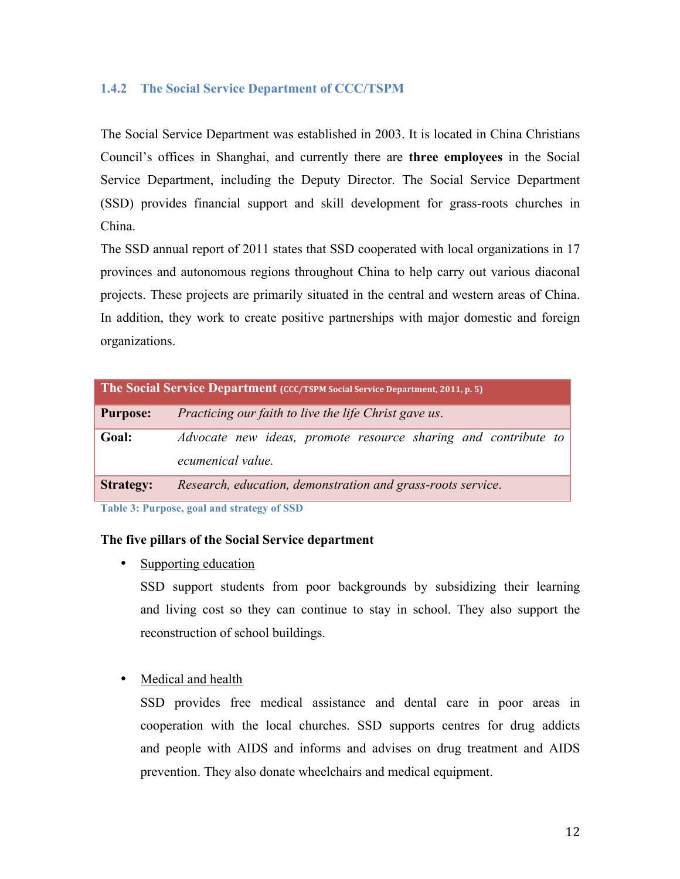### 1.4.2 The Social Service Department of CCC/TSPM

The Social Service Department was established in 2003. It is located in China Christians Council's offices in Shanghai, and currently there are **three employees** in the Social Service Department, including the Deputy Director. The Social Service Department (SSD) provides financial support and skill development for grass-roots churches in China.

The SSD annual report of 2011 states that SSD cooperated with local organizations in 17 provinces and autonomous regions throughout China to help carry out various diaconal projects. These projects are primarily situated in the central and western areas of China. In addition, they work to create positive partnerships with major domestic and foreign organizations.

| **The Social Service Department** (CCC/TSPM Social Service Department, 2011, p. 5) | |
|---|---|
| **Purpose:** | *Practicing our faith to live the life Christ gave us.* |
| **Goal:** | *Advocate new ideas, promote resource sharing and contribute to ecumenical value.* |
| **Strategy:** | *Research, education, demonstration and grass-roots service.* |

Table 3: Purpose, goal and strategy of SSD

**The five pillars of the Social Service department**

- Supporting education

  SSD support students from poor backgrounds by subsidizing their learning and living cost so they can continue to stay in school. They also support the reconstruction of school buildings.

- Medical and health

  SSD provides free medical assistance and dental care in poor areas in cooperation with the local churches. SSD supports centres for drug addicts and people with AIDS and informs and advises on drug treatment and AIDS prevention. They also donate wheelchairs and medical equipment.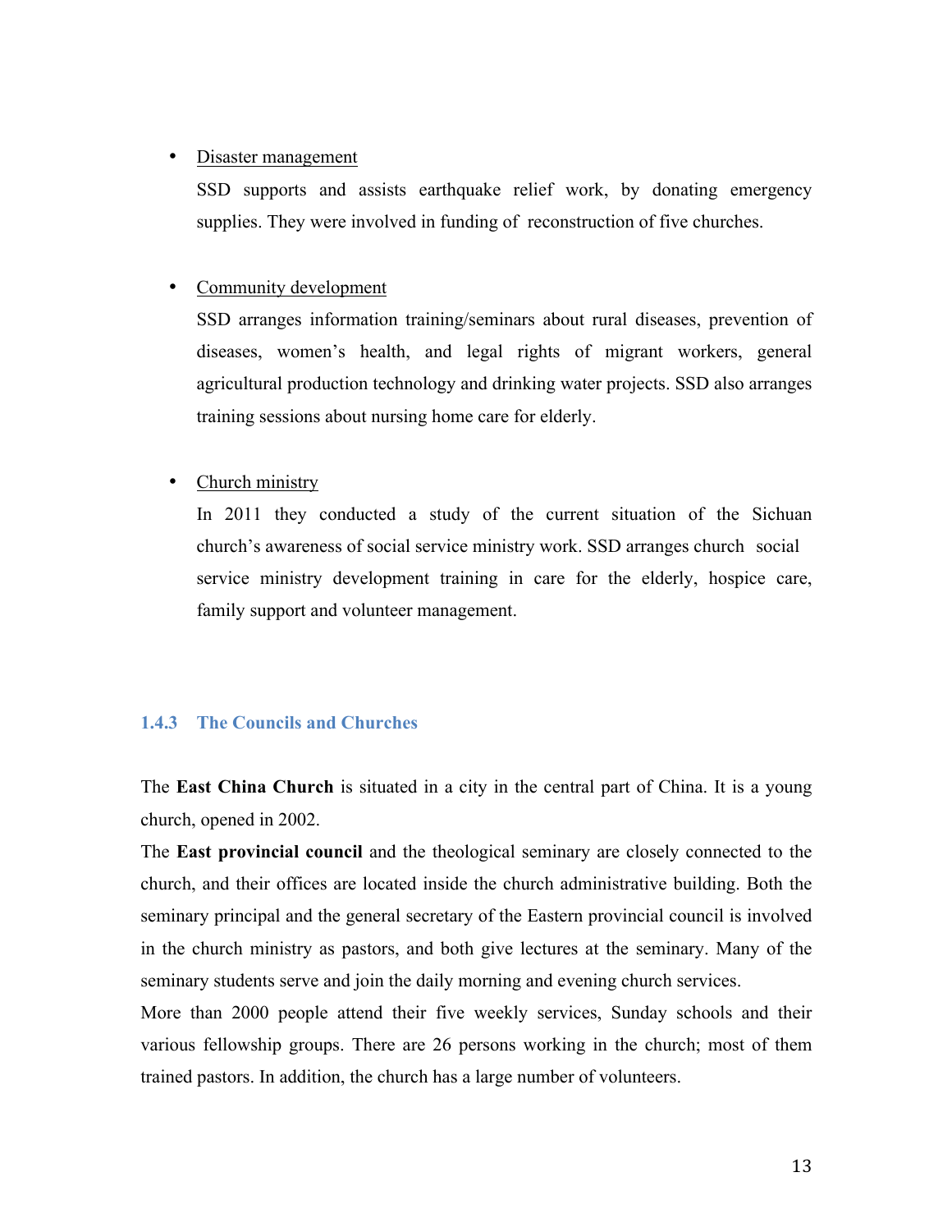- Disaster management

  SSD supports and assists earthquake relief work, by donating emergency supplies. They were involved in funding of reconstruction of five churches.

- Community development

  SSD arranges information training/seminars about rural diseases, prevention of diseases, women's health, and legal rights of migrant workers, general agricultural production technology and drinking water projects. SSD also arranges training sessions about nursing home care for elderly.

- Church ministry

  In 2011 they conducted a study of the current situation of the Sichuan church's awareness of social service ministry work. SSD arranges church social service ministry development training in care for the elderly, hospice care, family support and volunteer management.

### 1.4.3 The Councils and Churches

The **East China Church** is situated in a city in the central part of China. It is a young church, opened in 2002.

The **East provincial council** and the theological seminary are closely connected to the church, and their offices are located inside the church administrative building. Both the seminary principal and the general secretary of the Eastern provincial council is involved in the church ministry as pastors, and both give lectures at the seminary. Many of the seminary students serve and join the daily morning and evening church services.

More than 2000 people attend their five weekly services, Sunday schools and their various fellowship groups. There are 26 persons working in the church; most of them trained pastors. In addition, the church has a large number of volunteers.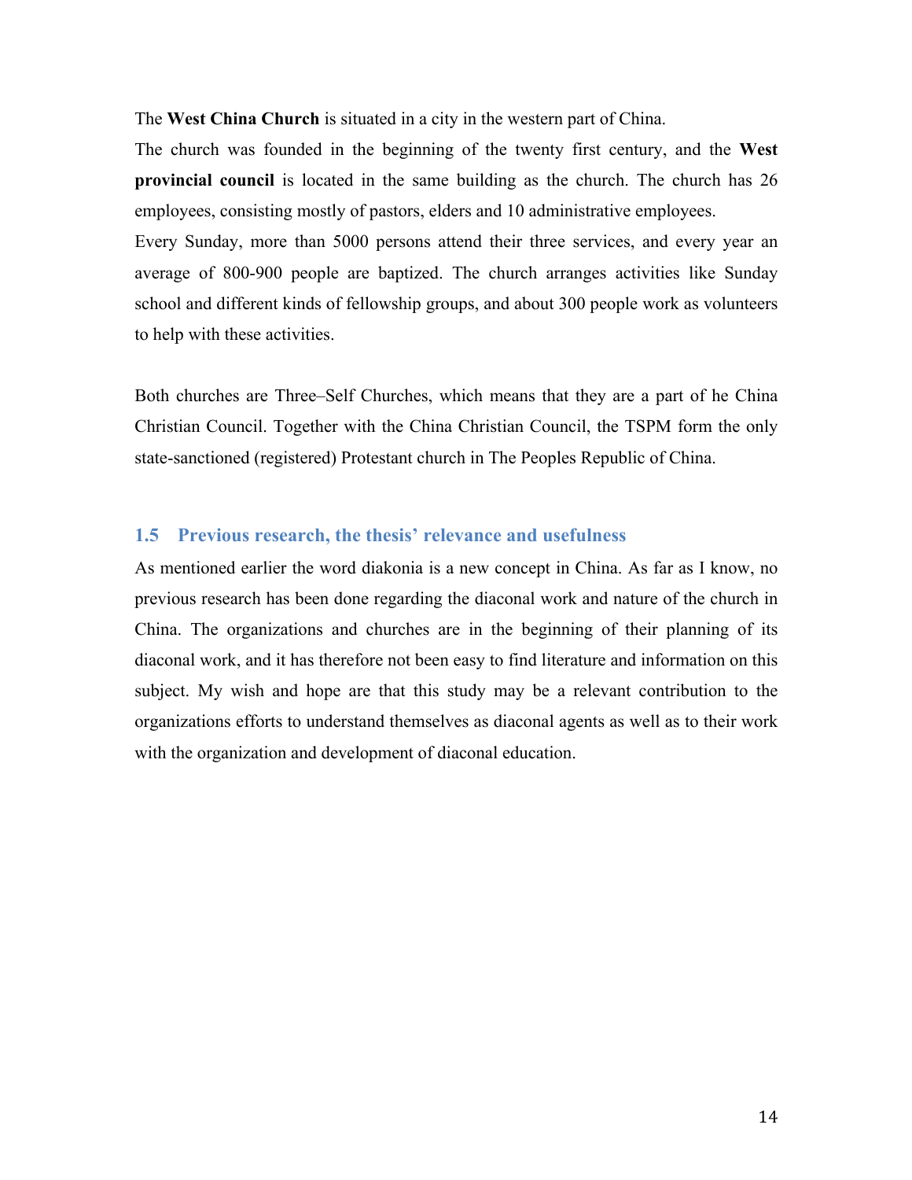The **West China Church** is situated in a city in the western part of China.

The church was founded in the beginning of the twenty first century, and the **West provincial council** is located in the same building as the church. The church has 26 employees, consisting mostly of pastors, elders and 10 administrative employees.

Every Sunday, more than 5000 persons attend their three services, and every year an average of 800-900 people are baptized. The church arranges activities like Sunday school and different kinds of fellowship groups, and about 300 people work as volunteers to help with these activities.

Both churches are Three–Self Churches, which means that they are a part of he China Christian Council. Together with the China Christian Council, the TSPM form the only state-sanctioned (registered) Protestant church in The Peoples Republic of China.

## 1.5 Previous research, the thesis' relevance and usefulness

As mentioned earlier the word diakonia is a new concept in China. As far as I know, no previous research has been done regarding the diaconal work and nature of the church in China. The organizations and churches are in the beginning of their planning of its diaconal work, and it has therefore not been easy to find literature and information on this subject. My wish and hope are that this study may be a relevant contribution to the organizations efforts to understand themselves as diaconal agents as well as to their work with the organization and development of diaconal education.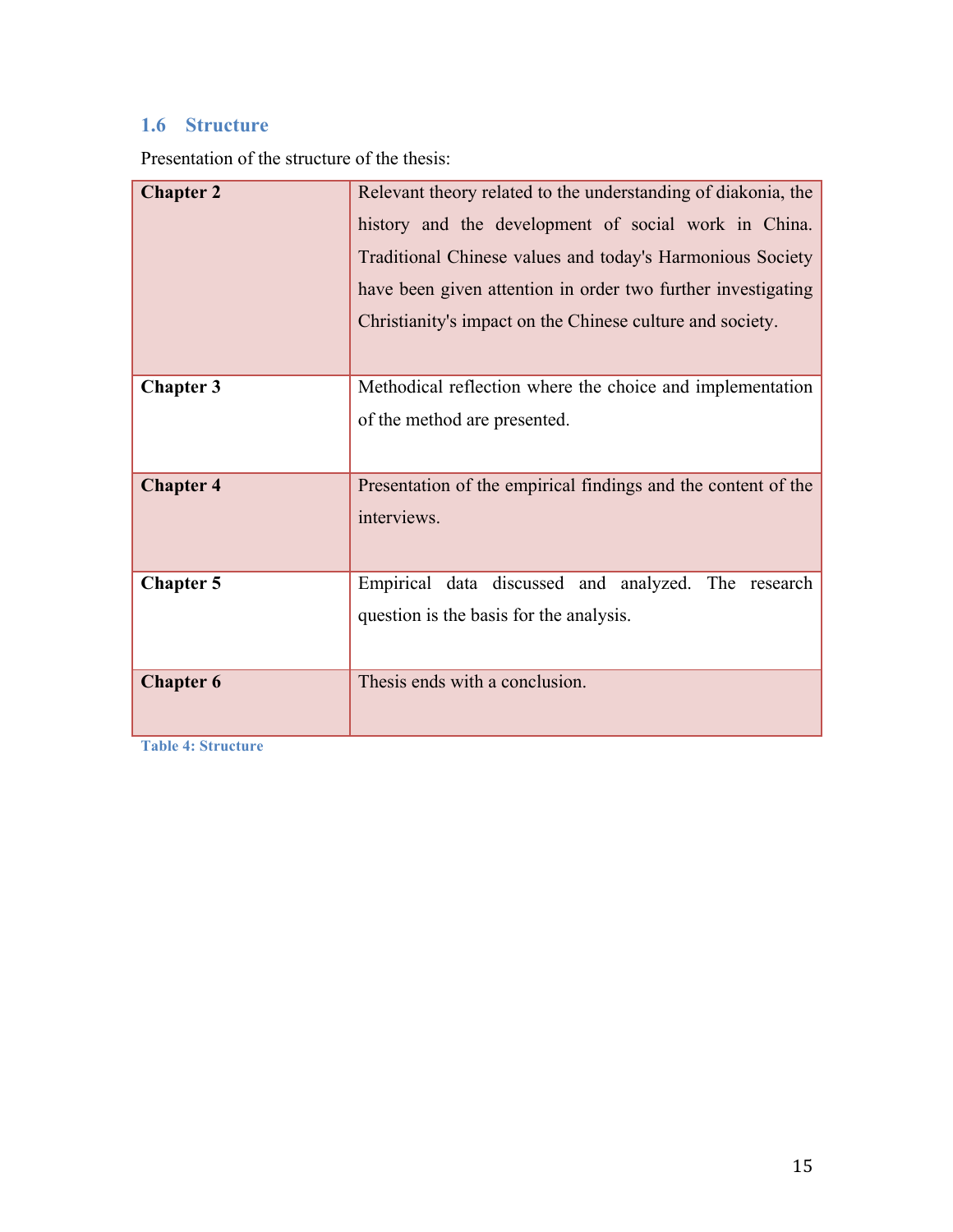## 1.6 Structure

Presentation of the structure of the thesis:

| | |
|---|---|
| **Chapter 2** | Relevant theory related to the understanding of diakonia, the history and the development of social work in China. Traditional Chinese values and today's Harmonious Society have been given attention in order two further investigating Christianity's impact on the Chinese culture and society. |
| **Chapter 3** | Methodical reflection where the choice and implementation of the method are presented. |
| **Chapter 4** | Presentation of the empirical findings and the content of the interviews. |
| **Chapter 5** | Empirical data discussed and analyzed. The research question is the basis for the analysis. |
| **Chapter 6** | Thesis ends with a conclusion. |

Table 4: Structure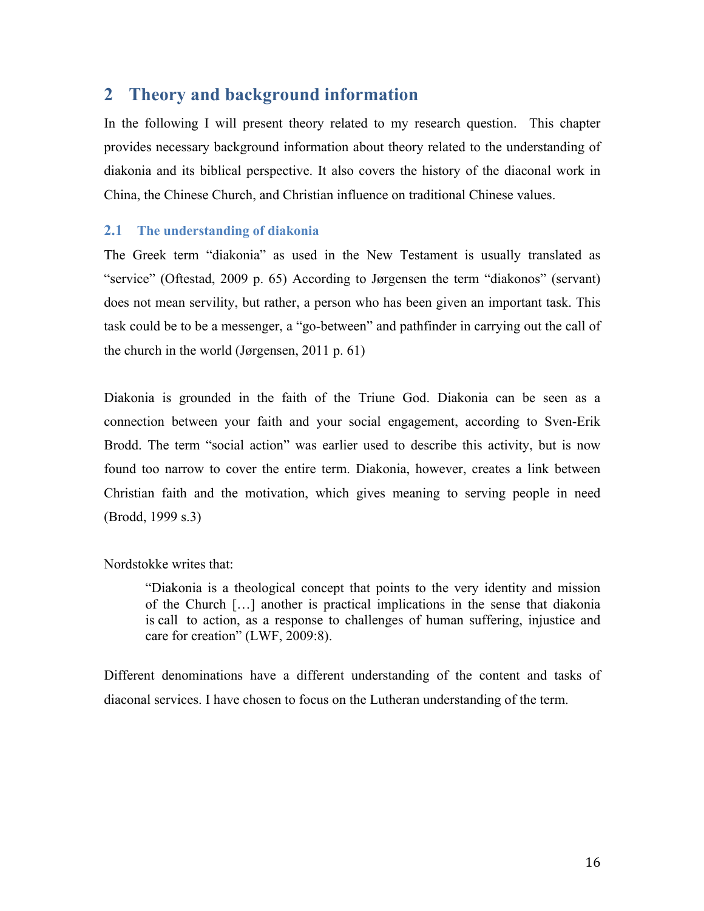# 2 Theory and background information

In the following I will present theory related to my research question. This chapter provides necessary background information about theory related to the understanding of diakonia and its biblical perspective. It also covers the history of the diaconal work in China, the Chinese Church, and Christian influence on traditional Chinese values.

## 2.1 The understanding of diakonia

The Greek term "diakonia" as used in the New Testament is usually translated as "service" (Oftestad, 2009 p. 65) According to Jørgensen the term "diakonos" (servant) does not mean servility, but rather, a person who has been given an important task. This task could be to be a messenger, a "go-between" and pathfinder in carrying out the call of the church in the world (Jørgensen, 2011 p. 61)

Diakonia is grounded in the faith of the Triune God. Diakonia can be seen as a connection between your faith and your social engagement, according to Sven-Erik Brodd. The term "social action" was earlier used to describe this activity, but is now found too narrow to cover the entire term. Diakonia, however, creates a link between Christian faith and the motivation, which gives meaning to serving people in need (Brodd, 1999 s.3)

Nordstokke writes that:

> "Diakonia is a theological concept that points to the very identity and mission of the Church […] another is practical implications in the sense that diakonia is call to action, as a response to challenges of human suffering, injustice and care for creation" (LWF, 2009:8).

Different denominations have a different understanding of the content and tasks of diaconal services. I have chosen to focus on the Lutheran understanding of the term.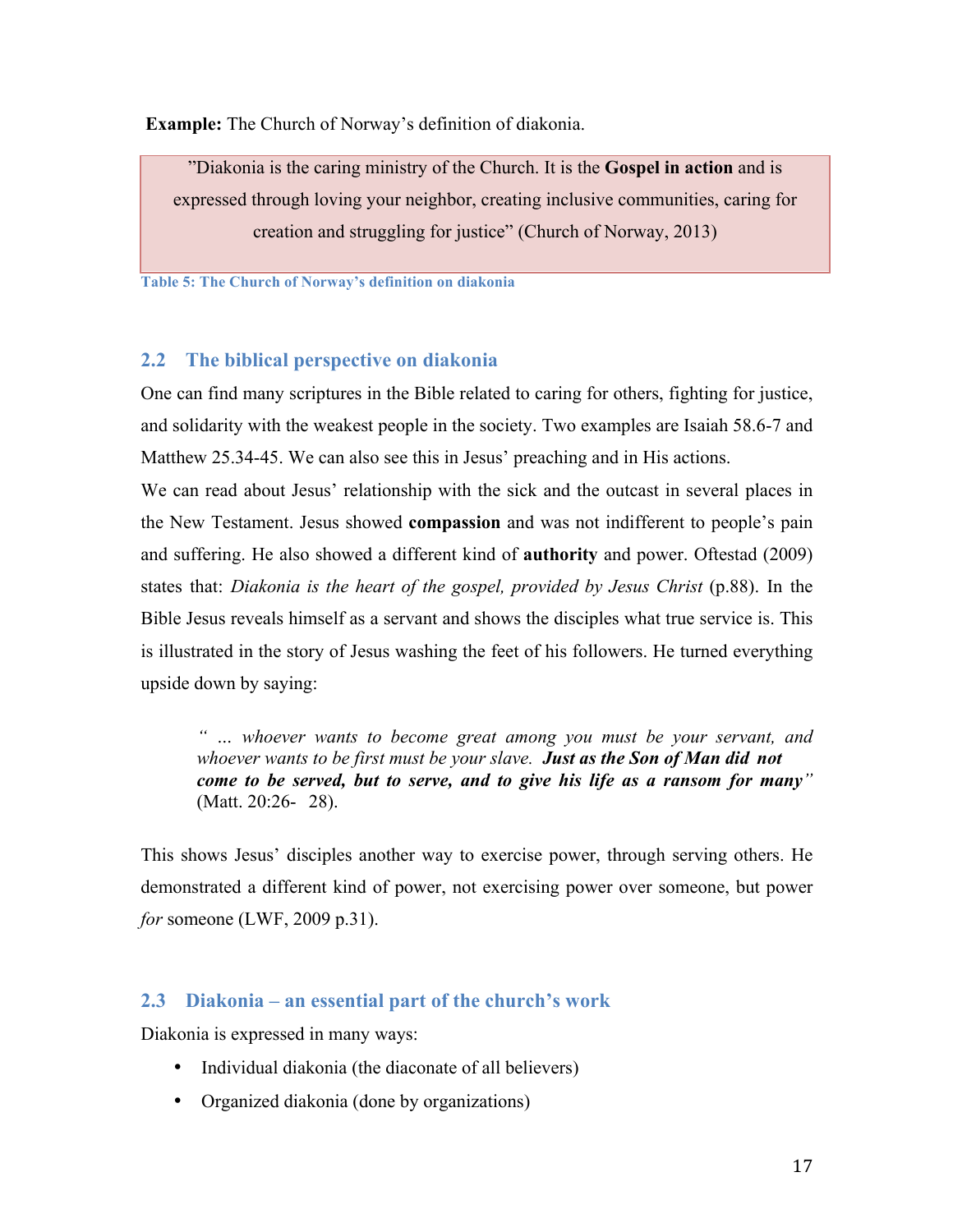**Example:** The Church of Norway's definition of diakonia.

| "Diakonia is the caring ministry of the Church. It is the **Gospel in action** and is expressed through loving your neighbor, creating inclusive communities, caring for creation and struggling for justice" (Church of Norway, 2013) |
| --- |

Table 5: The Church of Norway's definition on diakonia

## 2.2 The biblical perspective on diakonia

One can find many scriptures in the Bible related to caring for others, fighting for justice, and solidarity with the weakest people in the society. Two examples are Isaiah 58.6-7 and Matthew 25.34-45. We can also see this in Jesus' preaching and in His actions.

We can read about Jesus' relationship with the sick and the outcast in several places in the New Testament. Jesus showed **compassion** and was not indifferent to people's pain and suffering. He also showed a different kind of **authority** and power. Oftestad (2009) states that: *Diakonia is the heart of the gospel, provided by Jesus Christ* (p.88). In the Bible Jesus reveals himself as a servant and shows the disciples what true service is. This is illustrated in the story of Jesus washing the feet of his followers. He turned everything upside down by saying:

> *" ... whoever wants to become great among you must be your servant, and whoever wants to be first must be your slave.* ***Just as the Son of Man did not come to be served, but to serve, and to give his life as a ransom for many****"* (Matt. 20:26- 28).

This shows Jesus' disciples another way to exercise power, through serving others. He demonstrated a different kind of power, not exercising power over someone, but power *for* someone (LWF, 2009 p.31).

## 2.3 Diakonia – an essential part of the church's work

Diakonia is expressed in many ways:

- Individual diakonia (the diaconate of all believers)
- Organized diakonia (done by organizations)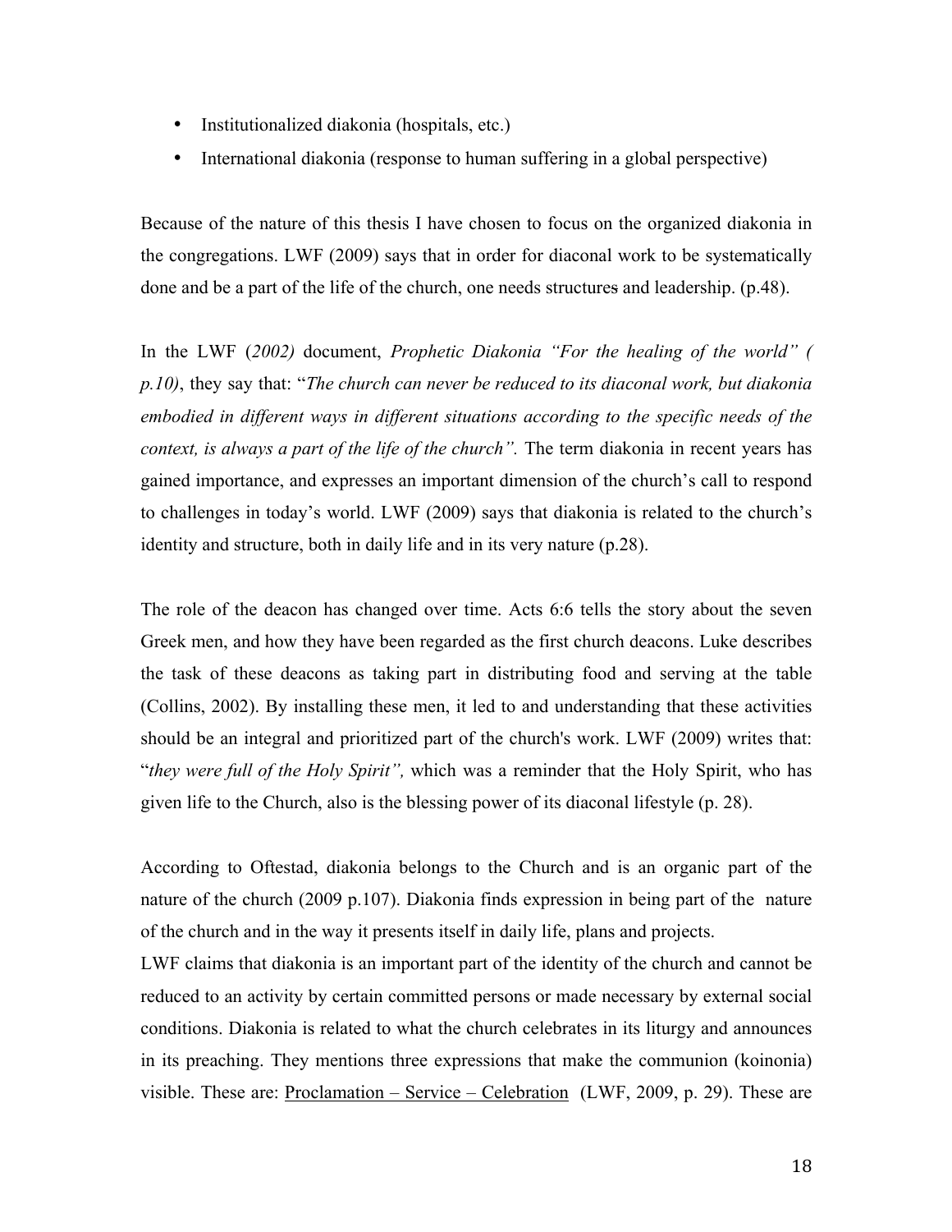- Institutionalized diakonia (hospitals, etc.)
- International diakonia (response to human suffering in a global perspective)

Because of the nature of this thesis I have chosen to focus on the organized diakonia in the congregations. LWF (2009) says that in order for diaconal work to be systematically done and be a part of the life of the church, one needs structures and leadership. (p.48).

In the LWF (*2002)* document, *Prophetic Diakonia "For the healing of the world" ( p.10)*, they say that: "*The church can never be reduced to its diaconal work, but diakonia embodied in different ways in different situations according to the specific needs of the context, is always a part of the life of the church".* The term diakonia in recent years has gained importance, and expresses an important dimension of the church's call to respond to challenges in today's world. LWF (2009) says that diakonia is related to the church's identity and structure, both in daily life and in its very nature (p.28).

The role of the deacon has changed over time. Acts 6:6 tells the story about the seven Greek men, and how they have been regarded as the first church deacons. Luke describes the task of these deacons as taking part in distributing food and serving at the table (Collins, 2002). By installing these men, it led to and understanding that these activities should be an integral and prioritized part of the church's work. LWF (2009) writes that: "*they were full of the Holy Spirit",* which was a reminder that the Holy Spirit, who has given life to the Church, also is the blessing power of its diaconal lifestyle (p. 28).

According to Oftestad, diakonia belongs to the Church and is an organic part of the nature of the church (2009 p.107). Diakonia finds expression in being part of the nature of the church and in the way it presents itself in daily life, plans and projects.
LWF claims that diakonia is an important part of the identity of the church and cannot be reduced to an activity by certain committed persons or made necessary by external social conditions. Diakonia is related to what the church celebrates in its liturgy and announces in its preaching. They mentions three expressions that make the communion (koinonia) visible. These are: <u>Proclamation – Service – Celebration</u> (LWF, 2009, p. 29). These are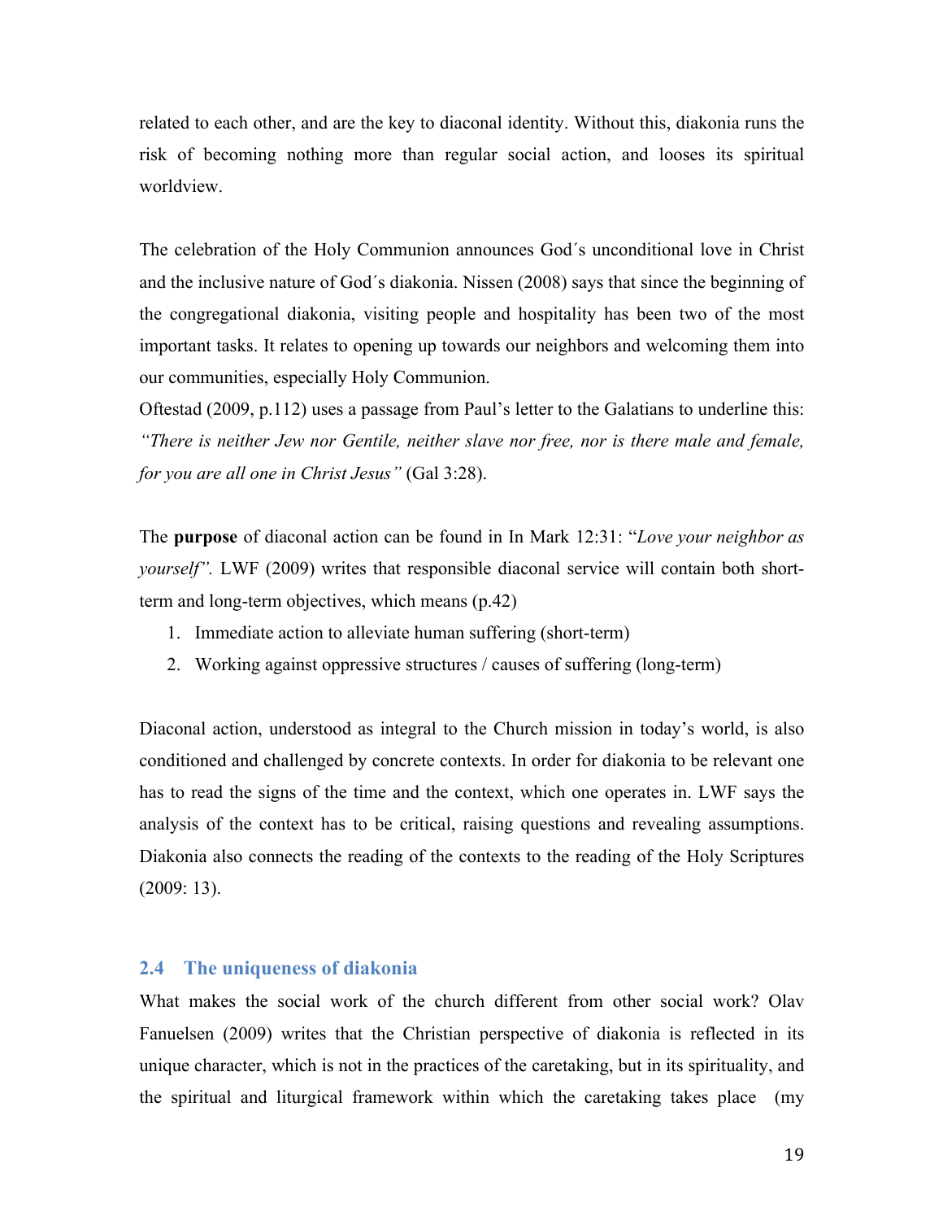related to each other, and are the key to diaconal identity. Without this, diakonia runs the risk of becoming nothing more than regular social action, and looses its spiritual worldview.

The celebration of the Holy Communion announces God´s unconditional love in Christ and the inclusive nature of God´s diakonia. Nissen (2008) says that since the beginning of the congregational diakonia, visiting people and hospitality has been two of the most important tasks. It relates to opening up towards our neighbors and welcoming them into our communities, especially Holy Communion.
Oftestad (2009, p.112) uses a passage from Paul's letter to the Galatians to underline this: *"There is neither Jew nor Gentile, neither slave nor free, nor is there male and female, for you are all one in Christ Jesus"* (Gal 3:28).

The **purpose** of diaconal action can be found in In Mark 12:31: "*Love your neighbor as yourself".* LWF (2009) writes that responsible diaconal service will contain both short-term and long-term objectives, which means (p.42)

1. Immediate action to alleviate human suffering (short-term)
2. Working against oppressive structures / causes of suffering (long-term)

Diaconal action, understood as integral to the Church mission in today's world, is also conditioned and challenged by concrete contexts. In order for diakonia to be relevant one has to read the signs of the time and the context, which one operates in. LWF says the analysis of the context has to be critical, raising questions and revealing assumptions. Diakonia also connects the reading of the contexts to the reading of the Holy Scriptures (2009: 13).

## 2.4 The uniqueness of diakonia

What makes the social work of the church different from other social work? Olav Fanuelsen (2009) writes that the Christian perspective of diakonia is reflected in its unique character, which is not in the practices of the caretaking, but in its spirituality, and the spiritual and liturgical framework within which the caretaking takes place (my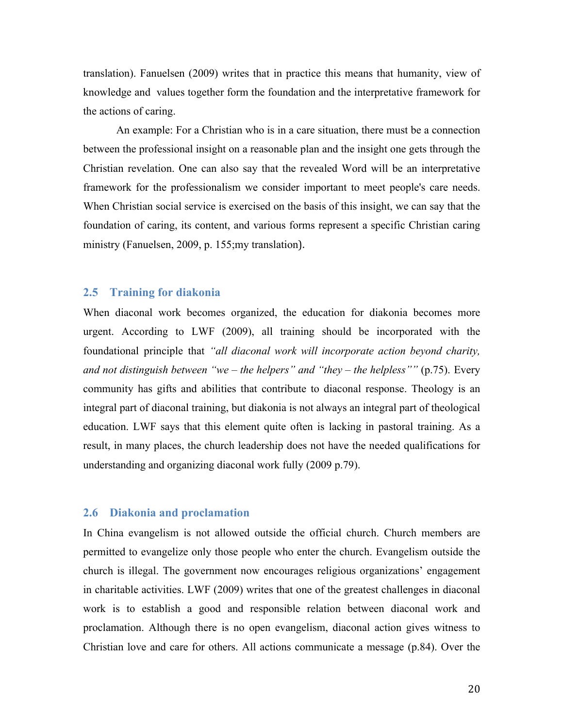translation). Fanuelsen (2009) writes that in practice this means that humanity, view of knowledge and values together form the foundation and the interpretative framework for the actions of caring.

An example: For a Christian who is in a care situation, there must be a connection between the professional insight on a reasonable plan and the insight one gets through the Christian revelation. One can also say that the revealed Word will be an interpretative framework for the professionalism we consider important to meet people's care needs. When Christian social service is exercised on the basis of this insight, we can say that the foundation of caring, its content, and various forms represent a specific Christian caring ministry (Fanuelsen, 2009, p. 155;my translation).

## 2.5 Training for diakonia

When diaconal work becomes organized, the education for diakonia becomes more urgent. According to LWF (2009), all training should be incorporated with the foundational principle that *"all diaconal work will incorporate action beyond charity, and not distinguish between "we – the helpers" and "they – the helpless""* (p.75). Every community has gifts and abilities that contribute to diaconal response. Theology is an integral part of diaconal training, but diakonia is not always an integral part of theological education. LWF says that this element quite often is lacking in pastoral training. As a result, in many places, the church leadership does not have the needed qualifications for understanding and organizing diaconal work fully (2009 p.79).

## 2.6 Diakonia and proclamation

In China evangelism is not allowed outside the official church. Church members are permitted to evangelize only those people who enter the church. Evangelism outside the church is illegal. The government now encourages religious organizations' engagement in charitable activities. LWF (2009) writes that one of the greatest challenges in diaconal work is to establish a good and responsible relation between diaconal work and proclamation. Although there is no open evangelism, diaconal action gives witness to Christian love and care for others. All actions communicate a message (p.84). Over the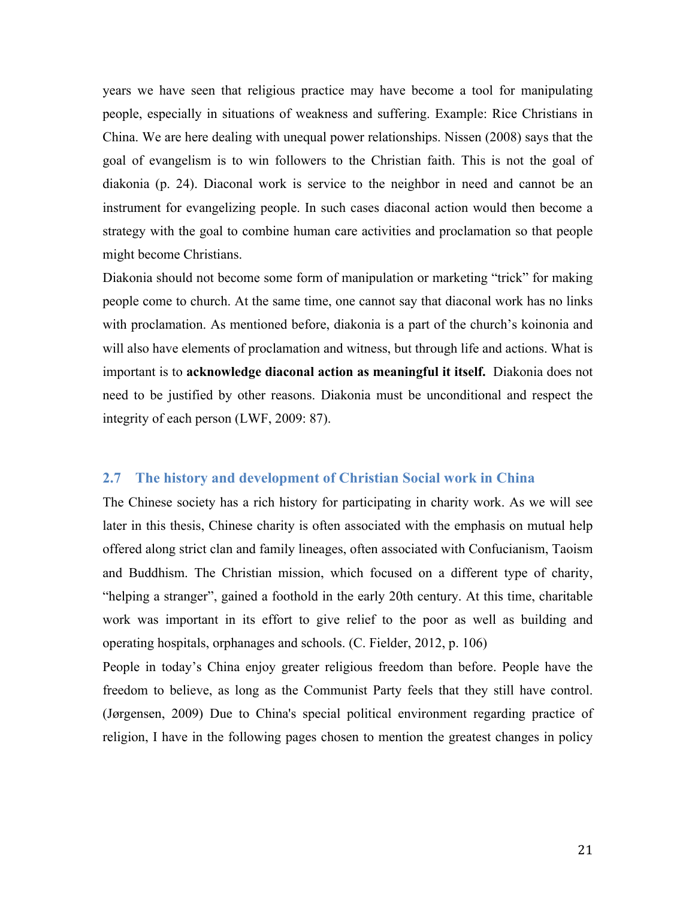years we have seen that religious practice may have become a tool for manipulating people, especially in situations of weakness and suffering. Example: Rice Christians in China. We are here dealing with unequal power relationships. Nissen (2008) says that the goal of evangelism is to win followers to the Christian faith. This is not the goal of diakonia (p. 24). Diaconal work is service to the neighbor in need and cannot be an instrument for evangelizing people. In such cases diaconal action would then become a strategy with the goal to combine human care activities and proclamation so that people might become Christians.

Diakonia should not become some form of manipulation or marketing "trick" for making people come to church. At the same time, one cannot say that diaconal work has no links with proclamation. As mentioned before, diakonia is a part of the church's koinonia and will also have elements of proclamation and witness, but through life and actions. What is important is to **acknowledge diaconal action as meaningful it itself.** Diakonia does not need to be justified by other reasons. Diakonia must be unconditional and respect the integrity of each person (LWF, 2009: 87).

## 2.7 The history and development of Christian Social work in China

The Chinese society has a rich history for participating in charity work. As we will see later in this thesis, Chinese charity is often associated with the emphasis on mutual help offered along strict clan and family lineages, often associated with Confucianism, Taoism and Buddhism. The Christian mission, which focused on a different type of charity, "helping a stranger", gained a foothold in the early 20th century. At this time, charitable work was important in its effort to give relief to the poor as well as building and operating hospitals, orphanages and schools. (C. Fielder, 2012, p. 106)

People in today's China enjoy greater religious freedom than before. People have the freedom to believe, as long as the Communist Party feels that they still have control. (Jørgensen, 2009) Due to China's special political environment regarding practice of religion, I have in the following pages chosen to mention the greatest changes in policy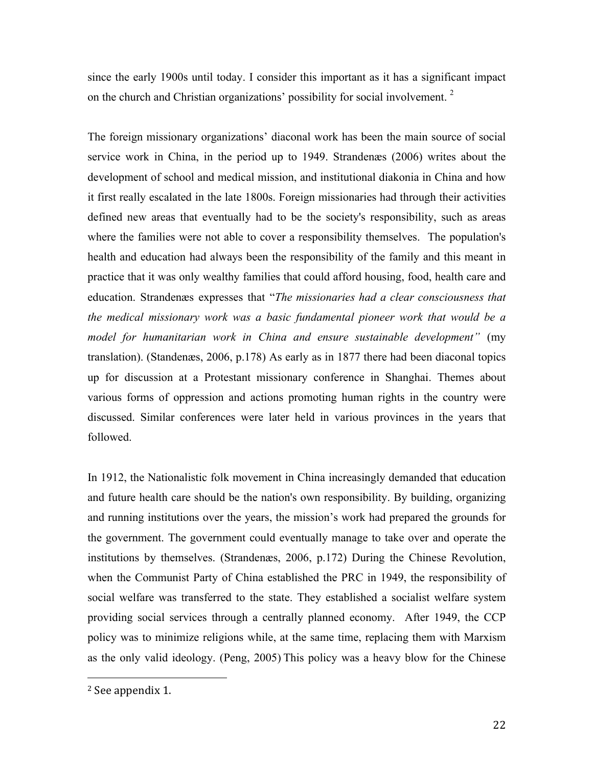since the early 1900s until today. I consider this important as it has a significant impact on the church and Christian organizations' possibility for social involvement. [2]

The foreign missionary organizations' diaconal work has been the main source of social service work in China, in the period up to 1949. Strandenæs (2006) writes about the development of school and medical mission, and institutional diakonia in China and how it first really escalated in the late 1800s. Foreign missionaries had through their activities defined new areas that eventually had to be the society's responsibility, such as areas where the families were not able to cover a responsibility themselves. The population's health and education had always been the responsibility of the family and this meant in practice that it was only wealthy families that could afford housing, food, health care and education. Strandenæs expresses that "*The missionaries had a clear consciousness that the medical missionary work was a basic fundamental pioneer work that would be a model for humanitarian work in China and ensure sustainable development"* (my translation). (Standenæs, 2006, p.178) As early as in 1877 there had been diaconal topics up for discussion at a Protestant missionary conference in Shanghai. Themes about various forms of oppression and actions promoting human rights in the country were discussed. Similar conferences were later held in various provinces in the years that followed.

In 1912, the Nationalistic folk movement in China increasingly demanded that education and future health care should be the nation's own responsibility. By building, organizing and running institutions over the years, the mission's work had prepared the grounds for the government. The government could eventually manage to take over and operate the institutions by themselves. (Strandenæs, 2006, p.172) During the Chinese Revolution, when the Communist Party of China established the PRC in 1949, the responsibility of social welfare was transferred to the state. They established a socialist welfare system providing social services through a centrally planned economy. After 1949, the CCP policy was to minimize religions while, at the same time, replacing them with Marxism as the only valid ideology. (Peng, 2005) This policy was a heavy blow for the Chinese

[2] See appendix 1.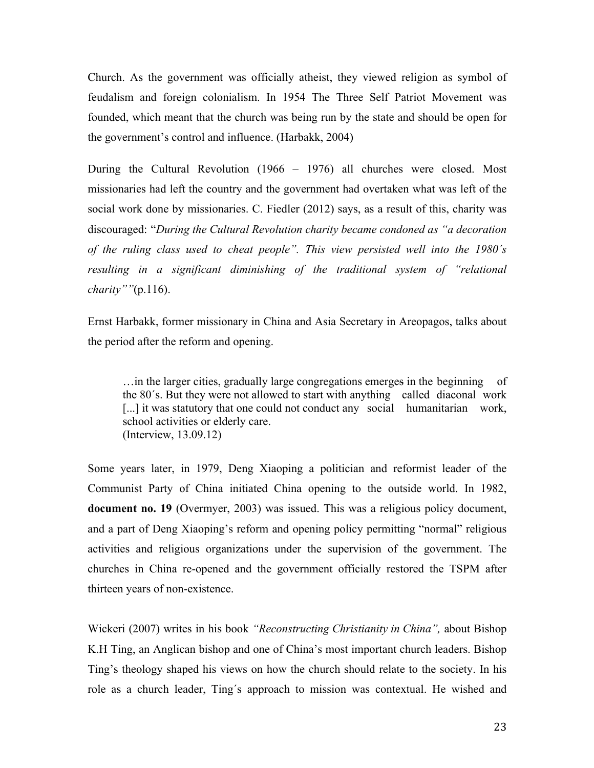Church. As the government was officially atheist, they viewed religion as symbol of feudalism and foreign colonialism. In 1954 The Three Self Patriot Movement was founded, which meant that the church was being run by the state and should be open for the government's control and influence. (Harbakk, 2004)

During the Cultural Revolution (1966 – 1976) all churches were closed. Most missionaries had left the country and the government had overtaken what was left of the social work done by missionaries. C. Fiedler (2012) says, as a result of this, charity was discouraged: "*During the Cultural Revolution charity became condoned as "a decoration of the ruling class used to cheat people". This view persisted well into the 1980´s resulting in a significant diminishing of the traditional system of "relational charity""*(p.116).

Ernst Harbakk, former missionary in China and Asia Secretary in Areopagos, talks about the period after the reform and opening.

> …in the larger cities, gradually large congregations emerges in the beginning of the 80´s. But they were not allowed to start with anything called diaconal work [...] it was statutory that one could not conduct any social humanitarian work, school activities or elderly care.
> (Interview, 13.09.12)

Some years later, in 1979, Deng Xiaoping a politician and reformist leader of the Communist Party of China initiated China opening to the outside world. In 1982, **document no. 19** (Overmyer, 2003) was issued. This was a religious policy document, and a part of Deng Xiaoping's reform and opening policy permitting "normal" religious activities and religious organizations under the supervision of the government. The churches in China re-opened and the government officially restored the TSPM after thirteen years of non-existence.

Wickeri (2007) writes in his book *"Reconstructing Christianity in China",* about Bishop K.H Ting, an Anglican bishop and one of China's most important church leaders. Bishop Ting's theology shaped his views on how the church should relate to the society. In his role as a church leader, Ting´s approach to mission was contextual. He wished and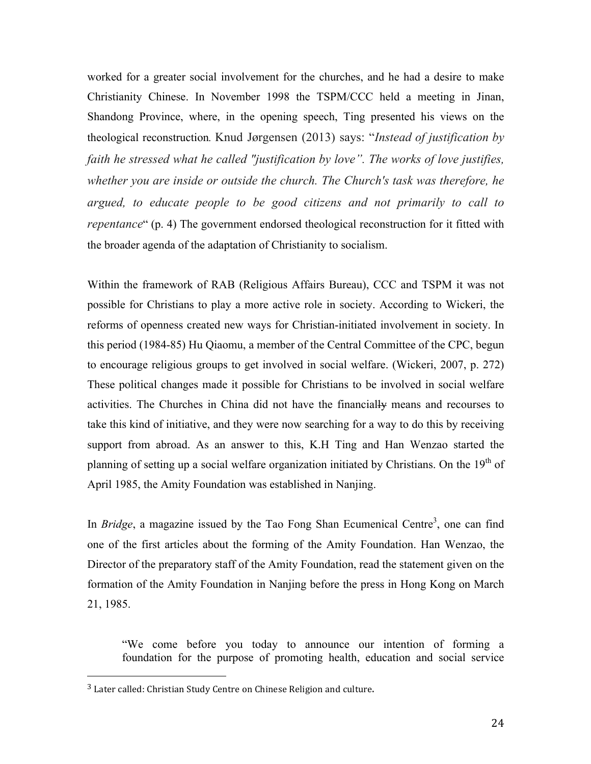worked for a greater social involvement for the churches, and he had a desire to make Christianity Chinese. In November 1998 the TSPM/CCC held a meeting in Jinan, Shandong Province, where, in the opening speech, Ting presented his views on the theological reconstruction. Knud Jørgensen (2013) says: "*Instead of justification by faith he stressed what he called "justification by love". The works of love justifies, whether you are inside or outside the church. The Church's task was therefore, he argued, to educate people to be good citizens and not primarily to call to repentance*" (p. 4) The government endorsed theological reconstruction for it fitted with the broader agenda of the adaptation of Christianity to socialism.

Within the framework of RAB (Religious Affairs Bureau), CCC and TSPM it was not possible for Christians to play a more active role in society. According to Wickeri, the reforms of openness created new ways for Christian-initiated involvement in society. In this period (1984-85) Hu Qiaomu, a member of the Central Committee of the CPC, begun to encourage religious groups to get involved in social welfare. (Wickeri, 2007, p. 272) These political changes made it possible for Christians to be involved in social welfare activities. The Churches in China did not have the financially means and recourses to take this kind of initiative, and they were now searching for a way to do this by receiving support from abroad. As an answer to this, K.H Ting and Han Wenzao started the planning of setting up a social welfare organization initiated by Christians. On the 19th of April 1985, the Amity Foundation was established in Nanjing.

In *Bridge*, a magazine issued by the Tao Fong Shan Ecumenical Centre[3], one can find one of the first articles about the forming of the Amity Foundation. Han Wenzao, the Director of the preparatory staff of the Amity Foundation, read the statement given on the formation of the Amity Foundation in Nanjing before the press in Hong Kong on March 21, 1985.

> "We come before you today to announce our intention of forming a foundation for the purpose of promoting health, education and social service

[3] Later called: Christian Study Centre on Chinese Religion and culture.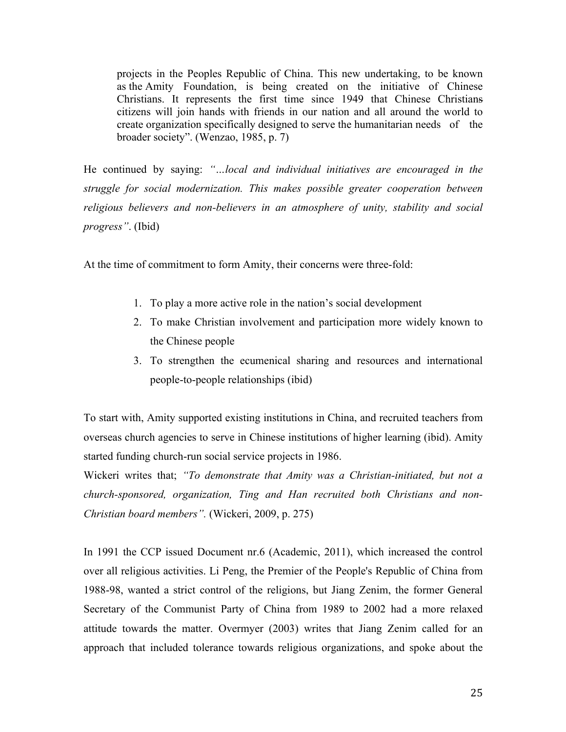> projects in the Peoples Republic of China. This new undertaking, to be known as the Amity Foundation, is being created on the initiative of Chinese Christians. It represents the first time since 1949 that Chinese Christians citizens will join hands with friends in our nation and all around the world to create organization specifically designed to serve the humanitarian needs of the broader society". (Wenzao, 1985, p. 7)

He continued by saying: *"…local and individual initiatives are encouraged in the struggle for social modernization. This makes possible greater cooperation between religious believers and non-believers in an atmosphere of unity, stability and social progress"*. (Ibid)

At the time of commitment to form Amity, their concerns were three-fold:

1. To play a more active role in the nation's social development
2. To make Christian involvement and participation more widely known to the Chinese people
3. To strengthen the ecumenical sharing and resources and international people-to-people relationships (ibid)

To start with, Amity supported existing institutions in China, and recruited teachers from overseas church agencies to serve in Chinese institutions of higher learning (ibid). Amity started funding church-run social service projects in 1986.

Wickeri writes that; *"To demonstrate that Amity was a Christian-initiated, but not a church-sponsored, organization, Ting and Han recruited both Christians and non-Christian board members".* (Wickeri, 2009, p. 275)

In 1991 the CCP issued Document nr.6 (Academic, 2011), which increased the control over all religious activities. Li Peng, the Premier of the People's Republic of China from 1988-98, wanted a strict control of the religions, but Jiang Zenim, the former General Secretary of the Communist Party of China from 1989 to 2002 had a more relaxed attitude towards the matter. Overmyer (2003) writes that Jiang Zenim called for an approach that included tolerance towards religious organizations, and spoke about the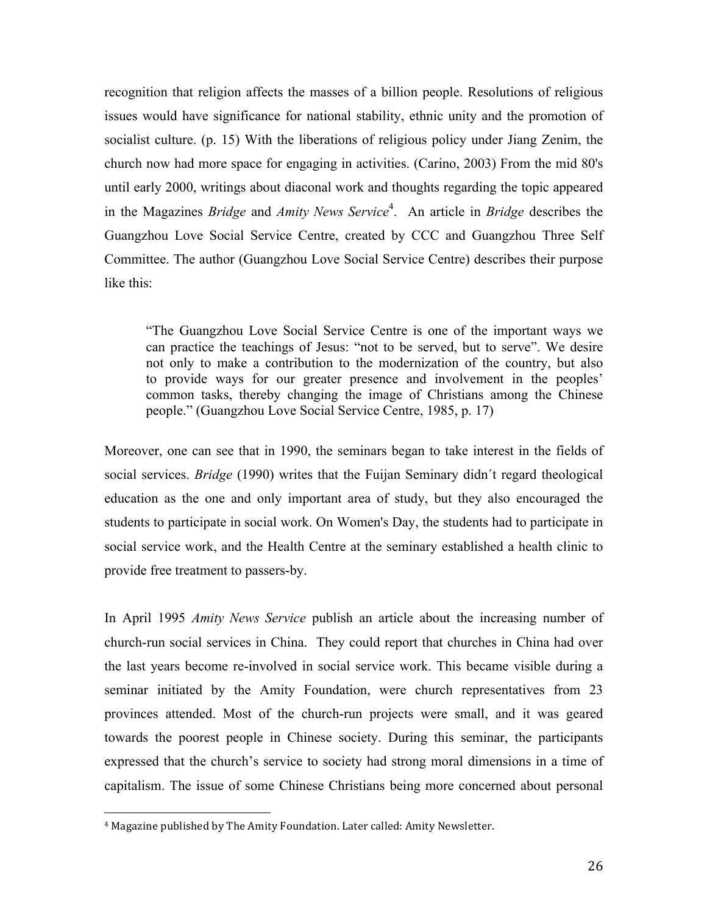recognition that religion affects the masses of a billion people. Resolutions of religious issues would have significance for national stability, ethnic unity and the promotion of socialist culture. (p. 15) With the liberations of religious policy under Jiang Zenim, the church now had more space for engaging in activities. (Carino, 2003) From the mid 80's until early 2000, writings about diaconal work and thoughts regarding the topic appeared in the Magazines *Bridge* and *Amity News Service*[4]. An article in *Bridge* describes the Guangzhou Love Social Service Centre, created by CCC and Guangzhou Three Self Committee. The author (Guangzhou Love Social Service Centre) describes their purpose like this:

> "The Guangzhou Love Social Service Centre is one of the important ways we can practice the teachings of Jesus: "not to be served, but to serve". We desire not only to make a contribution to the modernization of the country, but also to provide ways for our greater presence and involvement in the peoples' common tasks, thereby changing the image of Christians among the Chinese people." (Guangzhou Love Social Service Centre, 1985, p. 17)

Moreover, one can see that in 1990, the seminars began to take interest in the fields of social services. *Bridge* (1990) writes that the Fuijan Seminary didn´t regard theological education as the one and only important area of study, but they also encouraged the students to participate in social work. On Women's Day, the students had to participate in social service work, and the Health Centre at the seminary established a health clinic to provide free treatment to passers-by.

In April 1995 *Amity News Service* publish an article about the increasing number of church-run social services in China. They could report that churches in China had over the last years become re-involved in social service work. This became visible during a seminar initiated by the Amity Foundation, were church representatives from 23 provinces attended. Most of the church-run projects were small, and it was geared towards the poorest people in Chinese society. During this seminar, the participants expressed that the church's service to society had strong moral dimensions in a time of capitalism. The issue of some Chinese Christians being more concerned about personal

[4] Magazine published by The Amity Foundation. Later called: Amity Newsletter.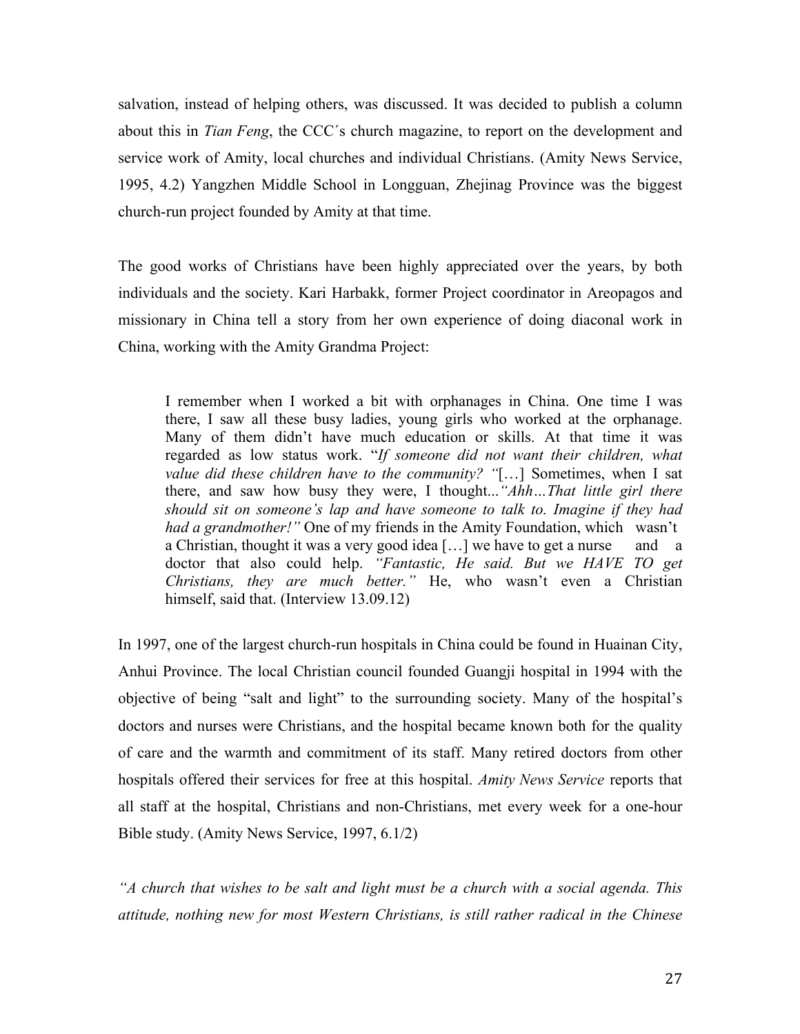salvation, instead of helping others, was discussed. It was decided to publish a column about this in *Tian Feng*, the CCC´s church magazine, to report on the development and service work of Amity, local churches and individual Christians. (Amity News Service, 1995, 4.2) Yangzhen Middle School in Longguan, Zhejinag Province was the biggest church-run project founded by Amity at that time.

The good works of Christians have been highly appreciated over the years, by both individuals and the society. Kari Harbakk, former Project coordinator in Areopagos and missionary in China tell a story from her own experience of doing diaconal work in China, working with the Amity Grandma Project:

> I remember when I worked a bit with orphanages in China. One time I was there, I saw all these busy ladies, young girls who worked at the orphanage. Many of them didn't have much education or skills. At that time it was regarded as low status work. "*If someone did not want their children, what value did these children have to the community? "*[…] Sometimes, when I sat there, and saw how busy they were, I thought...*"Ahh…That little girl there should sit on someone's lap and have someone to talk to. Imagine if they had had a grandmother!"* One of my friends in the Amity Foundation, which wasn't a Christian, thought it was a very good idea […] we have to get a nurse and a doctor that also could help. *"Fantastic, He said. But we HAVE TO get Christians, they are much better."* He, who wasn't even a Christian himself, said that. (Interview 13.09.12)

In 1997, one of the largest church-run hospitals in China could be found in Huainan City, Anhui Province. The local Christian council founded Guangji hospital in 1994 with the objective of being "salt and light" to the surrounding society. Many of the hospital's doctors and nurses were Christians, and the hospital became known both for the quality of care and the warmth and commitment of its staff. Many retired doctors from other hospitals offered their services for free at this hospital. *Amity News Service* reports that all staff at the hospital, Christians and non-Christians, met every week for a one-hour Bible study. (Amity News Service, 1997, 6.1/2)

*"A church that wishes to be salt and light must be a church with a social agenda. This attitude, nothing new for most Western Christians, is still rather radical in the Chinese*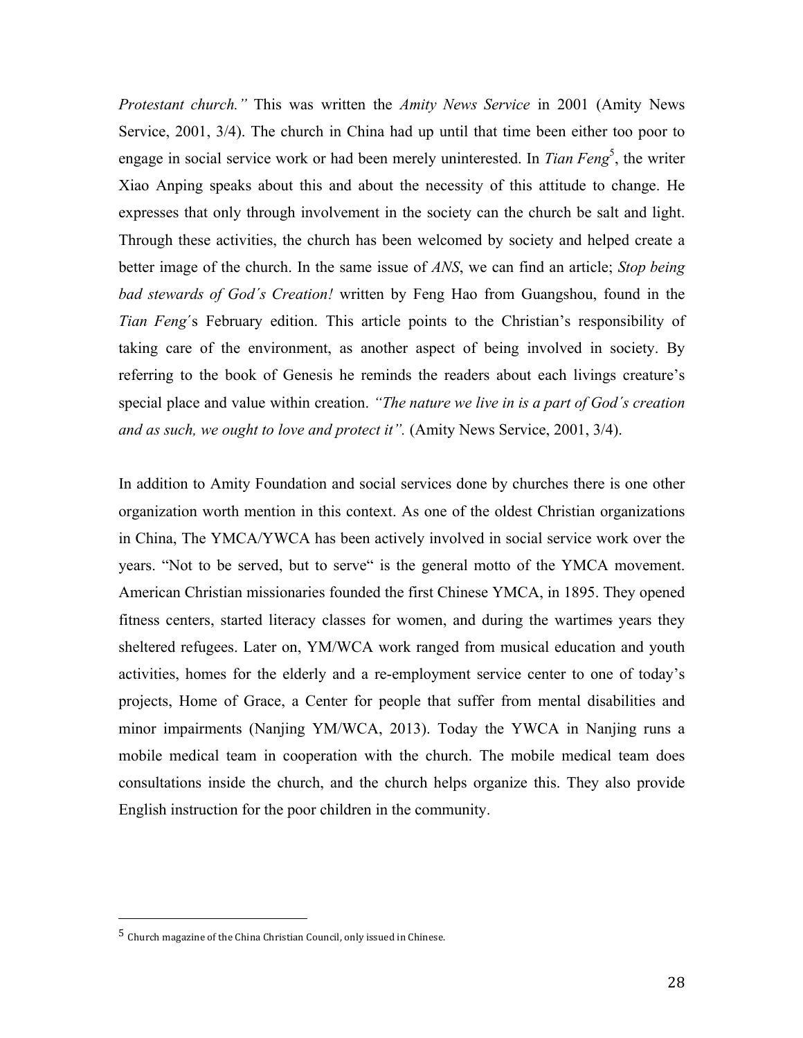*Protestant church."* This was written the *Amity News Service* in 2001 (Amity News Service, 2001, 3/4). The church in China had up until that time been either too poor to engage in social service work or had been merely uninterested. In *Tian Feng*[5], the writer Xiao Anping speaks about this and about the necessity of this attitude to change. He expresses that only through involvement in the society can the church be salt and light. Through these activities, the church has been welcomed by society and helped create a better image of the church. In the same issue of *ANS*, we can find an article; *Stop being bad stewards of God´s Creation!* written by Feng Hao from Guangshou, found in the *Tian Feng*´s February edition. This article points to the Christian's responsibility of taking care of the environment, as another aspect of being involved in society. By referring to the book of Genesis he reminds the readers about each livings creature's special place and value within creation. *"The nature we live in is a part of God´s creation and as such, we ought to love and protect it".* (Amity News Service, 2001, 3/4).

In addition to Amity Foundation and social services done by churches there is one other organization worth mention in this context. As one of the oldest Christian organizations in China, The YMCA/YWCA has been actively involved in social service work over the years. "Not to be served, but to serve" is the general motto of the YMCA movement. American Christian missionaries founded the first Chinese YMCA, in 1895. They opened fitness centers, started literacy classes for women, and during the wartimes years they sheltered refugees. Later on, YM/WCA work ranged from musical education and youth activities, homes for the elderly and a re-employment service center to one of today's projects, Home of Grace, a Center for people that suffer from mental disabilities and minor impairments (Nanjing YM/WCA, 2013). Today the YWCA in Nanjing runs a mobile medical team in cooperation with the church. The mobile medical team does consultations inside the church, and the church helps organize this. They also provide English instruction for the poor children in the community.

---

[5] Church magazine of the China Christian Council, only issued in Chinese.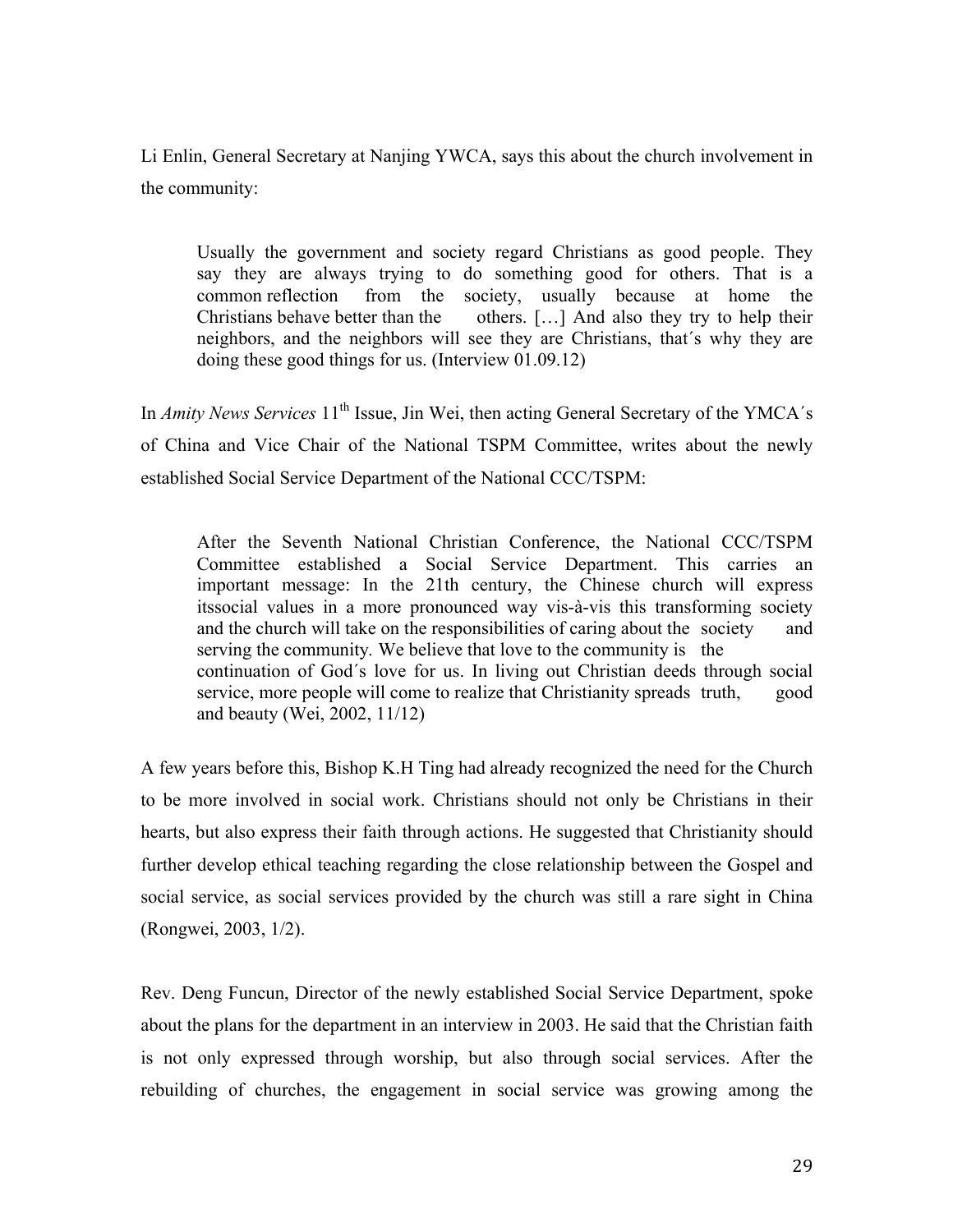Li Enlin, General Secretary at Nanjing YWCA, says this about the church involvement in the community:

> Usually the government and society regard Christians as good people. They say they are always trying to do something good for others. That is a common reflection from the society, usually because at home the Christians behave better than the others. […] And also they try to help their neighbors, and the neighbors will see they are Christians, that´s why they are doing these good things for us. (Interview 01.09.12)

In *Amity News Services* 11th Issue, Jin Wei, then acting General Secretary of the YMCA´s of China and Vice Chair of the National TSPM Committee, writes about the newly established Social Service Department of the National CCC/TSPM:

> After the Seventh National Christian Conference, the National CCC/TSPM Committee established a Social Service Department. This carries an important message: In the 21th century, the Chinese church will express itssocial values in a more pronounced way vis-à-vis this transforming society and the church will take on the responsibilities of caring about the society and serving the community. We believe that love to the community is the continuation of God´s love for us. In living out Christian deeds through social service, more people will come to realize that Christianity spreads truth, good and beauty (Wei, 2002, 11/12)

A few years before this, Bishop K.H Ting had already recognized the need for the Church to be more involved in social work. Christians should not only be Christians in their hearts, but also express their faith through actions. He suggested that Christianity should further develop ethical teaching regarding the close relationship between the Gospel and social service, as social services provided by the church was still a rare sight in China (Rongwei, 2003, 1/2).

Rev. Deng Funcun, Director of the newly established Social Service Department, spoke about the plans for the department in an interview in 2003. He said that the Christian faith is not only expressed through worship, but also through social services. After the rebuilding of churches, the engagement in social service was growing among the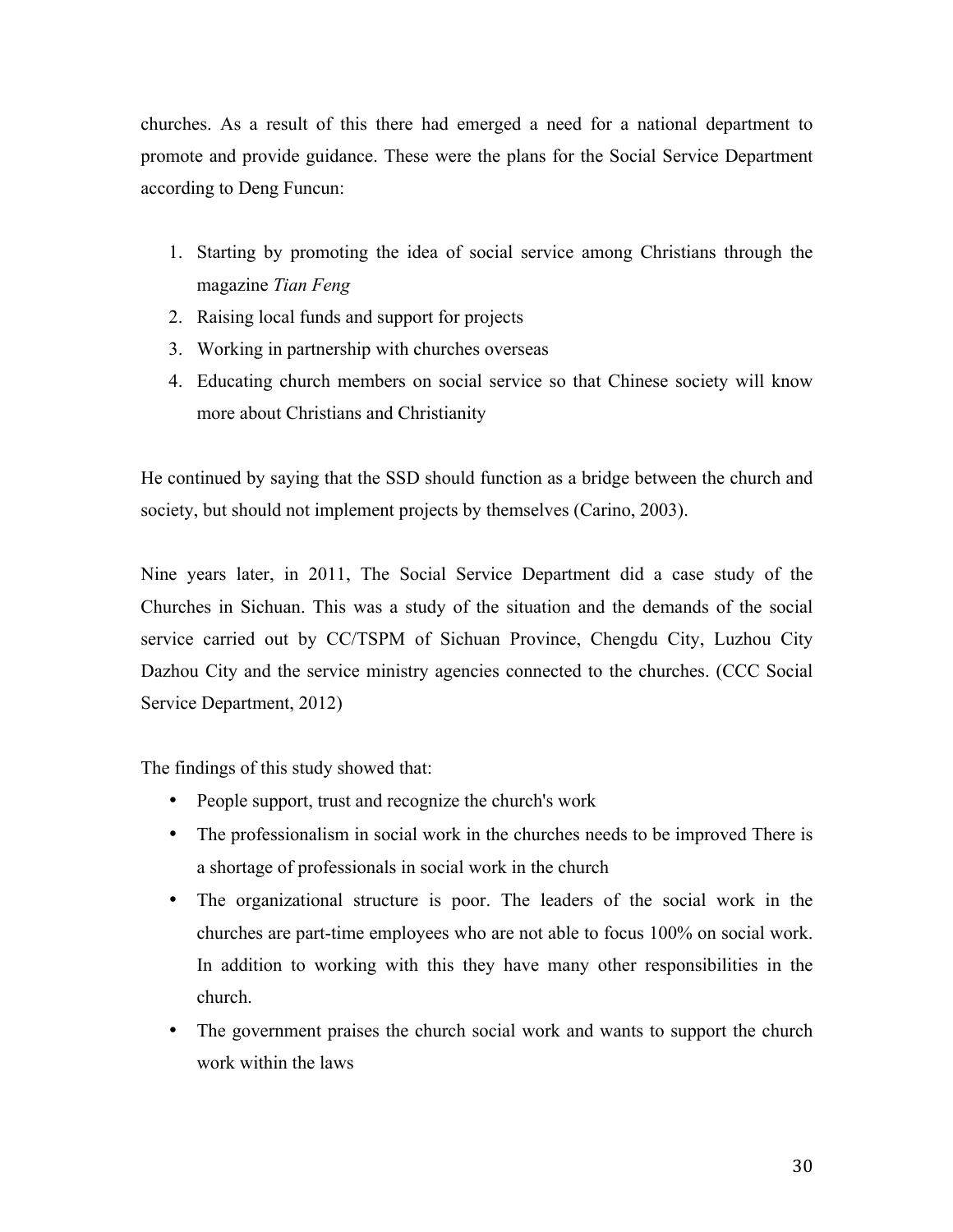churches. As a result of this there had emerged a need for a national department to promote and provide guidance. These were the plans for the Social Service Department according to Deng Funcun:

1. Starting by promoting the idea of social service among Christians through the magazine *Tian Feng*
2. Raising local funds and support for projects
3. Working in partnership with churches overseas
4. Educating church members on social service so that Chinese society will know more about Christians and Christianity

He continued by saying that the SSD should function as a bridge between the church and society, but should not implement projects by themselves (Carino, 2003).

Nine years later, in 2011, The Social Service Department did a case study of the Churches in Sichuan. This was a study of the situation and the demands of the social service carried out by CC/TSPM of Sichuan Province, Chengdu City, Luzhou City Dazhou City and the service ministry agencies connected to the churches. (CCC Social Service Department, 2012)

The findings of this study showed that:

- People support, trust and recognize the church's work
- The professionalism in social work in the churches needs to be improved There is a shortage of professionals in social work in the church
- The organizational structure is poor. The leaders of the social work in the churches are part-time employees who are not able to focus 100% on social work. In addition to working with this they have many other responsibilities in the church.
- The government praises the church social work and wants to support the church work within the laws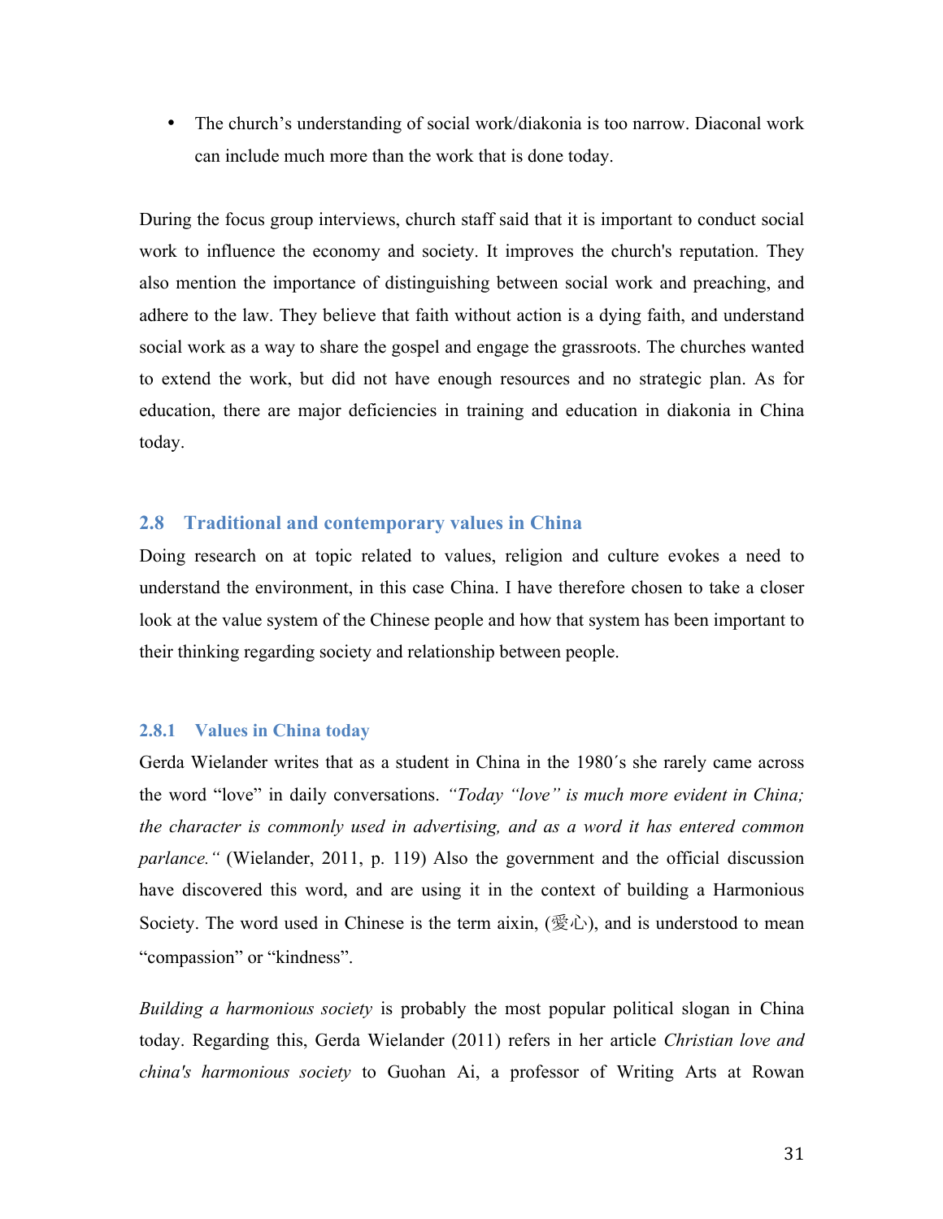- The church's understanding of social work/diakonia is too narrow. Diaconal work can include much more than the work that is done today.

During the focus group interviews, church staff said that it is important to conduct social work to influence the economy and society. It improves the church's reputation. They also mention the importance of distinguishing between social work and preaching, and adhere to the law. They believe that faith without action is a dying faith, and understand social work as a way to share the gospel and engage the grassroots. The churches wanted to extend the work, but did not have enough resources and no strategic plan. As for education, there are major deficiencies in training and education in diakonia in China today.

### 2.8 Traditional and contemporary values in China

Doing research on at topic related to values, religion and culture evokes a need to understand the environment, in this case China. I have therefore chosen to take a closer look at the value system of the Chinese people and how that system has been important to their thinking regarding society and relationship between people.

#### 2.8.1 Values in China today

Gerda Wielander writes that as a student in China in the 1980´s she rarely came across the word "love" in daily conversations. *"Today "love" is much more evident in China; the character is commonly used in advertising, and as a word it has entered common parlance."* (Wielander, 2011, p. 119) Also the government and the official discussion have discovered this word, and are using it in the context of building a Harmonious Society. The word used in Chinese is the term aixin, (愛心), and is understood to mean "compassion" or "kindness".

*Building a harmonious society* is probably the most popular political slogan in China today. Regarding this, Gerda Wielander (2011) refers in her article *Christian love and china's harmonious society* to Guohan Ai, a professor of Writing Arts at Rowan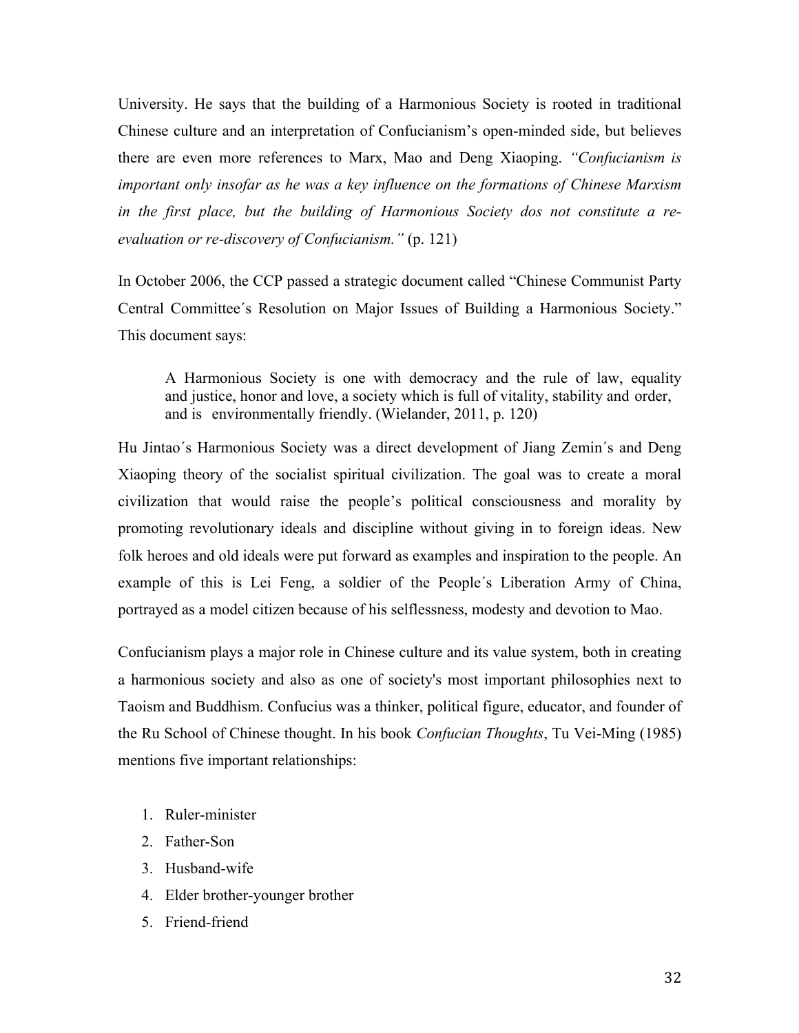University. He says that the building of a Harmonious Society is rooted in traditional Chinese culture and an interpretation of Confucianism's open-minded side, but believes there are even more references to Marx, Mao and Deng Xiaoping. *"Confucianism is important only insofar as he was a key influence on the formations of Chinese Marxism in the first place, but the building of Harmonious Society dos not constitute a re-evaluation or re-discovery of Confucianism."* (p. 121)

In October 2006, the CCP passed a strategic document called "Chinese Communist Party Central Committee´s Resolution on Major Issues of Building a Harmonious Society." This document says:

> A Harmonious Society is one with democracy and the rule of law, equality and justice, honor and love, a society which is full of vitality, stability and order, and is environmentally friendly. (Wielander, 2011, p. 120)

Hu Jintao´s Harmonious Society was a direct development of Jiang Zemin´s and Deng Xiaoping theory of the socialist spiritual civilization. The goal was to create a moral civilization that would raise the people's political consciousness and morality by promoting revolutionary ideals and discipline without giving in to foreign ideas. New folk heroes and old ideals were put forward as examples and inspiration to the people. An example of this is Lei Feng, a soldier of the People´s Liberation Army of China, portrayed as a model citizen because of his selflessness, modesty and devotion to Mao.

Confucianism plays a major role in Chinese culture and its value system, both in creating a harmonious society and also as one of society's most important philosophies next to Taoism and Buddhism. Confucius was a thinker, political figure, educator, and founder of the Ru School of Chinese thought. In his book *Confucian Thoughts*, Tu Vei-Ming (1985) mentions five important relationships:

1. Ruler-minister
2. Father-Son
3. Husband-wife
4. Elder brother-younger brother
5. Friend-friend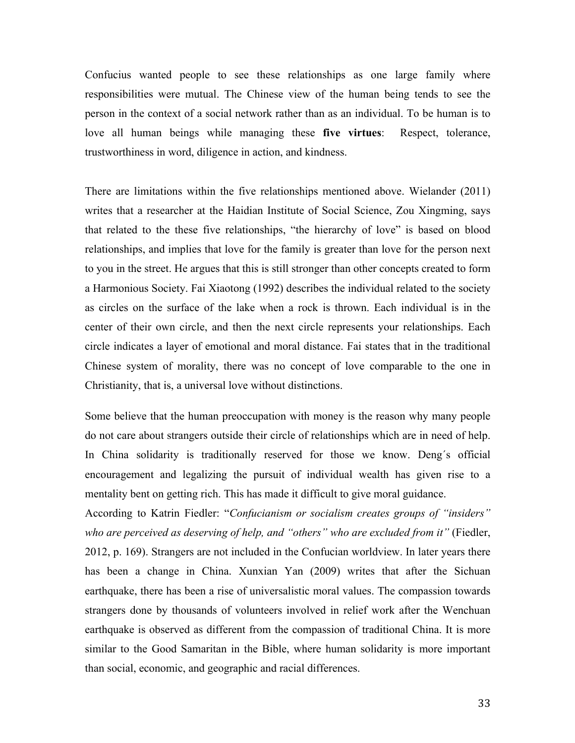Confucius wanted people to see these relationships as one large family where responsibilities were mutual. The Chinese view of the human being tends to see the person in the context of a social network rather than as an individual. To be human is to love all human beings while managing these **five virtues**:  Respect, tolerance, trustworthiness in word, diligence in action, and kindness.

There are limitations within the five relationships mentioned above. Wielander (2011) writes that a researcher at the Haidian Institute of Social Science, Zou Xingming, says that related to the these five relationships, "the hierarchy of love" is based on blood relationships, and implies that love for the family is greater than love for the person next to you in the street. He argues that this is still stronger than other concepts created to form a Harmonious Society. Fai Xiaotong (1992) describes the individual related to the society as circles on the surface of the lake when a rock is thrown. Each individual is in the center of their own circle, and then the next circle represents your relationships. Each circle indicates a layer of emotional and moral distance. Fai states that in the traditional Chinese system of morality, there was no concept of love comparable to the one in Christianity, that is, a universal love without distinctions.

Some believe that the human preoccupation with money is the reason why many people do not care about strangers outside their circle of relationships which are in need of help. In China solidarity is traditionally reserved for those we know. Deng´s official encouragement and legalizing the pursuit of individual wealth has given rise to a mentality bent on getting rich. This has made it difficult to give moral guidance.

According to Katrin Fiedler: "*Confucianism or socialism creates groups of "insiders" who are perceived as deserving of help, and "others" who are excluded from it"* (Fiedler, 2012, p. 169). Strangers are not included in the Confucian worldview. In later years there has been a change in China. Xunxian Yan (2009) writes that after the Sichuan earthquake, there has been a rise of universalistic moral values. The compassion towards strangers done by thousands of volunteers involved in relief work after the Wenchuan earthquake is observed as different from the compassion of traditional China. It is more similar to the Good Samaritan in the Bible, where human solidarity is more important than social, economic, and geographic and racial differences.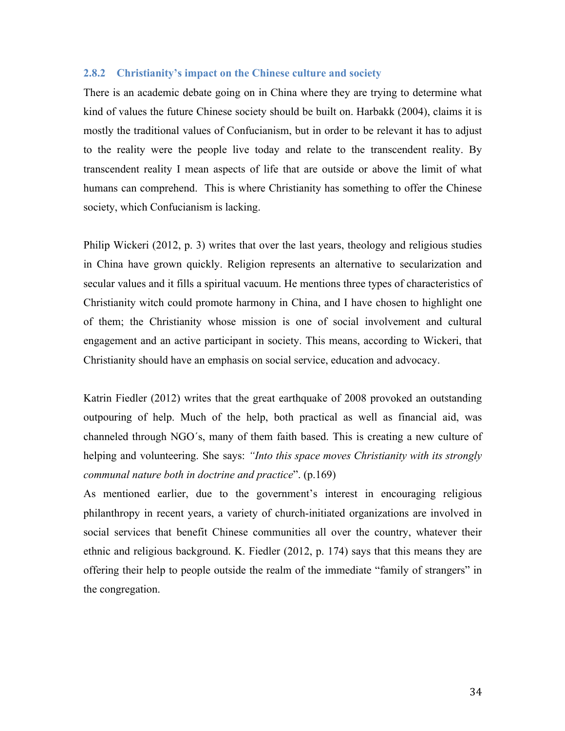### 2.8.2 Christianity's impact on the Chinese culture and society

There is an academic debate going on in China where they are trying to determine what kind of values the future Chinese society should be built on. Harbakk (2004), claims it is mostly the traditional values of Confucianism, but in order to be relevant it has to adjust to the reality were the people live today and relate to the transcendent reality. By transcendent reality I mean aspects of life that are outside or above the limit of what humans can comprehend. This is where Christianity has something to offer the Chinese society, which Confucianism is lacking.

Philip Wickeri (2012, p. 3) writes that over the last years, theology and religious studies in China have grown quickly. Religion represents an alternative to secularization and secular values and it fills a spiritual vacuum. He mentions three types of characteristics of Christianity witch could promote harmony in China, and I have chosen to highlight one of them; the Christianity whose mission is one of social involvement and cultural engagement and an active participant in society. This means, according to Wickeri, that Christianity should have an emphasis on social service, education and advocacy.

Katrin Fiedler (2012) writes that the great earthquake of 2008 provoked an outstanding outpouring of help. Much of the help, both practical as well as financial aid, was channeled through NGO´s, many of them faith based. This is creating a new culture of helping and volunteering. She says: *"Into this space moves Christianity with its strongly communal nature both in doctrine and practice*". (p.169)

As mentioned earlier, due to the government's interest in encouraging religious philanthropy in recent years, a variety of church-initiated organizations are involved in social services that benefit Chinese communities all over the country, whatever their ethnic and religious background. K. Fiedler (2012, p. 174) says that this means they are offering their help to people outside the realm of the immediate "family of strangers" in the congregation.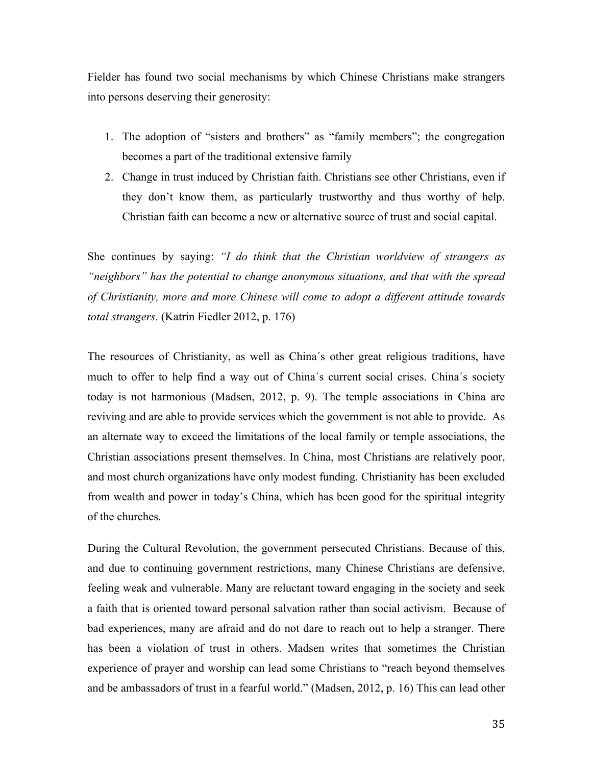Fielder has found two social mechanisms by which Chinese Christians make strangers into persons deserving their generosity:

1. The adoption of "sisters and brothers" as "family members"; the congregation becomes a part of the traditional extensive family
2. Change in trust induced by Christian faith. Christians see other Christians, even if they don't know them, as particularly trustworthy and thus worthy of help. Christian faith can become a new or alternative source of trust and social capital.

She continues by saying: *"I do think that the Christian worldview of strangers as "neighbors" has the potential to change anonymous situations, and that with the spread of Christianity, more and more Chinese will come to adopt a different attitude towards total strangers.* (Katrin Fiedler 2012, p. 176)

The resources of Christianity, as well as China´s other great religious traditions, have much to offer to help find a way out of China´s current social crises. China´s society today is not harmonious (Madsen, 2012, p. 9). The temple associations in China are reviving and are able to provide services which the government is not able to provide. As an alternate way to exceed the limitations of the local family or temple associations, the Christian associations present themselves. In China, most Christians are relatively poor, and most church organizations have only modest funding. Christianity has been excluded from wealth and power in today's China, which has been good for the spiritual integrity of the churches.

During the Cultural Revolution, the government persecuted Christians. Because of this, and due to continuing government restrictions, many Chinese Christians are defensive, feeling weak and vulnerable. Many are reluctant toward engaging in the society and seek a faith that is oriented toward personal salvation rather than social activism. Because of bad experiences, many are afraid and do not dare to reach out to help a stranger. There has been a violation of trust in others. Madsen writes that sometimes the Christian experience of prayer and worship can lead some Christians to "reach beyond themselves and be ambassadors of trust in a fearful world." (Madsen, 2012, p. 16) This can lead other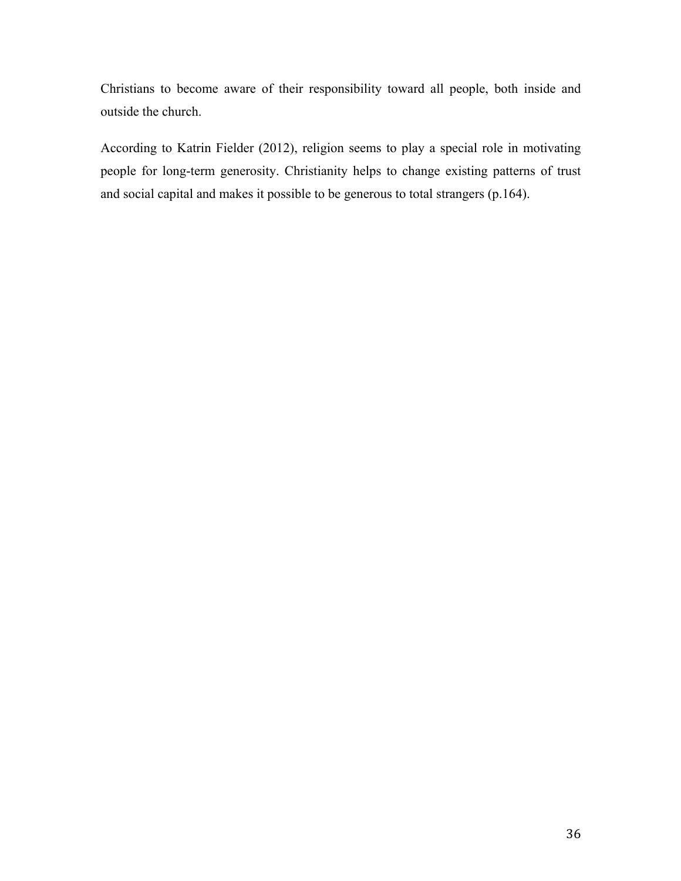Christians to become aware of their responsibility toward all people, both inside and outside the church.

According to Katrin Fielder (2012), religion seems to play a special role in motivating people for long-term generosity. Christianity helps to change existing patterns of trust and social capital and makes it possible to be generous to total strangers (p.164).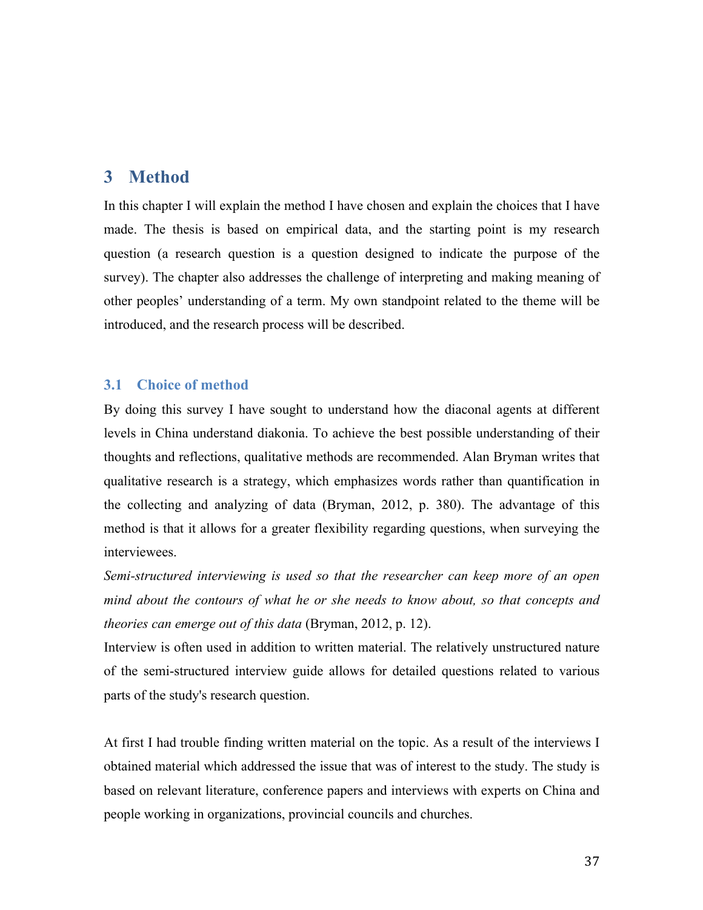# 3 Method

In this chapter I will explain the method I have chosen and explain the choices that I have made. The thesis is based on empirical data, and the starting point is my research question (a research question is a question designed to indicate the purpose of the survey). The chapter also addresses the challenge of interpreting and making meaning of other peoples' understanding of a term. My own standpoint related to the theme will be introduced, and the research process will be described.

## 3.1 Choice of method

By doing this survey I have sought to understand how the diaconal agents at different levels in China understand diakonia. To achieve the best possible understanding of their thoughts and reflections, qualitative methods are recommended. Alan Bryman writes that qualitative research is a strategy, which emphasizes words rather than quantification in the collecting and analyzing of data (Bryman, 2012, p. 380). The advantage of this method is that it allows for a greater flexibility regarding questions, when surveying the interviewees.

*Semi-structured interviewing is used so that the researcher can keep more of an open mind about the contours of what he or she needs to know about, so that concepts and theories can emerge out of this data* (Bryman, 2012, p. 12).

Interview is often used in addition to written material. The relatively unstructured nature of the semi-structured interview guide allows for detailed questions related to various parts of the study's research question.

At first I had trouble finding written material on the topic. As a result of the interviews I obtained material which addressed the issue that was of interest to the study. The study is based on relevant literature, conference papers and interviews with experts on China and people working in organizations, provincial councils and churches.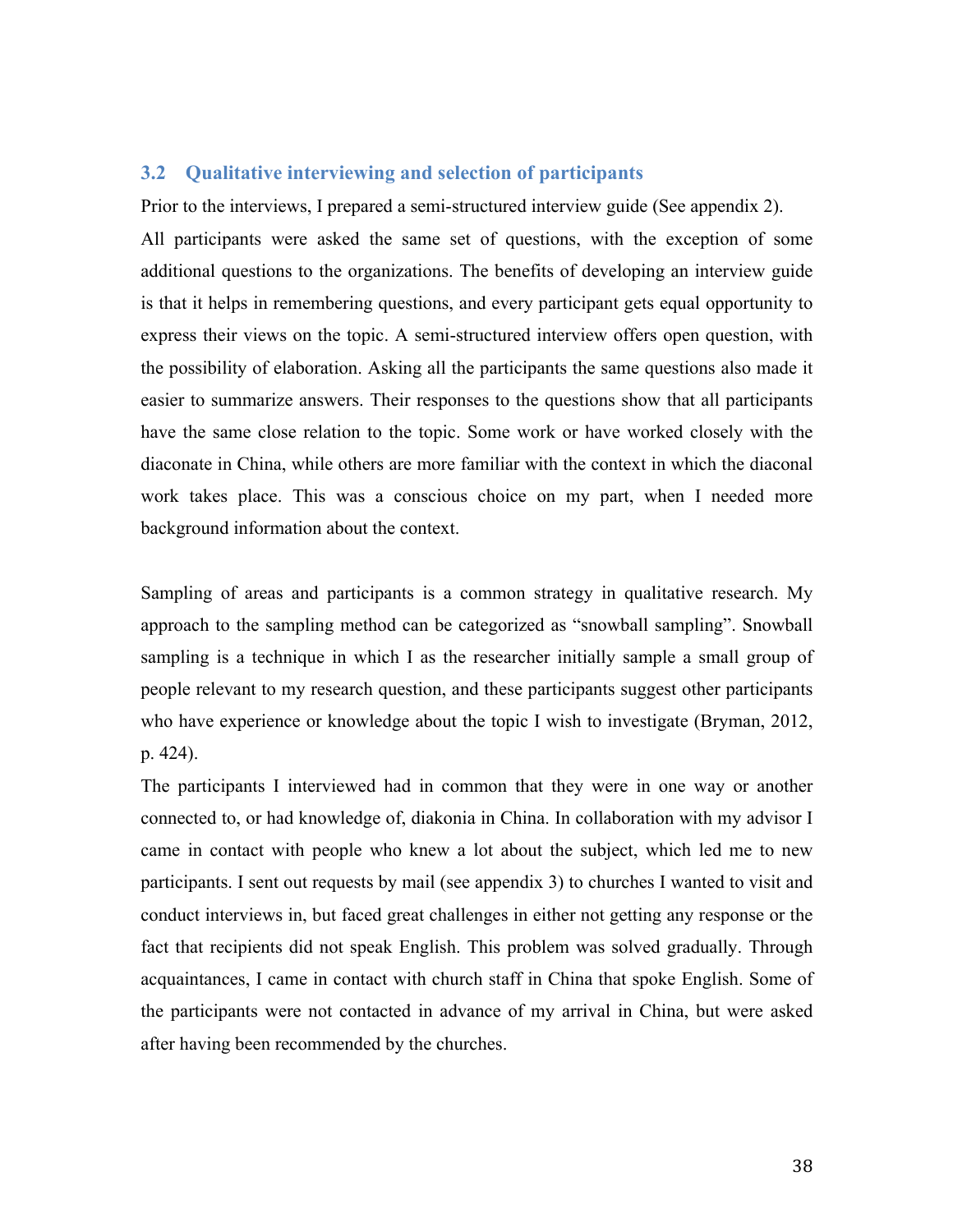## 3.2 Qualitative interviewing and selection of participants

Prior to the interviews, I prepared a semi-structured interview guide (See appendix 2). All participants were asked the same set of questions, with the exception of some additional questions to the organizations. The benefits of developing an interview guide is that it helps in remembering questions, and every participant gets equal opportunity to express their views on the topic. A semi-structured interview offers open question, with the possibility of elaboration. Asking all the participants the same questions also made it easier to summarize answers. Their responses to the questions show that all participants have the same close relation to the topic. Some work or have worked closely with the diaconate in China, while others are more familiar with the context in which the diaconal work takes place. This was a conscious choice on my part, when I needed more background information about the context.

Sampling of areas and participants is a common strategy in qualitative research. My approach to the sampling method can be categorized as "snowball sampling". Snowball sampling is a technique in which I as the researcher initially sample a small group of people relevant to my research question, and these participants suggest other participants who have experience or knowledge about the topic I wish to investigate (Bryman, 2012, p. 424).

The participants I interviewed had in common that they were in one way or another connected to, or had knowledge of, diakonia in China. In collaboration with my advisor I came in contact with people who knew a lot about the subject, which led me to new participants. I sent out requests by mail (see appendix 3) to churches I wanted to visit and conduct interviews in, but faced great challenges in either not getting any response or the fact that recipients did not speak English. This problem was solved gradually. Through acquaintances, I came in contact with church staff in China that spoke English. Some of the participants were not contacted in advance of my arrival in China, but were asked after having been recommended by the churches.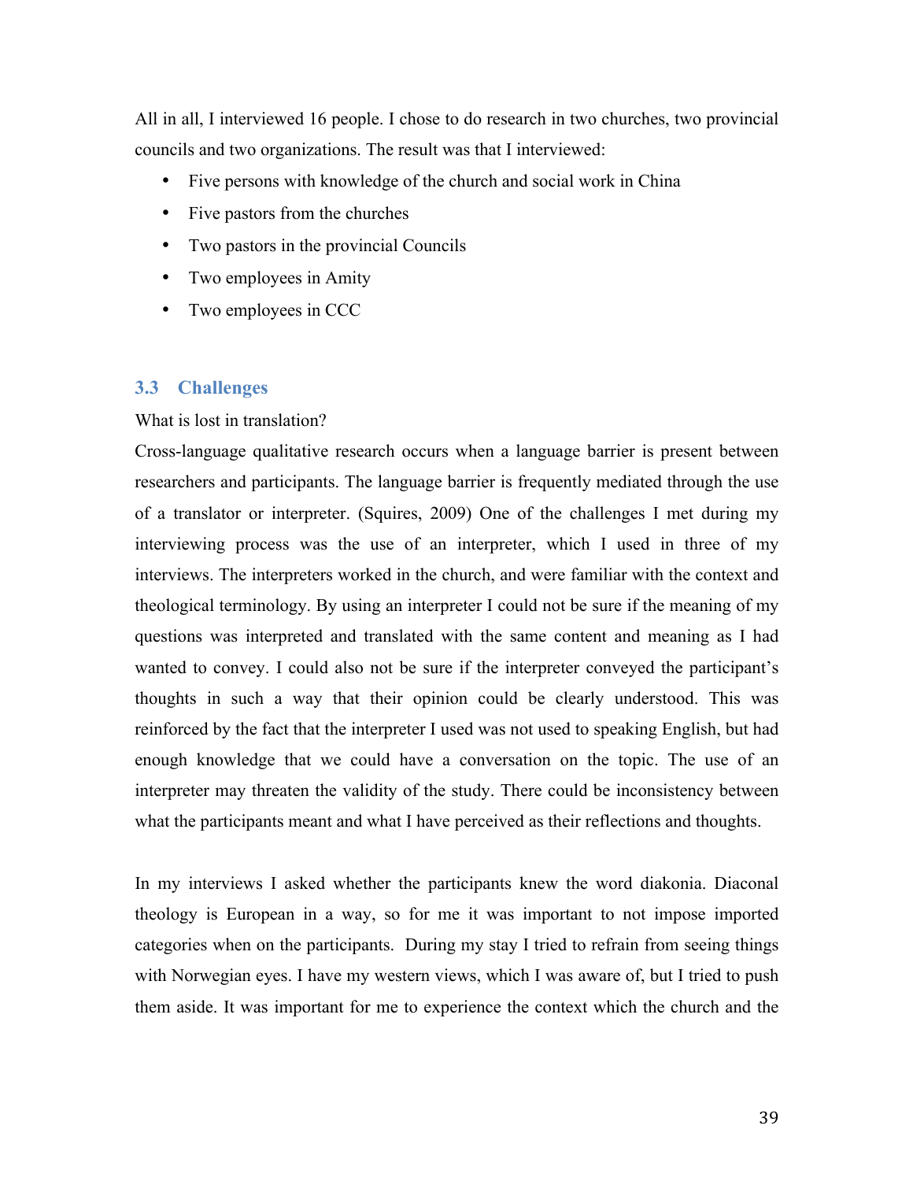All in all, I interviewed 16 people. I chose to do research in two churches, two provincial councils and two organizations. The result was that I interviewed:

- Five persons with knowledge of the church and social work in China
- Five pastors from the churches
- Two pastors in the provincial Councils
- Two employees in Amity
- Two employees in CCC

## 3.3 Challenges

What is lost in translation?

Cross-language qualitative research occurs when a language barrier is present between researchers and participants. The language barrier is frequently mediated through the use of a translator or interpreter. (Squires, 2009) One of the challenges I met during my interviewing process was the use of an interpreter, which I used in three of my interviews. The interpreters worked in the church, and were familiar with the context and theological terminology. By using an interpreter I could not be sure if the meaning of my questions was interpreted and translated with the same content and meaning as I had wanted to convey. I could also not be sure if the interpreter conveyed the participant's thoughts in such a way that their opinion could be clearly understood. This was reinforced by the fact that the interpreter I used was not used to speaking English, but had enough knowledge that we could have a conversation on the topic. The use of an interpreter may threaten the validity of the study. There could be inconsistency between what the participants meant and what I have perceived as their reflections and thoughts.

In my interviews I asked whether the participants knew the word diakonia. Diaconal theology is European in a way, so for me it was important to not impose imported categories when on the participants. During my stay I tried to refrain from seeing things with Norwegian eyes. I have my western views, which I was aware of, but I tried to push them aside. It was important for me to experience the context which the church and the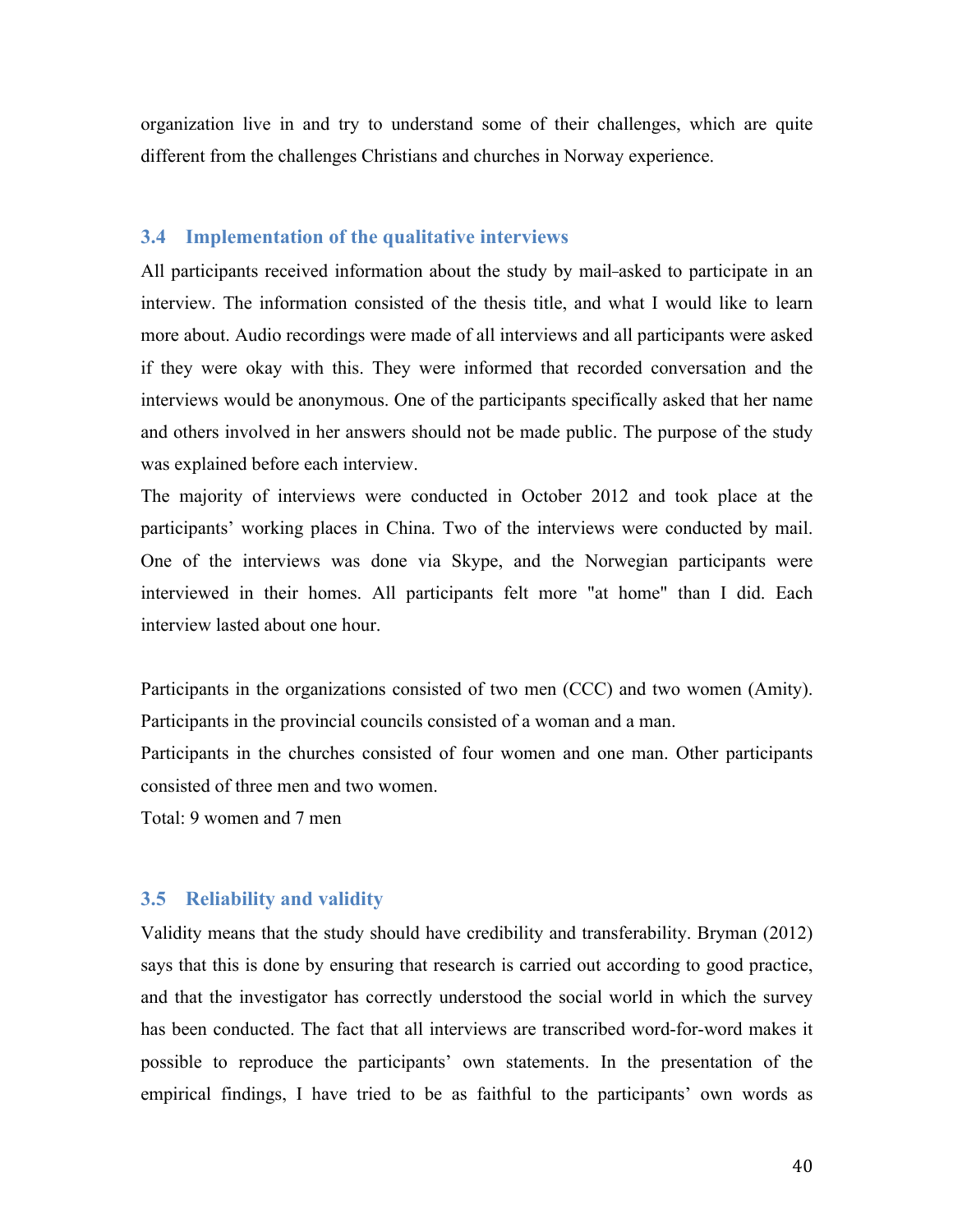organization live in and try to understand some of their challenges, which are quite different from the challenges Christians and churches in Norway experience.

### 3.4 Implementation of the qualitative interviews

All participants received information about the study by mail-asked to participate in an interview. The information consisted of the thesis title, and what I would like to learn more about. Audio recordings were made of all interviews and all participants were asked if they were okay with this. They were informed that recorded conversation and the interviews would be anonymous. One of the participants specifically asked that her name and others involved in her answers should not be made public. The purpose of the study was explained before each interview.

The majority of interviews were conducted in October 2012 and took place at the participants' working places in China. Two of the interviews were conducted by mail. One of the interviews was done via Skype, and the Norwegian participants were interviewed in their homes. All participants felt more "at home" than I did. Each interview lasted about one hour.

Participants in the organizations consisted of two men (CCC) and two women (Amity). Participants in the provincial councils consisted of a woman and a man.

Participants in the churches consisted of four women and one man. Other participants consisted of three men and two women.

Total: 9 women and 7 men

### 3.5 Reliability and validity

Validity means that the study should have credibility and transferability. Bryman (2012) says that this is done by ensuring that research is carried out according to good practice, and that the investigator has correctly understood the social world in which the survey has been conducted. The fact that all interviews are transcribed word-for-word makes it possible to reproduce the participants' own statements. In the presentation of the empirical findings, I have tried to be as faithful to the participants' own words as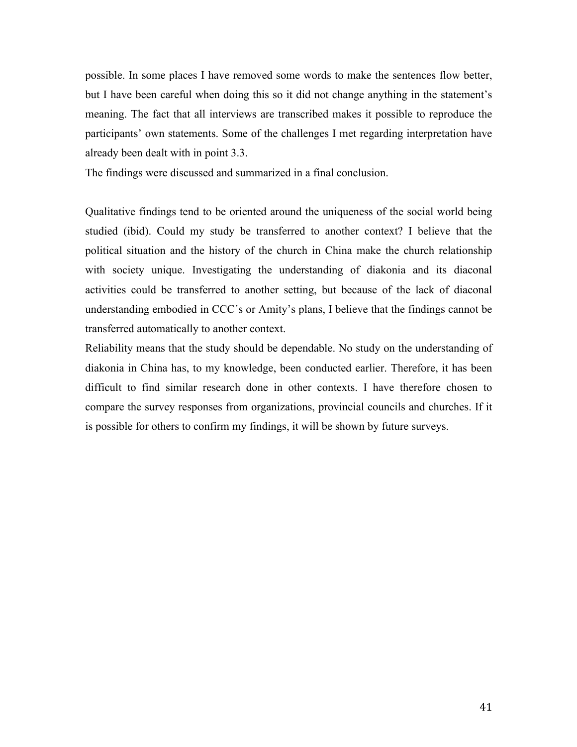possible. In some places I have removed some words to make the sentences flow better, but I have been careful when doing this so it did not change anything in the statement's meaning. The fact that all interviews are transcribed makes it possible to reproduce the participants' own statements. Some of the challenges I met regarding interpretation have already been dealt with in point 3.3.

The findings were discussed and summarized in a final conclusion.

Qualitative findings tend to be oriented around the uniqueness of the social world being studied (ibid). Could my study be transferred to another context? I believe that the political situation and the history of the church in China make the church relationship with society unique. Investigating the understanding of diakonia and its diaconal activities could be transferred to another setting, but because of the lack of diaconal understanding embodied in CCC´s or Amity's plans, I believe that the findings cannot be transferred automatically to another context.

Reliability means that the study should be dependable. No study on the understanding of diakonia in China has, to my knowledge, been conducted earlier. Therefore, it has been difficult to find similar research done in other contexts. I have therefore chosen to compare the survey responses from organizations, provincial councils and churches. If it is possible for others to confirm my findings, it will be shown by future surveys.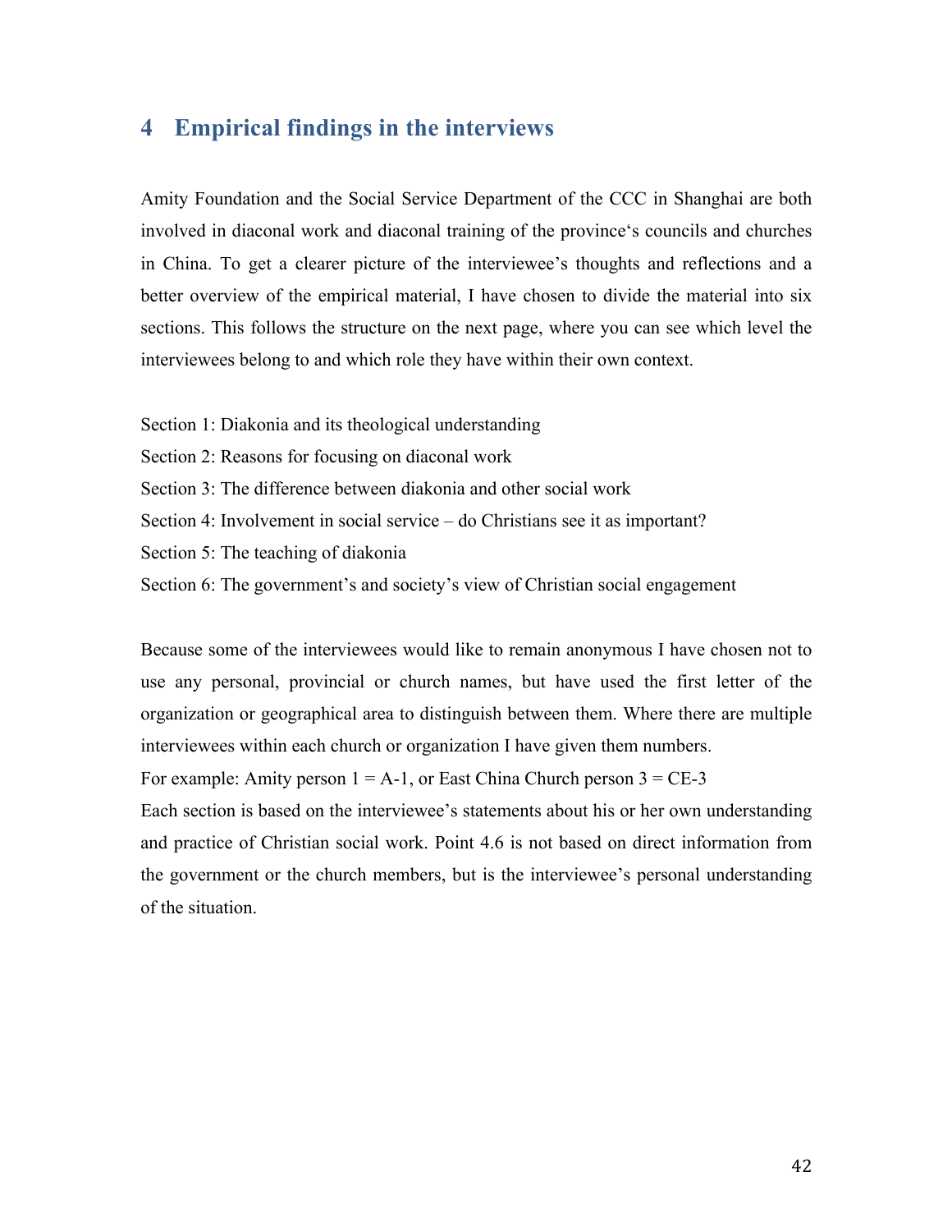# 4 Empirical findings in the interviews

Amity Foundation and the Social Service Department of the CCC in Shanghai are both involved in diaconal work and diaconal training of the province's councils and churches in China. To get a clearer picture of the interviewee's thoughts and reflections and a better overview of the empirical material, I have chosen to divide the material into six sections. This follows the structure on the next page, where you can see which level the interviewees belong to and which role they have within their own context.

Section 1: Diakonia and its theological understanding
Section 2: Reasons for focusing on diaconal work
Section 3: The difference between diakonia and other social work
Section 4: Involvement in social service – do Christians see it as important?
Section 5: The teaching of diakonia
Section 6: The government's and society's view of Christian social engagement

Because some of the interviewees would like to remain anonymous I have chosen not to use any personal, provincial or church names, but have used the first letter of the organization or geographical area to distinguish between them. Where there are multiple interviewees within each church or organization I have given them numbers.
For example: Amity person 1 = A-1, or East China Church person 3 = CE-3
Each section is based on the interviewee's statements about his or her own understanding and practice of Christian social work. Point 4.6 is not based on direct information from the government or the church members, but is the interviewee's personal understanding of the situation.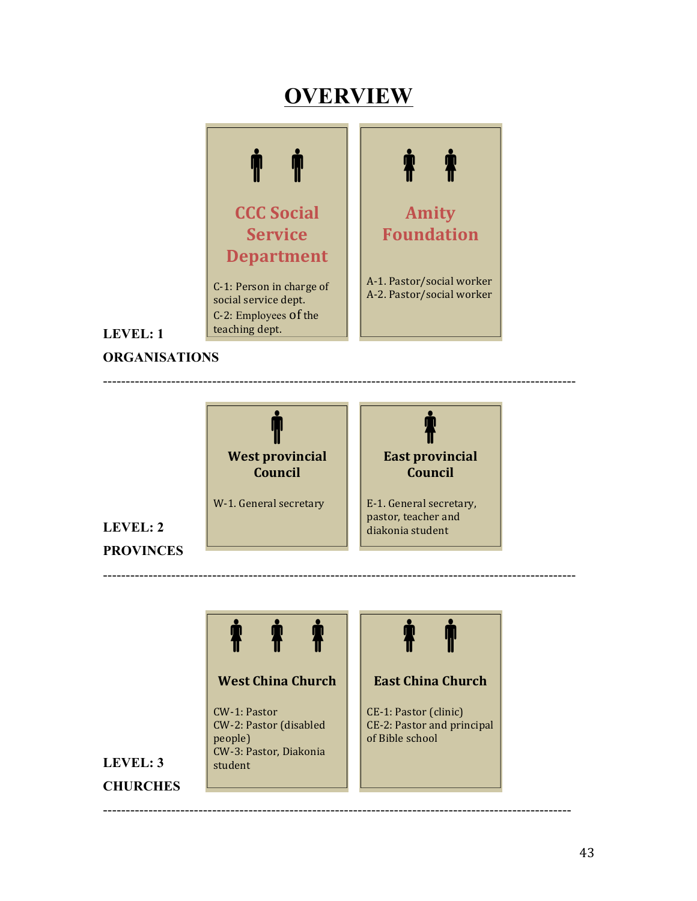# OVERVIEW

**LEVEL: 1**

**ORGANISATIONS**

**CCC Social Service Department**

C-1: Person in charge of social service dept.
C-2: Employees of the teaching dept.

**Amity Foundation**

A-1. Pastor/social worker
A-2. Pastor/social worker

---

**LEVEL: 2**

**PROVINCES**

**West provincial Council**

W-1. General secretary

**East provincial Council**

E-1. General secretary, pastor, teacher and diakonia student

---

**LEVEL: 3**

**CHURCHES**

**West China Church**

CW-1: Pastor
CW-2: Pastor (disabled people)
CW-3: Pastor, Diakonia student

**East China Church**

CE-1: Pastor (clinic)
CE-2: Pastor and principal of Bible school

---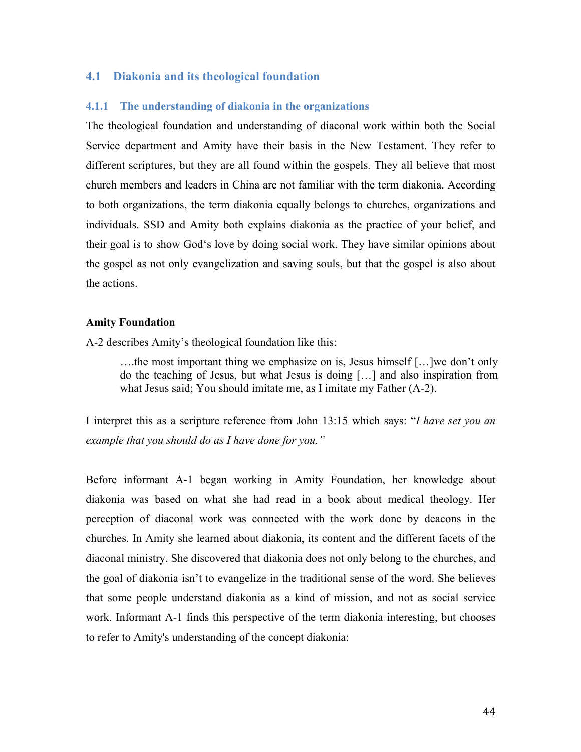## 4.1 Diakonia and its theological foundation

### 4.1.1 The understanding of diakonia in the organizations

The theological foundation and understanding of diaconal work within both the Social Service department and Amity have their basis in the New Testament. They refer to different scriptures, but they are all found within the gospels. They all believe that most church members and leaders in China are not familiar with the term diakonia. According to both organizations, the term diakonia equally belongs to churches, organizations and individuals. SSD and Amity both explains diakonia as the practice of your belief, and their goal is to show God's love by doing social work. They have similar opinions about the gospel as not only evangelization and saving souls, but that the gospel is also about the actions.

**Amity Foundation**

A-2 describes Amity's theological foundation like this:

> ….the most important thing we emphasize on is, Jesus himself […]we don't only do the teaching of Jesus, but what Jesus is doing […] and also inspiration from what Jesus said; You should imitate me, as I imitate my Father (A-2).

I interpret this as a scripture reference from John 13:15 which says: "*I have set you an example that you should do as I have done for you.*"

Before informant A-1 began working in Amity Foundation, her knowledge about diakonia was based on what she had read in a book about medical theology. Her perception of diaconal work was connected with the work done by deacons in the churches. In Amity she learned about diakonia, its content and the different facets of the diaconal ministry. She discovered that diakonia does not only belong to the churches, and the goal of diakonia isn't to evangelize in the traditional sense of the word. She believes that some people understand diakonia as a kind of mission, and not as social service work. Informant A-1 finds this perspective of the term diakonia interesting, but chooses to refer to Amity's understanding of the concept diakonia: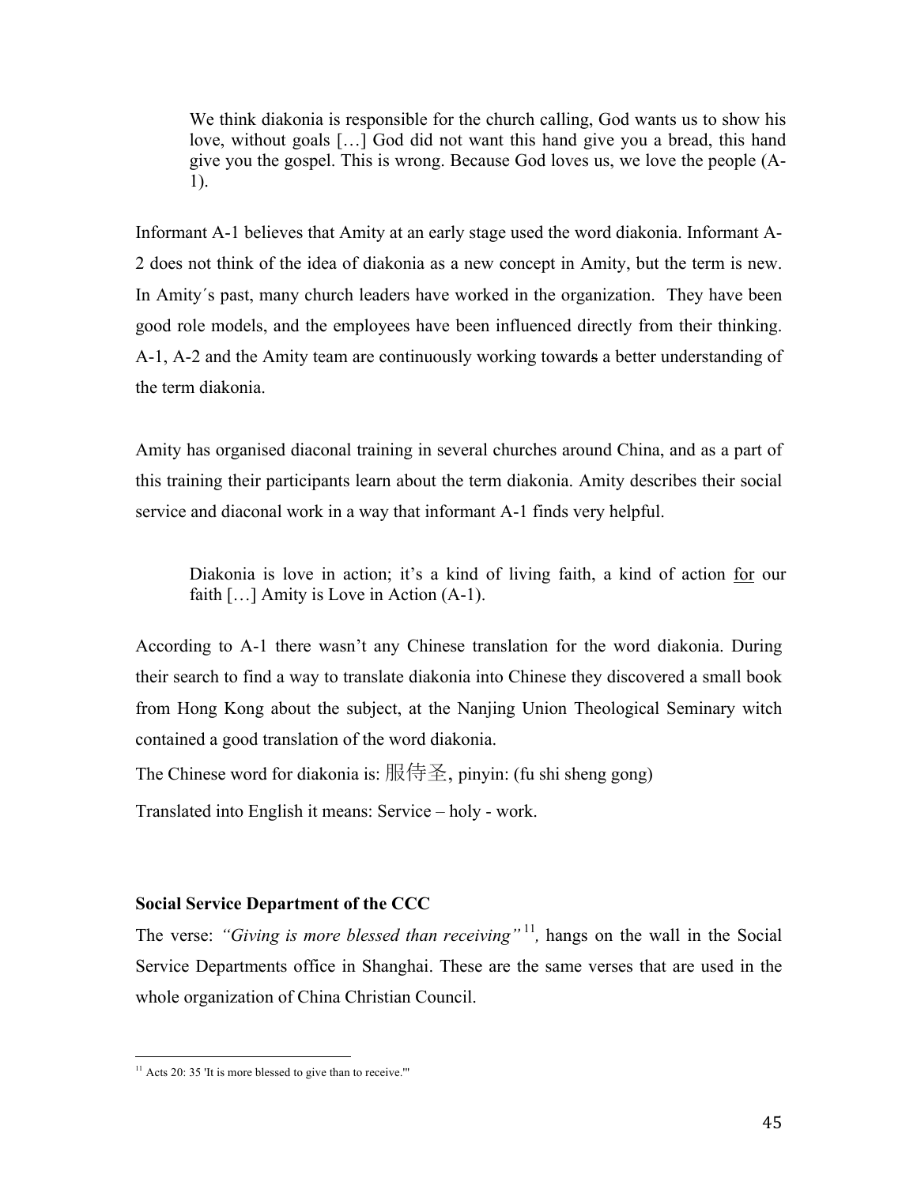> We think diakonia is responsible for the church calling, God wants us to show his love, without goals […] God did not want this hand give you a bread, this hand give you the gospel. This is wrong. Because God loves us, we love the people (A-1).

Informant A-1 believes that Amity at an early stage used the word diakonia. Informant A-2 does not think of the idea of diakonia as a new concept in Amity, but the term is new. In Amity´s past, many church leaders have worked in the organization. They have been good role models, and the employees have been influenced directly from their thinking. A-1, A-2 and the Amity team are continuously working towards a better understanding of the term diakonia.

Amity has organised diaconal training in several churches around China, and as a part of this training their participants learn about the term diakonia. Amity describes their social service and diaconal work in a way that informant A-1 finds very helpful.

> Diakonia is love in action; it's a kind of living faith, a kind of action <u>for</u> our faith […] Amity is Love in Action (A-1).

According to A-1 there wasn't any Chinese translation for the word diakonia. During their search to find a way to translate diakonia into Chinese they discovered a small book from Hong Kong about the subject, at the Nanjing Union Theological Seminary witch contained a good translation of the word diakonia.

The Chinese word for diakonia is: 服侍圣, pinyin: (fu shi sheng gong)

Translated into English it means: Service – holy - work.

**Social Service Department of the CCC**

The verse: *"Giving is more blessed than receiving"*[11], hangs on the wall in the Social Service Departments office in Shanghai. These are the same verses that are used in the whole organization of China Christian Council.

[11] Acts 20: 35 'It is more blessed to give than to receive.'"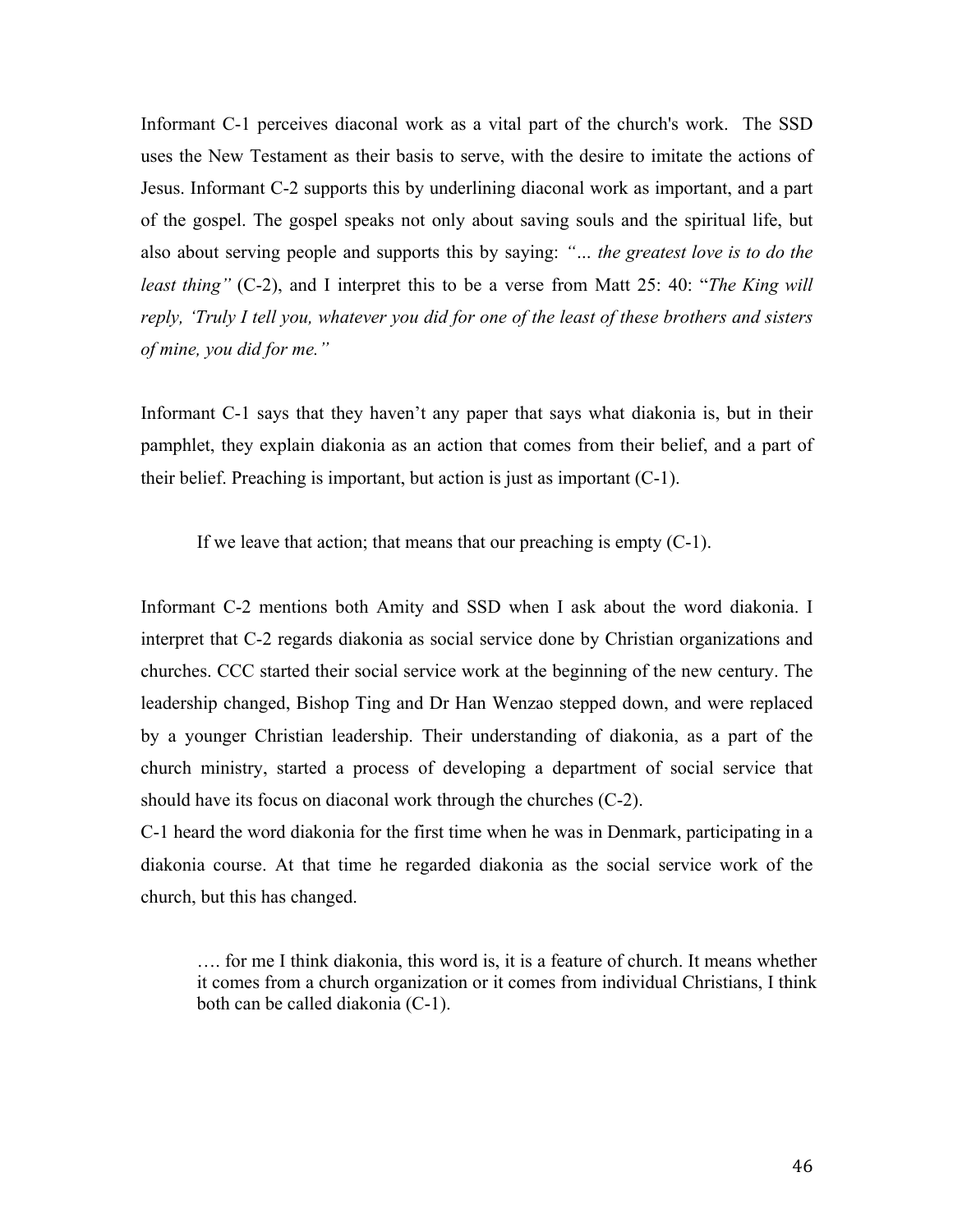Informant C-1 perceives diaconal work as a vital part of the church's work. The SSD uses the New Testament as their basis to serve, with the desire to imitate the actions of Jesus. Informant C-2 supports this by underlining diaconal work as important, and a part of the gospel. The gospel speaks not only about saving souls and the spiritual life, but also about serving people and supports this by saying: *"... the greatest love is to do the least thing"* (C-2), and I interpret this to be a verse from Matt 25: 40: "*The King will reply, 'Truly I tell you, whatever you did for one of the least of these brothers and sisters of mine, you did for me."*

Informant C-1 says that they haven't any paper that says what diakonia is, but in their pamphlet, they explain diakonia as an action that comes from their belief, and a part of their belief. Preaching is important, but action is just as important (C-1).

> If we leave that action; that means that our preaching is empty (C-1).

Informant C-2 mentions both Amity and SSD when I ask about the word diakonia. I interpret that C-2 regards diakonia as social service done by Christian organizations and churches. CCC started their social service work at the beginning of the new century. The leadership changed, Bishop Ting and Dr Han Wenzao stepped down, and were replaced by a younger Christian leadership. Their understanding of diakonia, as a part of the church ministry, started a process of developing a department of social service that should have its focus on diaconal work through the churches (C-2).

C-1 heard the word diakonia for the first time when he was in Denmark, participating in a diakonia course. At that time he regarded diakonia as the social service work of the church, but this has changed.

> …. for me I think diakonia, this word is, it is a feature of church. It means whether it comes from a church organization or it comes from individual Christians, I think both can be called diakonia (C-1).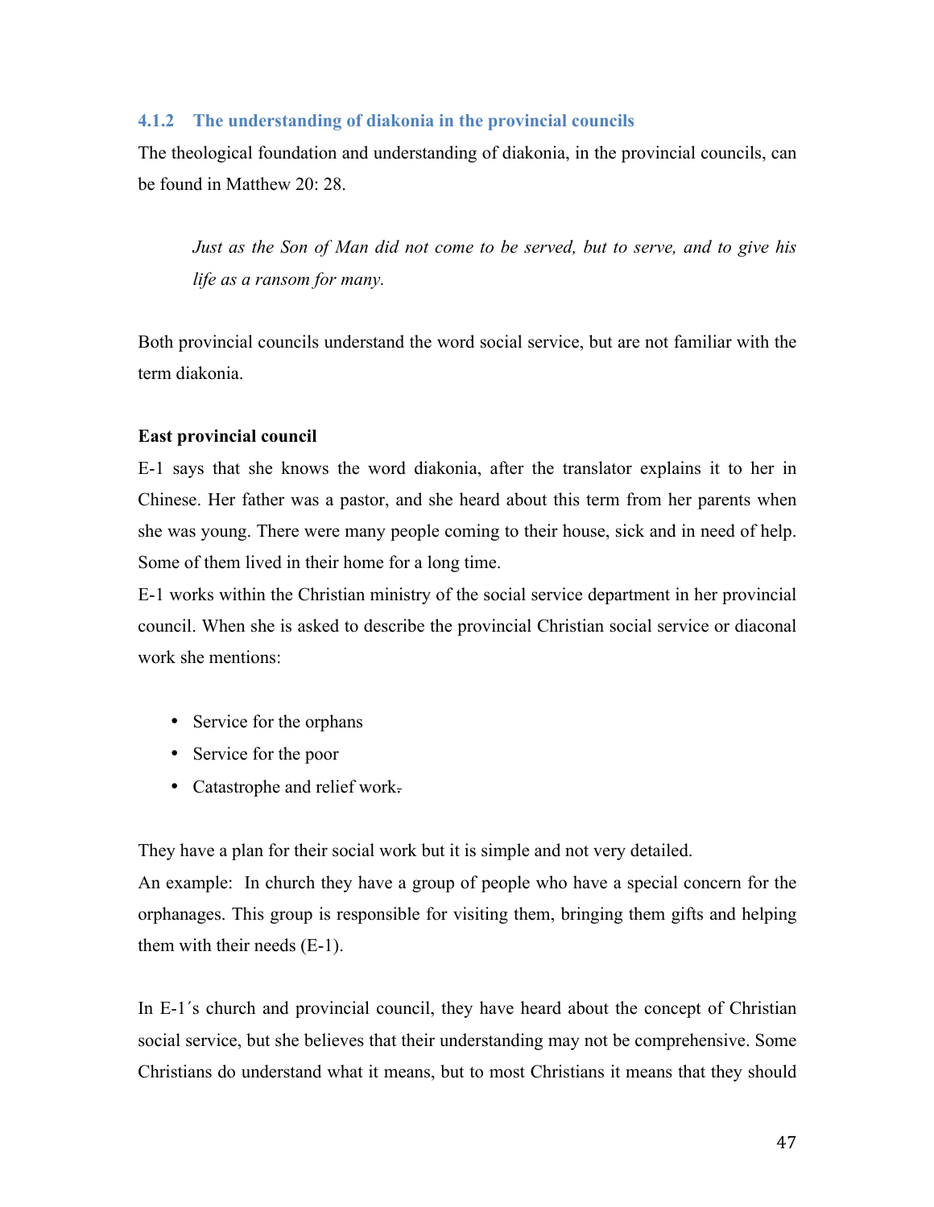### 4.1.2 The understanding of diakonia in the provincial councils

The theological foundation and understanding of diakonia, in the provincial councils, can be found in Matthew 20: 28.

> *Just as the Son of Man did not come to be served, but to serve, and to give his life as a ransom for many.*

Both provincial councils understand the word social service, but are not familiar with the term diakonia.

**East provincial council**

E-1 says that she knows the word diakonia, after the translator explains it to her in Chinese. Her father was a pastor, and she heard about this term from her parents when she was young. There were many people coming to their house, sick and in need of help. Some of them lived in their home for a long time.

E-1 works within the Christian ministry of the social service department in her provincial council. When she is asked to describe the provincial Christian social service or diaconal work she mentions:

- Service for the orphans
- Service for the poor
- Catastrophe and relief work.

They have a plan for their social work but it is simple and not very detailed.

An example: In church they have a group of people who have a special concern for the orphanages. This group is responsible for visiting them, bringing them gifts and helping them with their needs (E-1).

In E-1´s church and provincial council, they have heard about the concept of Christian social service, but she believes that their understanding may not be comprehensive. Some Christians do understand what it means, but to most Christians it means that they should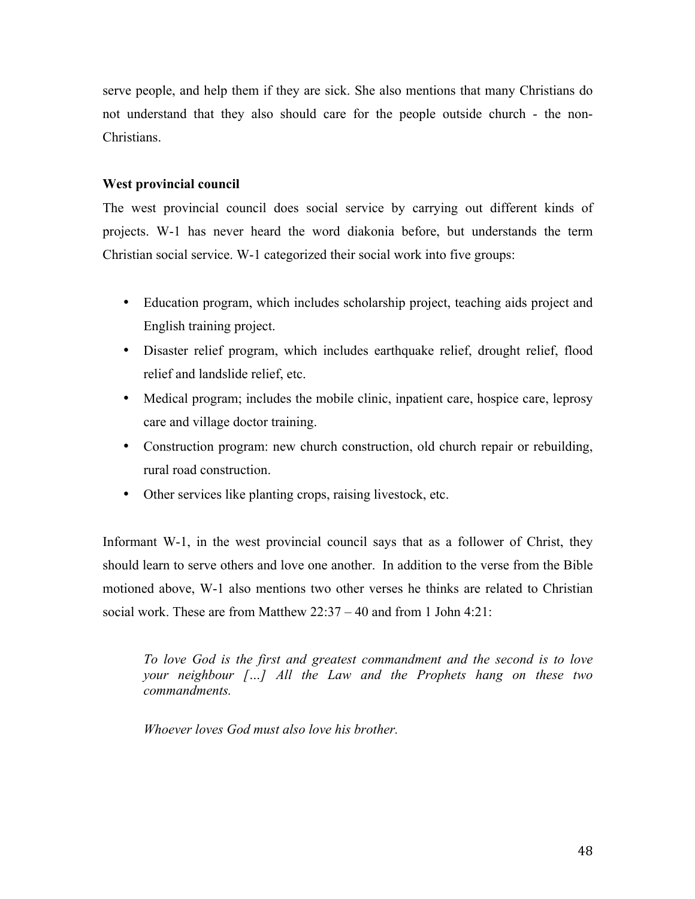serve people, and help them if they are sick. She also mentions that many Christians do not understand that they also should care for the people outside church - the non-Christians.

**West provincial council**

The west provincial council does social service by carrying out different kinds of projects. W-1 has never heard the word diakonia before, but understands the term Christian social service. W-1 categorized their social work into five groups:

- Education program, which includes scholarship project, teaching aids project and English training project.
- Disaster relief program, which includes earthquake relief, drought relief, flood relief and landslide relief, etc.
- Medical program; includes the mobile clinic, inpatient care, hospice care, leprosy care and village doctor training.
- Construction program: new church construction, old church repair or rebuilding, rural road construction.
- Other services like planting crops, raising livestock, etc.

Informant W-1, in the west provincial council says that as a follower of Christ, they should learn to serve others and love one another. In addition to the verse from the Bible motioned above, W-1 also mentions two other verses he thinks are related to Christian social work. These are from Matthew 22:37 – 40 and from 1 John 4:21:

> *To love God is the first and greatest commandment and the second is to love your neighbour […] All the Law and the Prophets hang on these two commandments.*
>
> *Whoever loves God must also love his brother.*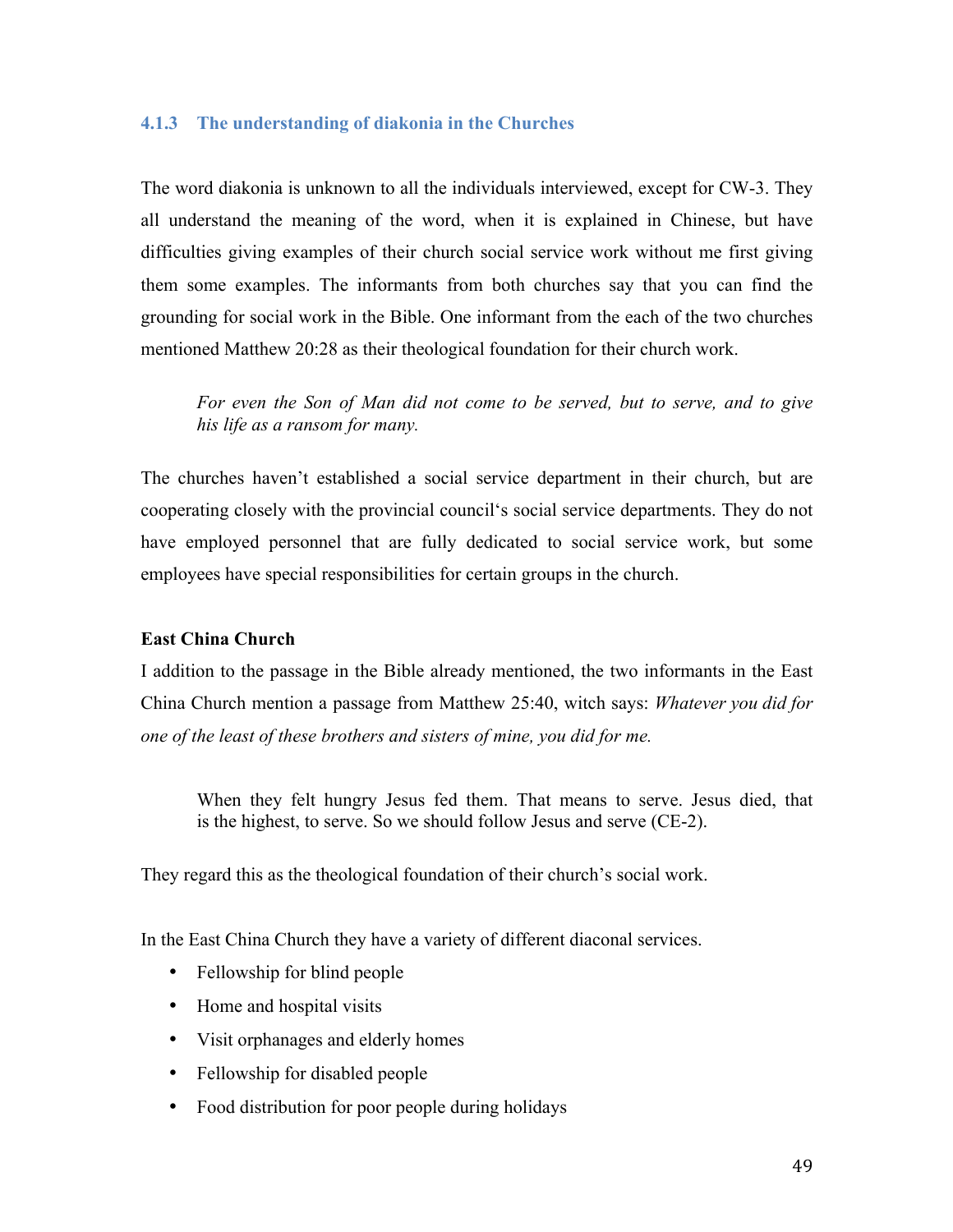### 4.1.3 The understanding of diakonia in the Churches

The word diakonia is unknown to all the individuals interviewed, except for CW-3. They all understand the meaning of the word, when it is explained in Chinese, but have difficulties giving examples of their church social service work without me first giving them some examples. The informants from both churches say that you can find the grounding for social work in the Bible. One informant from the each of the two churches mentioned Matthew 20:28 as their theological foundation for their church work.

> *For even the Son of Man did not come to be served, but to serve, and to give his life as a ransom for many.*

The churches haven't established a social service department in their church, but are cooperating closely with the provincial council's social service departments. They do not have employed personnel that are fully dedicated to social service work, but some employees have special responsibilities for certain groups in the church.

**East China Church**

I addition to the passage in the Bible already mentioned, the two informants in the East China Church mention a passage from Matthew 25:40, witch says: *Whatever you did for one of the least of these brothers and sisters of mine, you did for me.*

> When they felt hungry Jesus fed them. That means to serve. Jesus died, that is the highest, to serve. So we should follow Jesus and serve (CE-2).

They regard this as the theological foundation of their church's social work.

In the East China Church they have a variety of different diaconal services.

- Fellowship for blind people
- Home and hospital visits
- Visit orphanages and elderly homes
- Fellowship for disabled people
- Food distribution for poor people during holidays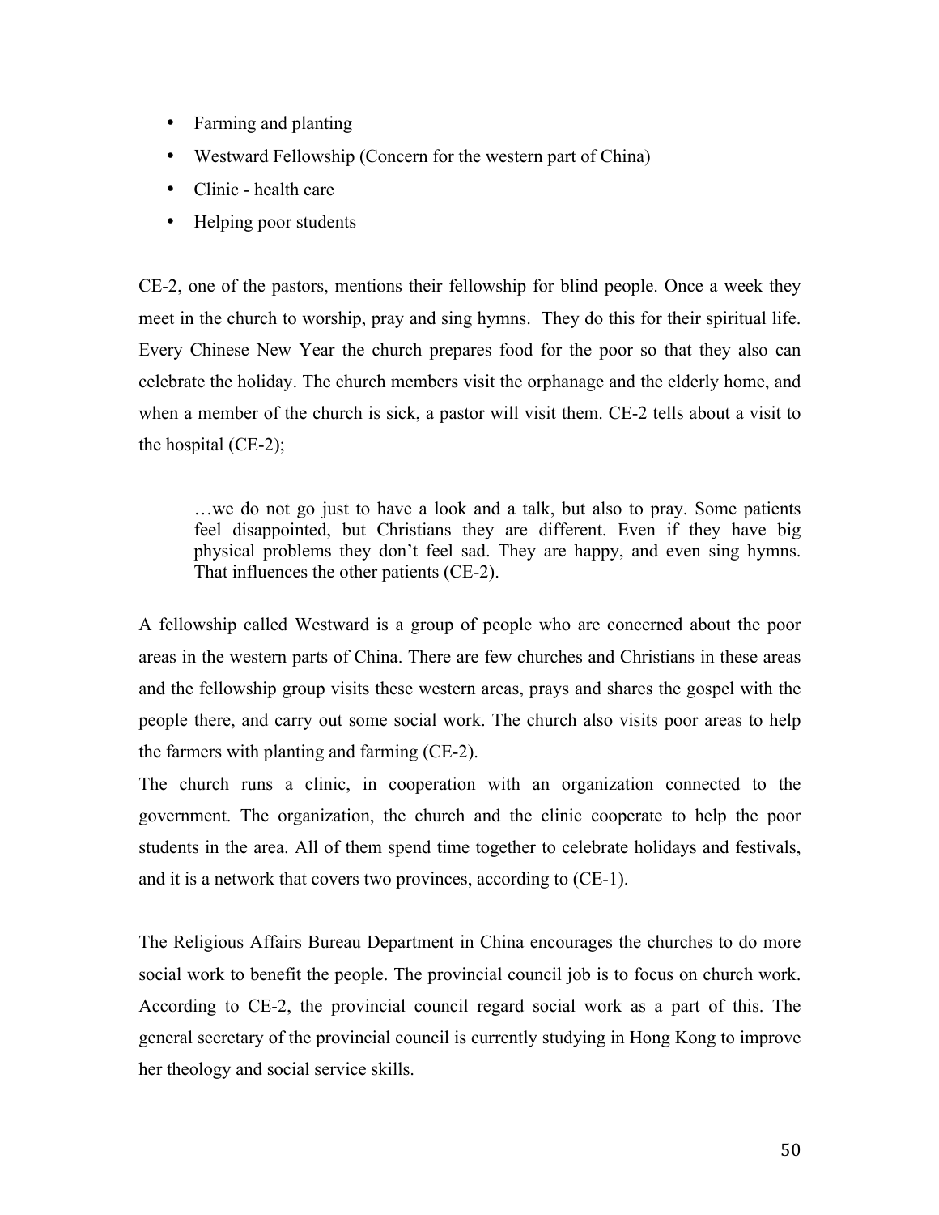- Farming and planting
- Westward Fellowship (Concern for the western part of China)
- Clinic - health care
- Helping poor students

CE-2, one of the pastors, mentions their fellowship for blind people. Once a week they meet in the church to worship, pray and sing hymns. They do this for their spiritual life. Every Chinese New Year the church prepares food for the poor so that they also can celebrate the holiday. The church members visit the orphanage and the elderly home, and when a member of the church is sick, a pastor will visit them. CE-2 tells about a visit to the hospital (CE-2);

> …we do not go just to have a look and a talk, but also to pray. Some patients feel disappointed, but Christians they are different. Even if they have big physical problems they don't feel sad. They are happy, and even sing hymns. That influences the other patients (CE-2).

A fellowship called Westward is a group of people who are concerned about the poor areas in the western parts of China. There are few churches and Christians in these areas and the fellowship group visits these western areas, prays and shares the gospel with the people there, and carry out some social work. The church also visits poor areas to help the farmers with planting and farming (CE-2).

The church runs a clinic, in cooperation with an organization connected to the government. The organization, the church and the clinic cooperate to help the poor students in the area. All of them spend time together to celebrate holidays and festivals, and it is a network that covers two provinces, according to (CE-1).

The Religious Affairs Bureau Department in China encourages the churches to do more social work to benefit the people. The provincial council job is to focus on church work. According to CE-2, the provincial council regard social work as a part of this. The general secretary of the provincial council is currently studying in Hong Kong to improve her theology and social service skills.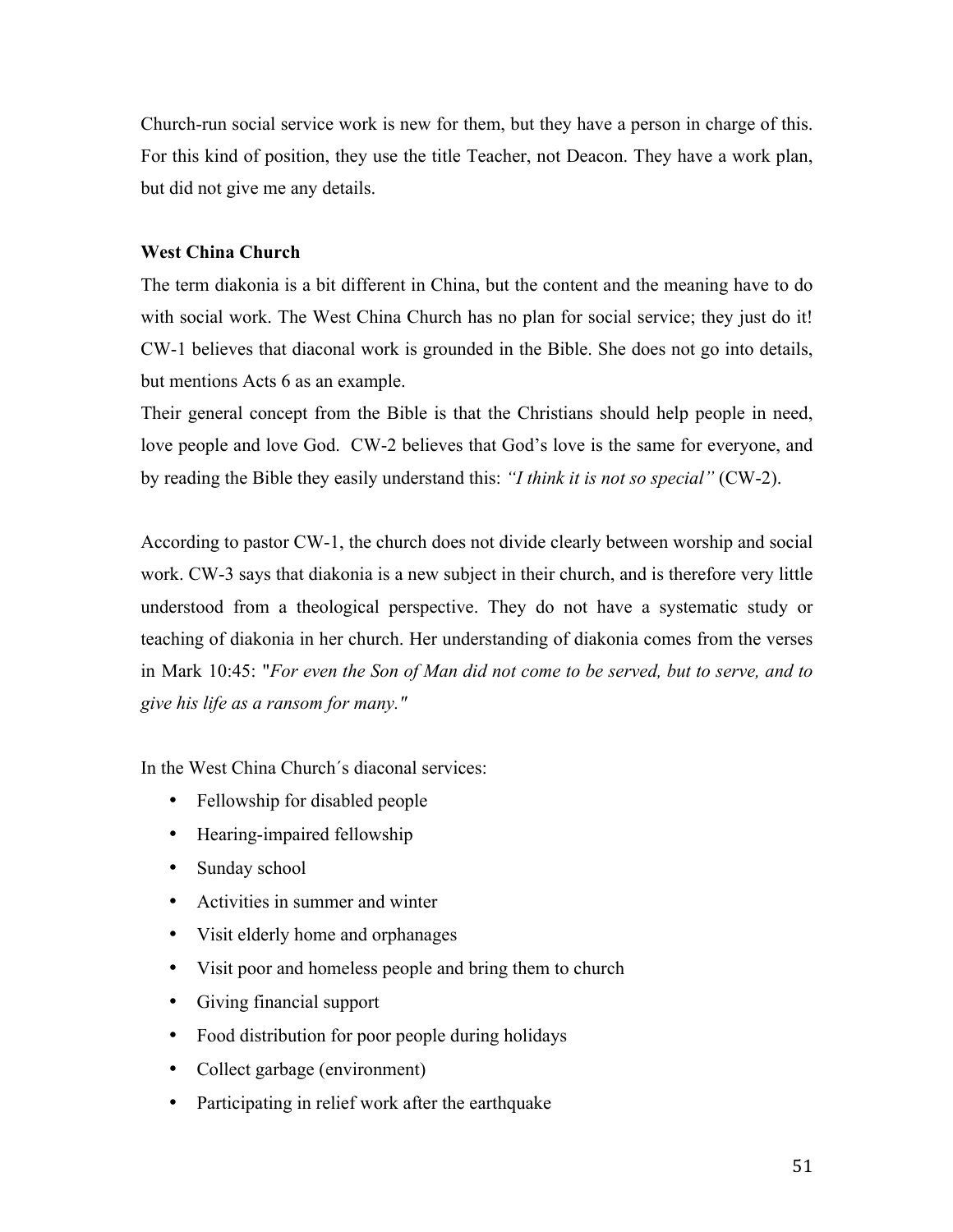Church-run social service work is new for them, but they have a person in charge of this. For this kind of position, they use the title Teacher, not Deacon. They have a work plan, but did not give me any details.

**West China Church**

The term diakonia is a bit different in China, but the content and the meaning have to do with social work. The West China Church has no plan for social service; they just do it! CW-1 believes that diaconal work is grounded in the Bible. She does not go into details, but mentions Acts 6 as an example.

Their general concept from the Bible is that the Christians should help people in need, love people and love God. CW-2 believes that God's love is the same for everyone, and by reading the Bible they easily understand this: *"I think it is not so special"* (CW-2).

According to pastor CW-1, the church does not divide clearly between worship and social work. CW-3 says that diakonia is a new subject in their church, and is therefore very little understood from a theological perspective. They do not have a systematic study or teaching of diakonia in her church. Her understanding of diakonia comes from the verses in Mark 10:45: "*For even the Son of Man did not come to be served, but to serve, and to give his life as a ransom for many."*

In the West China Church´s diaconal services:

- Fellowship for disabled people
- Hearing-impaired fellowship
- Sunday school
- Activities in summer and winter
- Visit elderly home and orphanages
- Visit poor and homeless people and bring them to church
- Giving financial support
- Food distribution for poor people during holidays
- Collect garbage (environment)
- Participating in relief work after the earthquake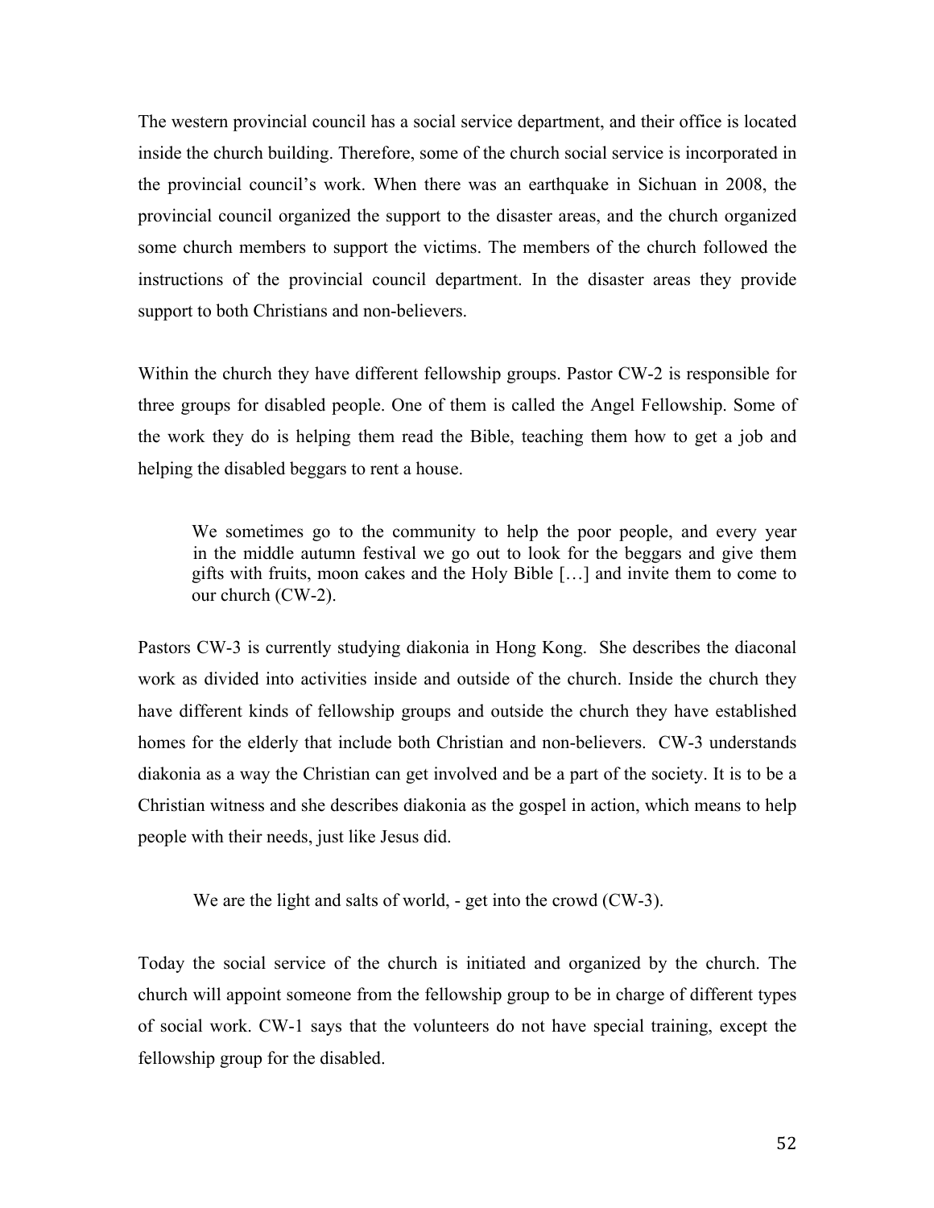The western provincial council has a social service department, and their office is located inside the church building. Therefore, some of the church social service is incorporated in the provincial council's work. When there was an earthquake in Sichuan in 2008, the provincial council organized the support to the disaster areas, and the church organized some church members to support the victims. The members of the church followed the instructions of the provincial council department. In the disaster areas they provide support to both Christians and non-believers.

Within the church they have different fellowship groups. Pastor CW-2 is responsible for three groups for disabled people. One of them is called the Angel Fellowship. Some of the work they do is helping them read the Bible, teaching them how to get a job and helping the disabled beggars to rent a house.

> We sometimes go to the community to help the poor people, and every year in the middle autumn festival we go out to look for the beggars and give them gifts with fruits, moon cakes and the Holy Bible […] and invite them to come to our church (CW-2).

Pastors CW-3 is currently studying diakonia in Hong Kong. She describes the diaconal work as divided into activities inside and outside of the church. Inside the church they have different kinds of fellowship groups and outside the church they have established homes for the elderly that include both Christian and non-believers. CW-3 understands diakonia as a way the Christian can get involved and be a part of the society. It is to be a Christian witness and she describes diakonia as the gospel in action, which means to help people with their needs, just like Jesus did.

> We are the light and salts of world, - get into the crowd (CW-3).

Today the social service of the church is initiated and organized by the church. The church will appoint someone from the fellowship group to be in charge of different types of social work. CW-1 says that the volunteers do not have special training, except the fellowship group for the disabled.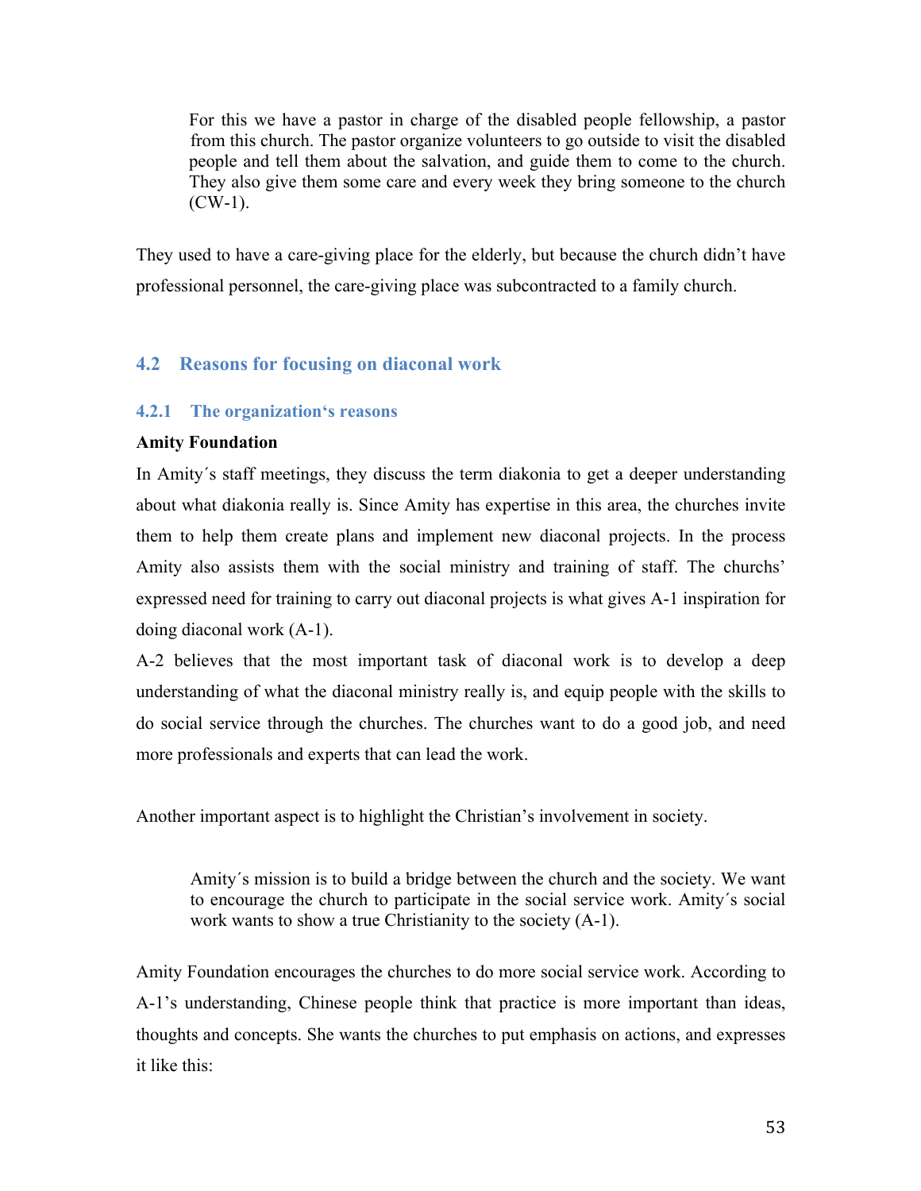> For this we have a pastor in charge of the disabled people fellowship, a pastor from this church. The pastor organize volunteers to go outside to visit the disabled people and tell them about the salvation, and guide them to come to the church. They also give them some care and every week they bring someone to the church (CW-1).

They used to have a care-giving place for the elderly, but because the church didn't have professional personnel, the care-giving place was subcontracted to a family church.

## 4.2 Reasons for focusing on diaconal work

### 4.2.1 The organization's reasons

**Amity Foundation**

In Amity´s staff meetings, they discuss the term diakonia to get a deeper understanding about what diakonia really is. Since Amity has expertise in this area, the churches invite them to help them create plans and implement new diaconal projects. In the process Amity also assists them with the social ministry and training of staff. The churchs' expressed need for training to carry out diaconal projects is what gives A-1 inspiration for doing diaconal work (A-1).

A-2 believes that the most important task of diaconal work is to develop a deep understanding of what the diaconal ministry really is, and equip people with the skills to do social service through the churches. The churches want to do a good job, and need more professionals and experts that can lead the work.

Another important aspect is to highlight the Christian's involvement in society.

> Amity´s mission is to build a bridge between the church and the society. We want to encourage the church to participate in the social service work. Amity´s social work wants to show a true Christianity to the society (A-1).

Amity Foundation encourages the churches to do more social service work. According to A-1's understanding, Chinese people think that practice is more important than ideas, thoughts and concepts. She wants the churches to put emphasis on actions, and expresses it like this: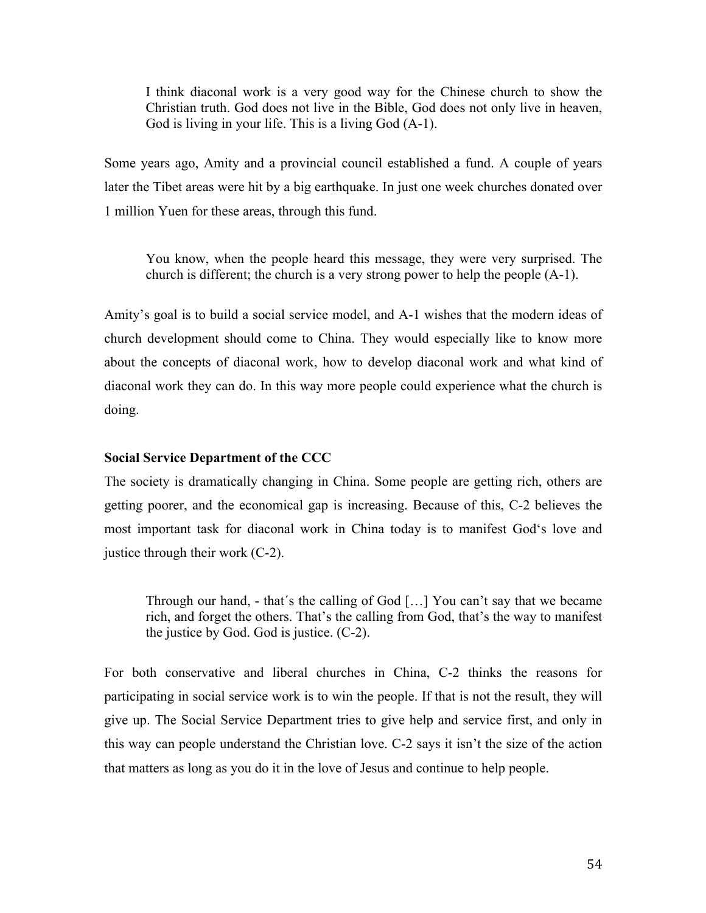> I think diaconal work is a very good way for the Chinese church to show the Christian truth. God does not live in the Bible, God does not only live in heaven, God is living in your life. This is a living God (A-1).

Some years ago, Amity and a provincial council established a fund. A couple of years later the Tibet areas were hit by a big earthquake. In just one week churches donated over 1 million Yuen for these areas, through this fund.

> You know, when the people heard this message, they were very surprised. The church is different; the church is a very strong power to help the people (A-1).

Amity's goal is to build a social service model, and A-1 wishes that the modern ideas of church development should come to China. They would especially like to know more about the concepts of diaconal work, how to develop diaconal work and what kind of diaconal work they can do. In this way more people could experience what the church is doing.

**Social Service Department of the CCC**

The society is dramatically changing in China. Some people are getting rich, others are getting poorer, and the economical gap is increasing. Because of this, C-2 believes the most important task for diaconal work in China today is to manifest God's love and justice through their work (C-2).

> Through our hand, - that´s the calling of God […] You can't say that we became rich, and forget the others. That's the calling from God, that's the way to manifest the justice by God. God is justice. (C-2).

For both conservative and liberal churches in China, C-2 thinks the reasons for participating in social service work is to win the people. If that is not the result, they will give up. The Social Service Department tries to give help and service first, and only in this way can people understand the Christian love. C-2 says it isn't the size of the action that matters as long as you do it in the love of Jesus and continue to help people.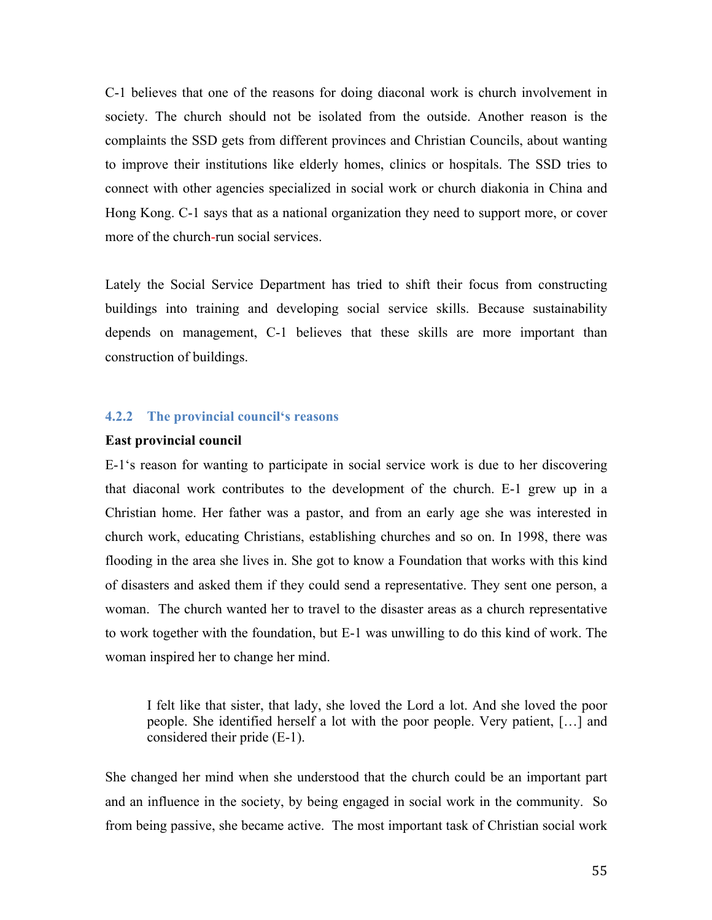C-1 believes that one of the reasons for doing diaconal work is church involvement in society. The church should not be isolated from the outside. Another reason is the complaints the SSD gets from different provinces and Christian Councils, about wanting to improve their institutions like elderly homes, clinics or hospitals. The SSD tries to connect with other agencies specialized in social work or church diakonia in China and Hong Kong. C-1 says that as a national organization they need to support more, or cover more of the church-run social services.

Lately the Social Service Department has tried to shift their focus from constructing buildings into training and developing social service skills. Because sustainability depends on management, C-1 believes that these skills are more important than construction of buildings.

### 4.2.2 The provincial council's reasons

**East provincial council**

E-1's reason for wanting to participate in social service work is due to her discovering that diaconal work contributes to the development of the church. E-1 grew up in a Christian home. Her father was a pastor, and from an early age she was interested in church work, educating Christians, establishing churches and so on. In 1998, there was flooding in the area she lives in. She got to know a Foundation that works with this kind of disasters and asked them if they could send a representative. They sent one person, a woman. The church wanted her to travel to the disaster areas as a church representative to work together with the foundation, but E-1 was unwilling to do this kind of work. The woman inspired her to change her mind.

> I felt like that sister, that lady, she loved the Lord a lot. And she loved the poor people. She identified herself a lot with the poor people. Very patient, […] and considered their pride (E-1).

She changed her mind when she understood that the church could be an important part and an influence in the society, by being engaged in social work in the community. So from being passive, she became active. The most important task of Christian social work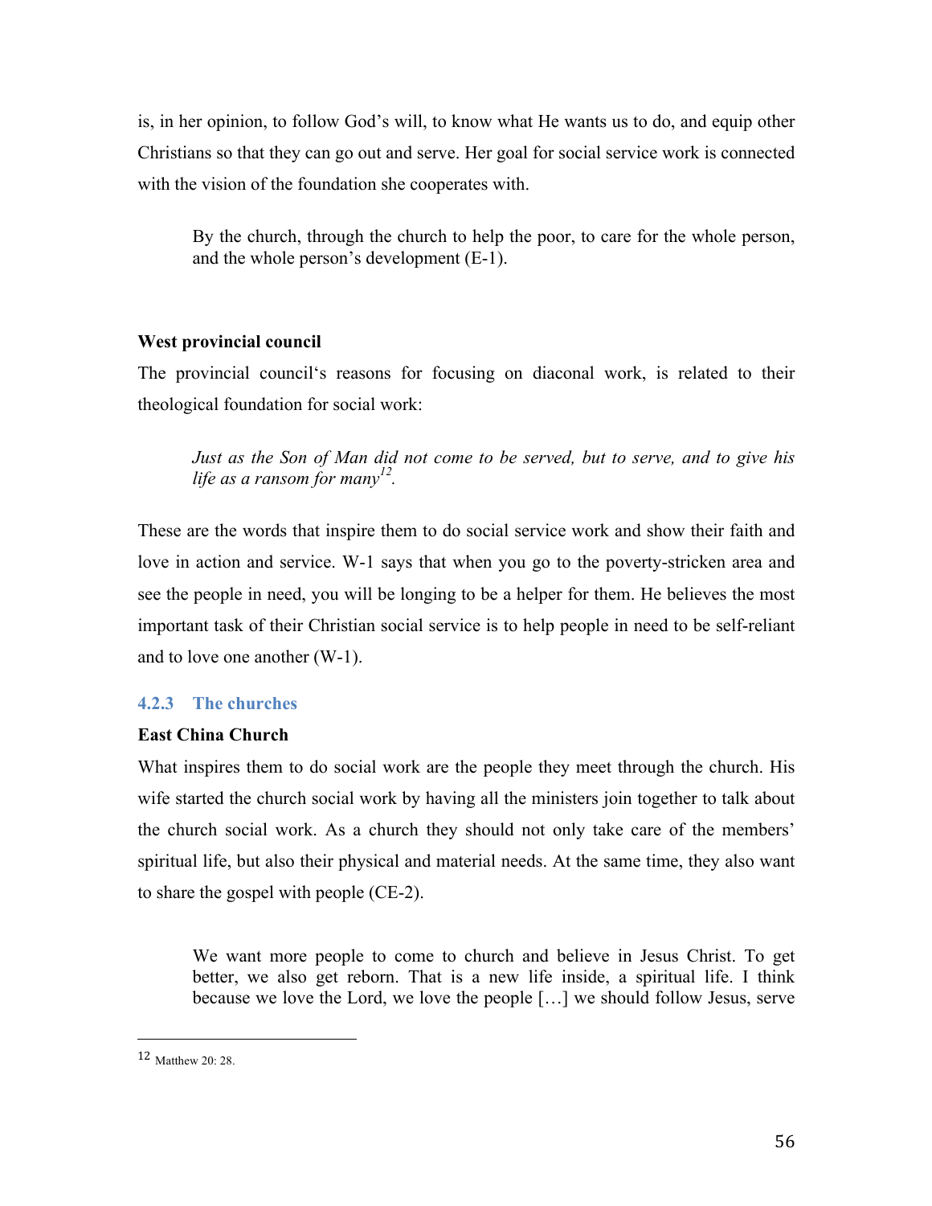is, in her opinion, to follow God's will, to know what He wants us to do, and equip other Christians so that they can go out and serve. Her goal for social service work is connected with the vision of the foundation she cooperates with.

> By the church, through the church to help the poor, to care for the whole person, and the whole person's development (E-1).

**West provincial council**

The provincial council's reasons for focusing on diaconal work, is related to their theological foundation for social work:

> *Just as the Son of Man did not come to be served, but to serve, and to give his life as a ransom for many*[12].

These are the words that inspire them to do social service work and show their faith and love in action and service. W-1 says that when you go to the poverty-stricken area and see the people in need, you will be longing to be a helper for them. He believes the most important task of their Christian social service is to help people in need to be self-reliant and to love one another (W-1).

### 4.2.3 The churches

**East China Church**

What inspires them to do social work are the people they meet through the church. His wife started the church social work by having all the ministers join together to talk about the church social work. As a church they should not only take care of the members' spiritual life, but also their physical and material needs. At the same time, they also want to share the gospel with people (CE-2).

> We want more people to come to church and believe in Jesus Christ. To get better, we also get reborn. That is a new life inside, a spiritual life. I think because we love the Lord, we love the people […] we should follow Jesus, serve

---

12 Matthew 20: 28.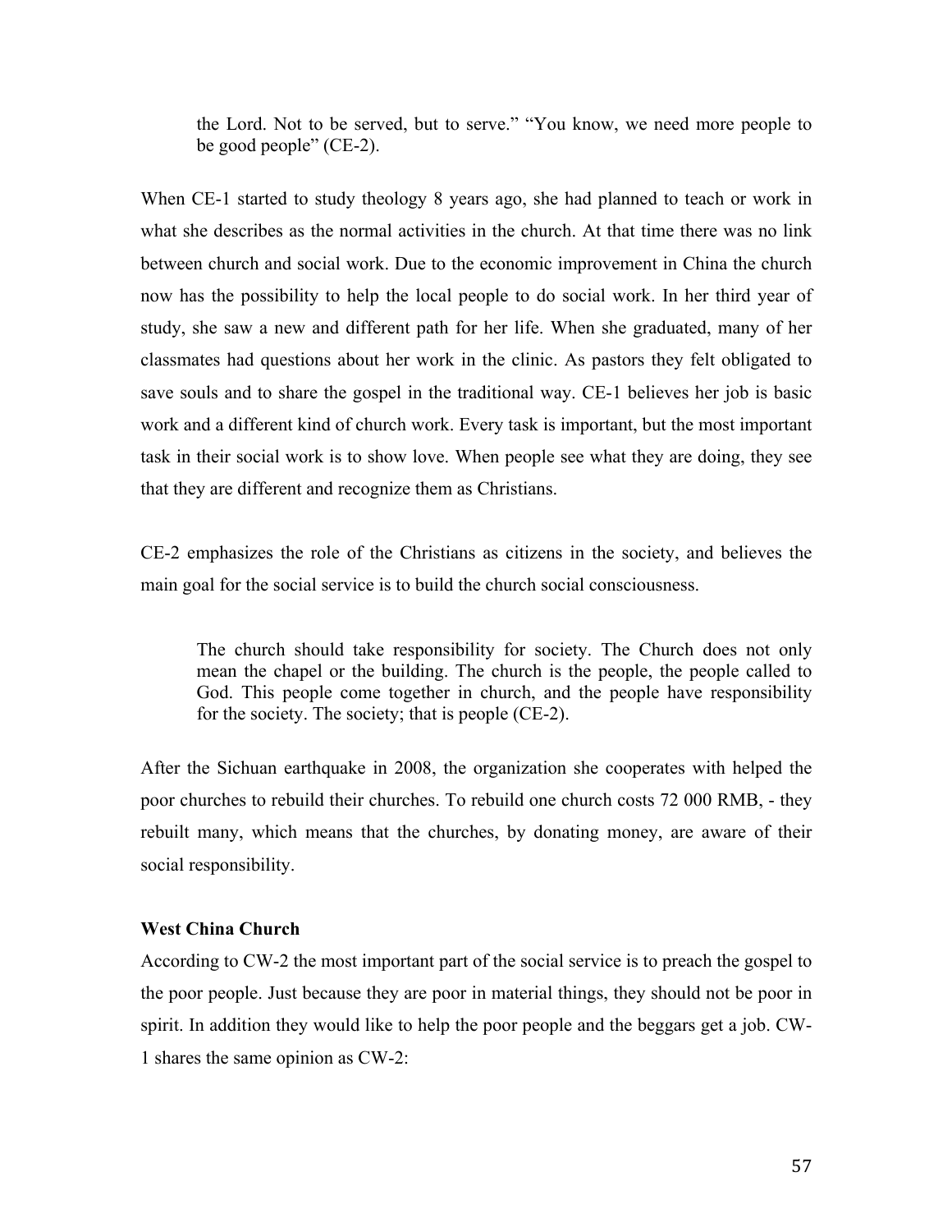> the Lord. Not to be served, but to serve." "You know, we need more people to be good people" (CE-2).

When CE-1 started to study theology 8 years ago, she had planned to teach or work in what she describes as the normal activities in the church. At that time there was no link between church and social work. Due to the economic improvement in China the church now has the possibility to help the local people to do social work. In her third year of study, she saw a new and different path for her life. When she graduated, many of her classmates had questions about her work in the clinic. As pastors they felt obligated to save souls and to share the gospel in the traditional way. CE-1 believes her job is basic work and a different kind of church work. Every task is important, but the most important task in their social work is to show love. When people see what they are doing, they see that they are different and recognize them as Christians.

CE-2 emphasizes the role of the Christians as citizens in the society, and believes the main goal for the social service is to build the church social consciousness.

> The church should take responsibility for society. The Church does not only mean the chapel or the building. The church is the people, the people called to God. This people come together in church, and the people have responsibility for the society. The society; that is people (CE-2).

After the Sichuan earthquake in 2008, the organization she cooperates with helped the poor churches to rebuild their churches. To rebuild one church costs 72 000 RMB, - they rebuilt many, which means that the churches, by donating money, are aware of their social responsibility.

**West China Church**

According to CW-2 the most important part of the social service is to preach the gospel to the poor people. Just because they are poor in material things, they should not be poor in spirit. In addition they would like to help the poor people and the beggars get a job. CW-1 shares the same opinion as CW-2: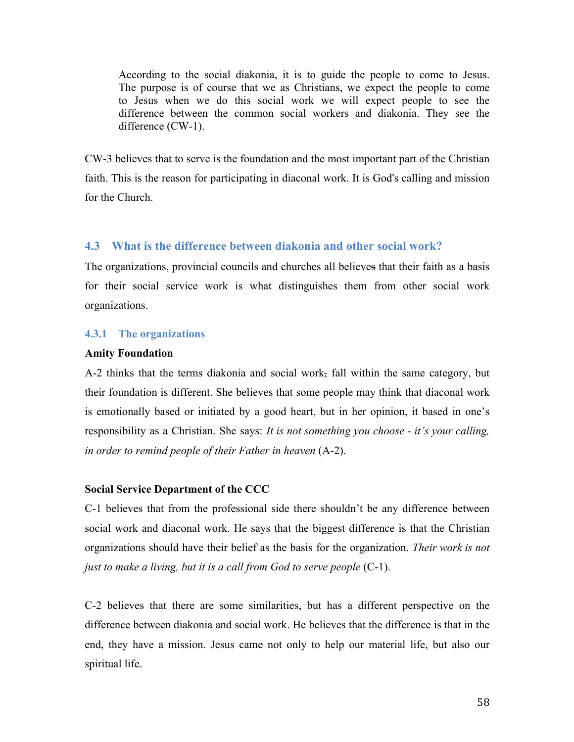> According to the social diakonia, it is to guide the people to come to Jesus. The purpose is of course that we as Christians, we expect the people to come to Jesus when we do this social work we will expect people to see the difference between the common social workers and diakonia. They see the difference (CW-1).

CW-3 believes that to serve is the foundation and the most important part of the Christian faith. This is the reason for participating in diaconal work. It is God's calling and mission for the Church.

## 4.3 What is the difference between diakonia and other social work?

The organizations, provincial councils and churches all believes that their faith as a basis for their social service work is what distinguishes them from other social work organizations.

### 4.3.1 The organizations

**Amity Foundation**

A-2 thinks that the terms diakonia and social work, fall within the same category, but their foundation is different. She believes that some people may think that diaconal work is emotionally based or initiated by a good heart, but in her opinion, it based in one's responsibility as a Christian. She says: *It is not something you choose - it's your calling, in order to remind people of their Father in heaven* (A-2).

**Social Service Department of the CCC**

C-1 believes that from the professional side there shouldn't be any difference between social work and diaconal work. He says that the biggest difference is that the Christian organizations should have their belief as the basis for the organization. *Their work is not just to make a living, but it is a call from God to serve people* (C-1).

C-2 believes that there are some similarities, but has a different perspective on the difference between diakonia and social work. He believes that the difference is that in the end, they have a mission. Jesus came not only to help our material life, but also our spiritual life.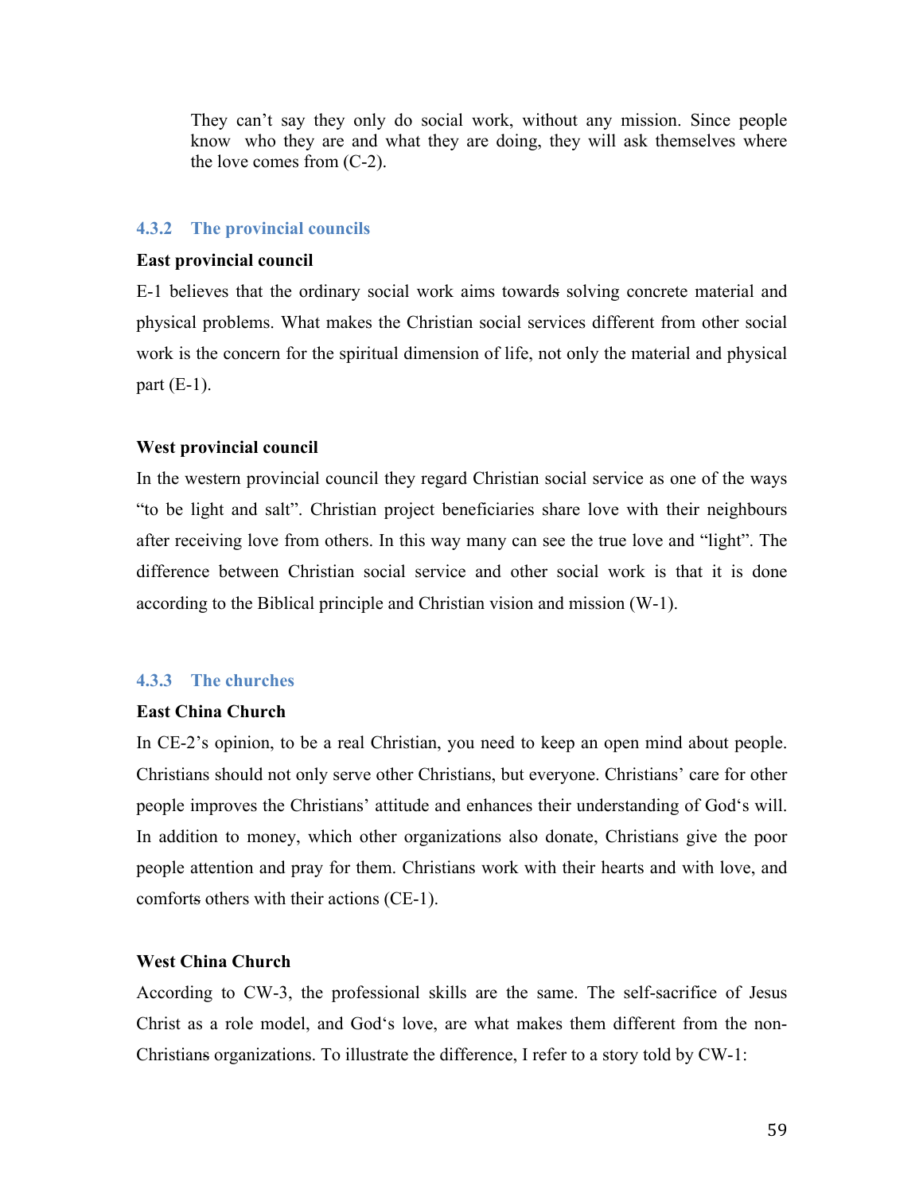> They can't say they only do social work, without any mission. Since people know who they are and what they are doing, they will ask themselves where the love comes from (C-2).

### 4.3.2 The provincial councils

**East provincial council**

E-1 believes that the ordinary social work aims towards solving concrete material and physical problems. What makes the Christian social services different from other social work is the concern for the spiritual dimension of life, not only the material and physical part (E-1).

**West provincial council**

In the western provincial council they regard Christian social service as one of the ways "to be light and salt". Christian project beneficiaries share love with their neighbours after receiving love from others. In this way many can see the true love and "light". The difference between Christian social service and other social work is that it is done according to the Biblical principle and Christian vision and mission (W-1).

### 4.3.3 The churches

**East China Church**

In CE-2's opinion, to be a real Christian, you need to keep an open mind about people. Christians should not only serve other Christians, but everyone. Christians' care for other people improves the Christians' attitude and enhances their understanding of God's will. In addition to money, which other organizations also donate, Christians give the poor people attention and pray for them. Christians work with their hearts and with love, and comforts others with their actions (CE-1).

**West China Church**

According to CW-3, the professional skills are the same. The self-sacrifice of Jesus Christ as a role model, and God's love, are what makes them different from the non-Christians organizations. To illustrate the difference, I refer to a story told by CW-1: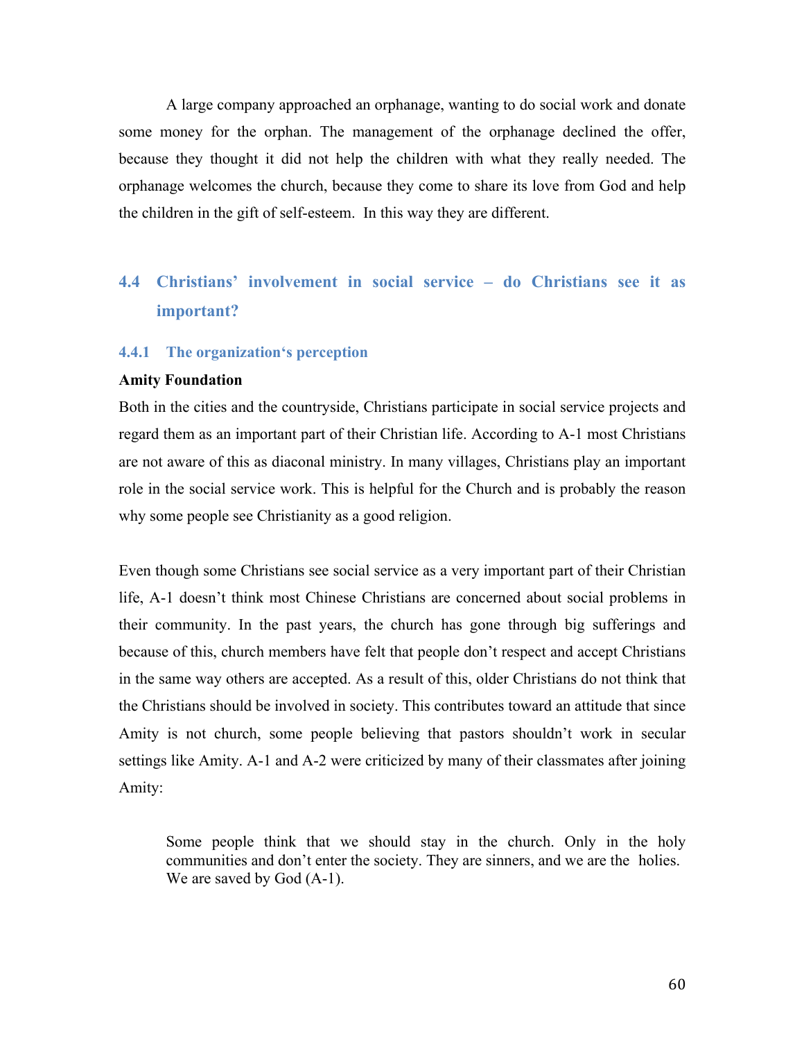A large company approached an orphanage, wanting to do social work and donate some money for the orphan. The management of the orphanage declined the offer, because they thought it did not help the children with what they really needed. The orphanage welcomes the church, because they come to share its love from God and help the children in the gift of self-esteem. In this way they are different.

## 4.4 Christians' involvement in social service – do Christians see it as important?

### 4.4.1 The organization's perception

**Amity Foundation**

Both in the cities and the countryside, Christians participate in social service projects and regard them as an important part of their Christian life. According to A-1 most Christians are not aware of this as diaconal ministry. In many villages, Christians play an important role in the social service work. This is helpful for the Church and is probably the reason why some people see Christianity as a good religion.

Even though some Christians see social service as a very important part of their Christian life, A-1 doesn't think most Chinese Christians are concerned about social problems in their community. In the past years, the church has gone through big sufferings and because of this, church members have felt that people don't respect and accept Christians in the same way others are accepted. As a result of this, older Christians do not think that the Christians should be involved in society. This contributes toward an attitude that since Amity is not church, some people believing that pastors shouldn't work in secular settings like Amity. A-1 and A-2 were criticized by many of their classmates after joining Amity:

> Some people think that we should stay in the church. Only in the holy communities and don't enter the society. They are sinners, and we are the holies. We are saved by God (A-1).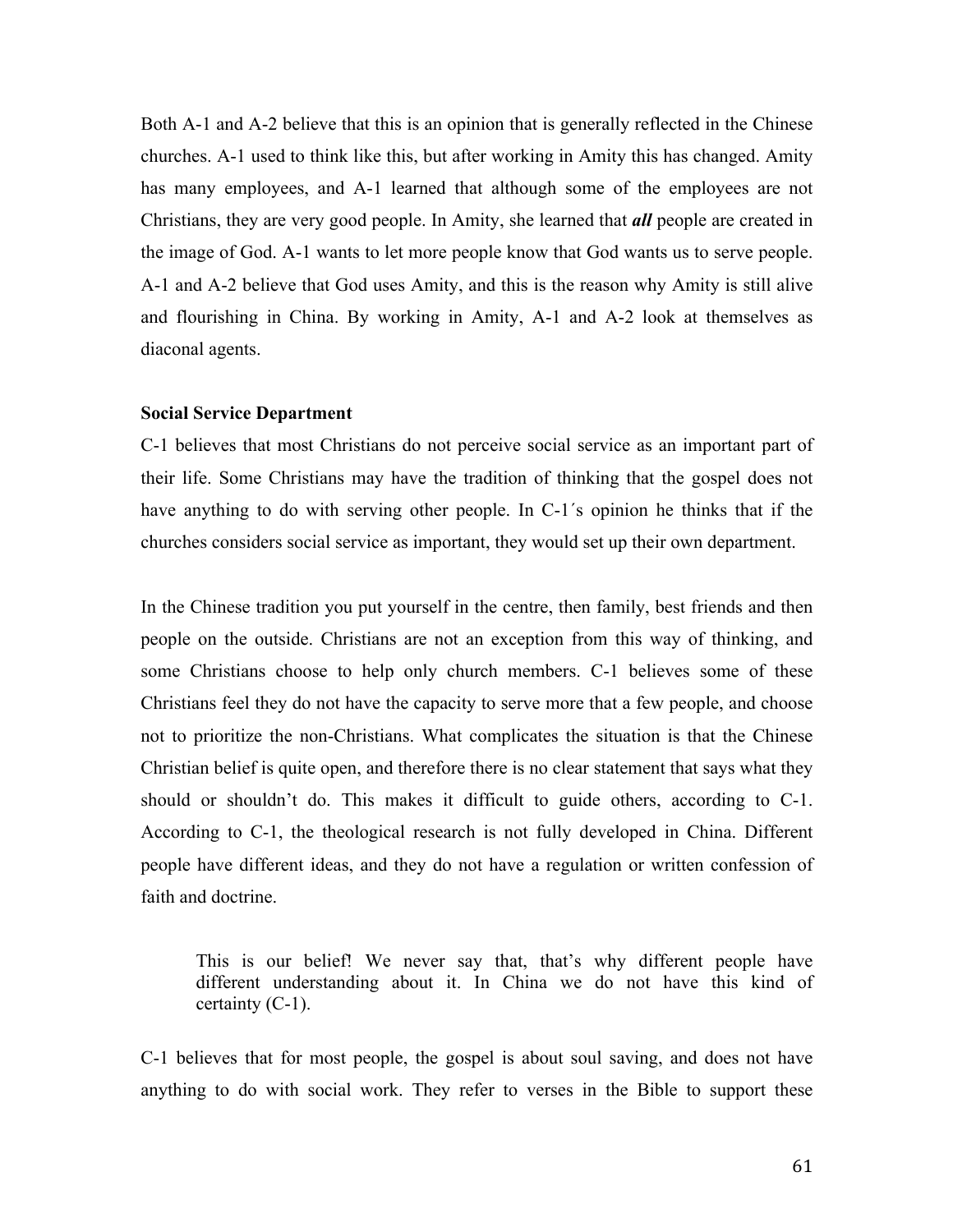Both A-1 and A-2 believe that this is an opinion that is generally reflected in the Chinese churches. A-1 used to think like this, but after working in Amity this has changed. Amity has many employees, and A-1 learned that although some of the employees are not Christians, they are very good people. In Amity, she learned that ***all*** people are created in the image of God. A-1 wants to let more people know that God wants us to serve people. A-1 and A-2 believe that God uses Amity, and this is the reason why Amity is still alive and flourishing in China. By working in Amity, A-1 and A-2 look at themselves as diaconal agents.

**Social Service Department**

C-1 believes that most Christians do not perceive social service as an important part of their life. Some Christians may have the tradition of thinking that the gospel does not have anything to do with serving other people. In C-1´s opinion he thinks that if the churches considers social service as important, they would set up their own department.

In the Chinese tradition you put yourself in the centre, then family, best friends and then people on the outside. Christians are not an exception from this way of thinking, and some Christians choose to help only church members. C-1 believes some of these Christians feel they do not have the capacity to serve more that a few people, and choose not to prioritize the non-Christians. What complicates the situation is that the Chinese Christian belief is quite open, and therefore there is no clear statement that says what they should or shouldn't do. This makes it difficult to guide others, according to C-1. According to C-1, the theological research is not fully developed in China. Different people have different ideas, and they do not have a regulation or written confession of faith and doctrine.

> This is our belief! We never say that, that's why different people have different understanding about it. In China we do not have this kind of certainty (C-1).

C-1 believes that for most people, the gospel is about soul saving, and does not have anything to do with social work. They refer to verses in the Bible to support these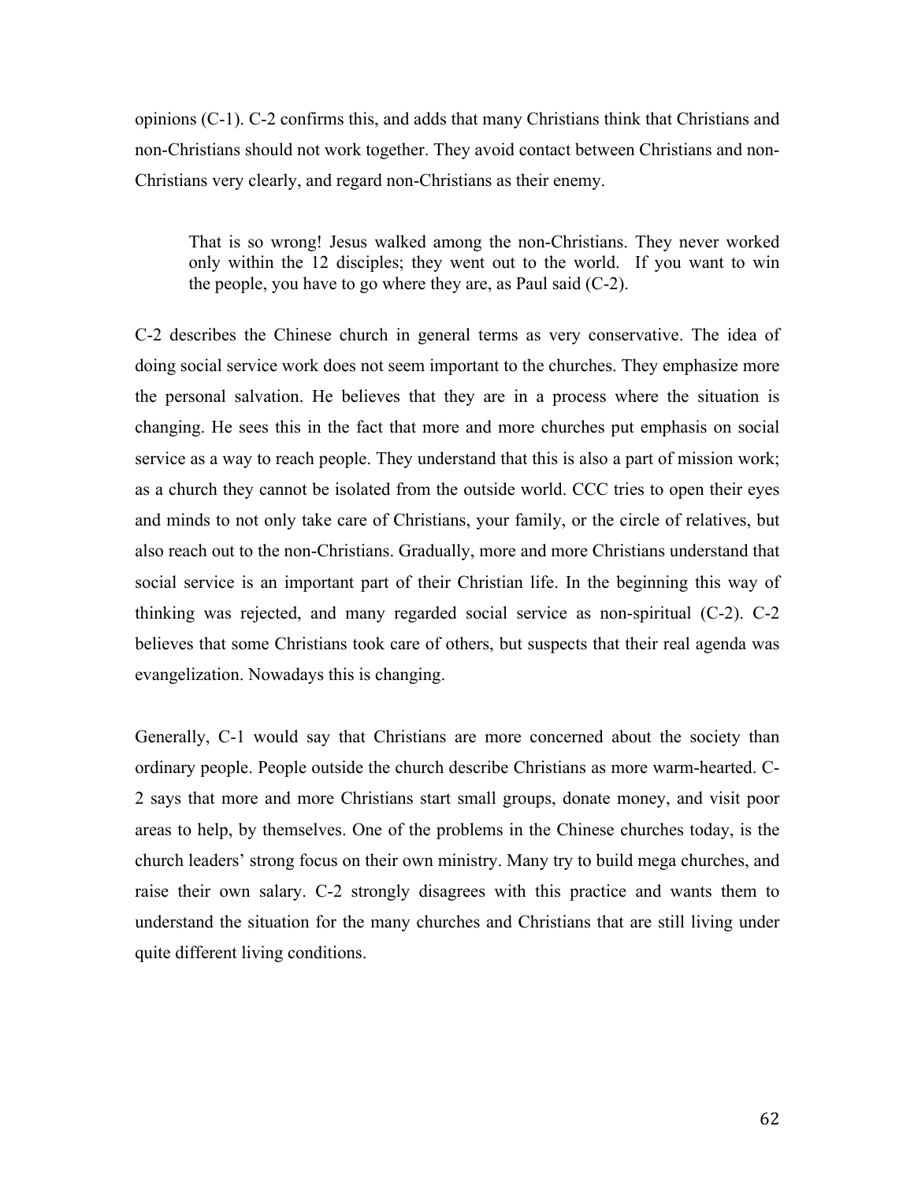opinions (C-1). C-2 confirms this, and adds that many Christians think that Christians and non-Christians should not work together. They avoid contact between Christians and non-Christians very clearly, and regard non-Christians as their enemy.

> That is so wrong! Jesus walked among the non-Christians. They never worked only within the 12 disciples; they went out to the world. If you want to win the people, you have to go where they are, as Paul said (C-2).

C-2 describes the Chinese church in general terms as very conservative. The idea of doing social service work does not seem important to the churches. They emphasize more the personal salvation. He believes that they are in a process where the situation is changing. He sees this in the fact that more and more churches put emphasis on social service as a way to reach people. They understand that this is also a part of mission work; as a church they cannot be isolated from the outside world. CCC tries to open their eyes and minds to not only take care of Christians, your family, or the circle of relatives, but also reach out to the non-Christians. Gradually, more and more Christians understand that social service is an important part of their Christian life. In the beginning this way of thinking was rejected, and many regarded social service as non-spiritual (C-2). C-2 believes that some Christians took care of others, but suspects that their real agenda was evangelization. Nowadays this is changing.

Generally, C-1 would say that Christians are more concerned about the society than ordinary people. People outside the church describe Christians as more warm-hearted. C-2 says that more and more Christians start small groups, donate money, and visit poor areas to help, by themselves. One of the problems in the Chinese churches today, is the church leaders' strong focus on their own ministry. Many try to build mega churches, and raise their own salary. C-2 strongly disagrees with this practice and wants them to understand the situation for the many churches and Christians that are still living under quite different living conditions.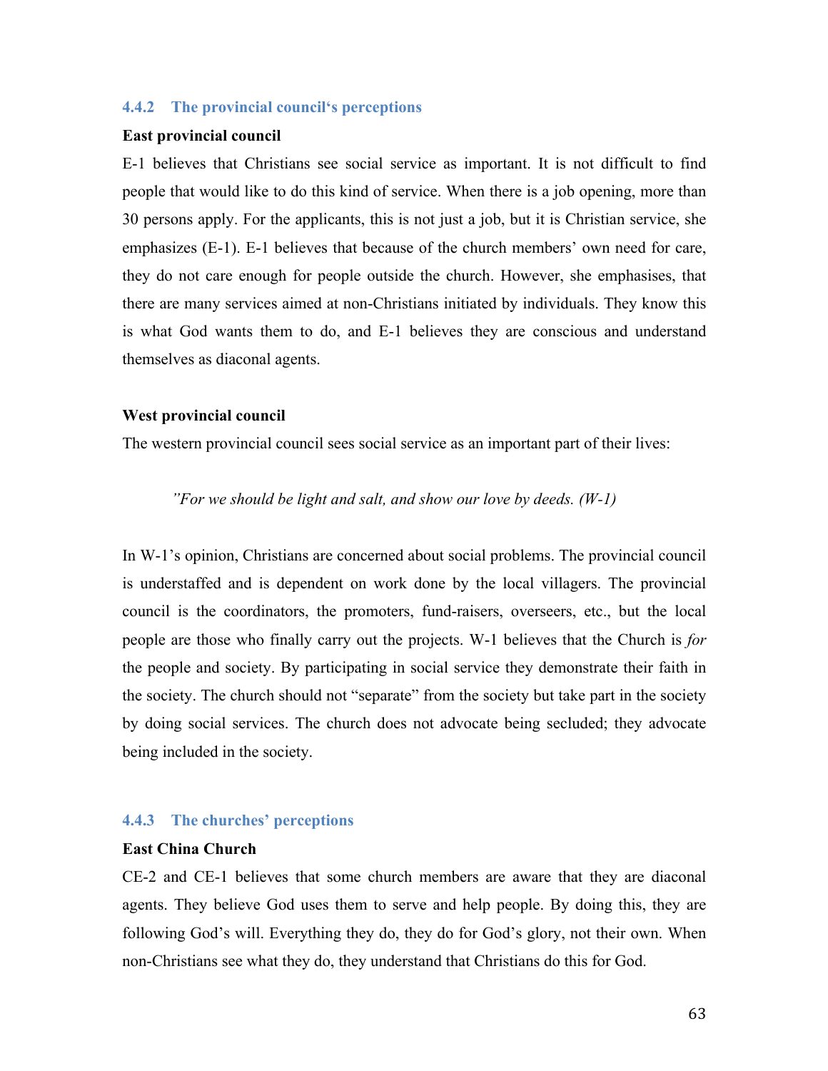### 4.4.2 The provincial council's perceptions

**East provincial council**

E-1 believes that Christians see social service as important. It is not difficult to find people that would like to do this kind of service. When there is a job opening, more than 30 persons apply. For the applicants, this is not just a job, but it is Christian service, she emphasizes (E-1). E-1 believes that because of the church members' own need for care, they do not care enough for people outside the church. However, she emphasises, that there are many services aimed at non-Christians initiated by individuals. They know this is what God wants them to do, and E-1 believes they are conscious and understand themselves as diaconal agents.

**West provincial council**

The western provincial council sees social service as an important part of their lives:

> *"For we should be light and salt, and show our love by deeds. (W-1)*

In W-1's opinion, Christians are concerned about social problems. The provincial council is understaffed and is dependent on work done by the local villagers. The provincial council is the coordinators, the promoters, fund-raisers, overseers, etc., but the local people are those who finally carry out the projects. W-1 believes that the Church is *for* the people and society. By participating in social service they demonstrate their faith in the society. The church should not "separate" from the society but take part in the society by doing social services. The church does not advocate being secluded; they advocate being included in the society.

### 4.4.3 The churches' perceptions

**East China Church**

CE-2 and CE-1 believes that some church members are aware that they are diaconal agents. They believe God uses them to serve and help people. By doing this, they are following God's will. Everything they do, they do for God's glory, not their own. When non-Christians see what they do, they understand that Christians do this for God.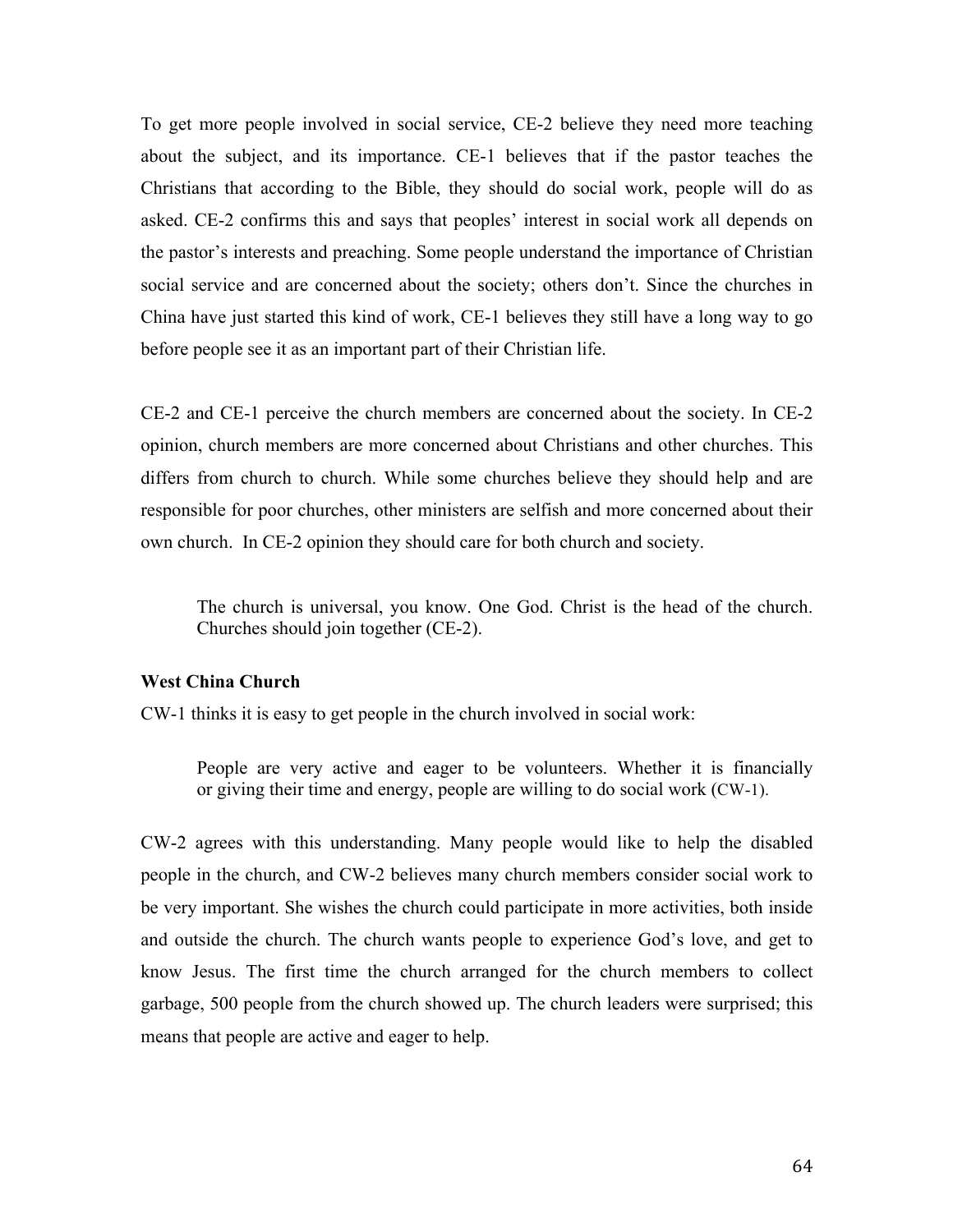To get more people involved in social service, CE-2 believe they need more teaching about the subject, and its importance. CE-1 believes that if the pastor teaches the Christians that according to the Bible, they should do social work, people will do as asked. CE-2 confirms this and says that peoples' interest in social work all depends on the pastor's interests and preaching. Some people understand the importance of Christian social service and are concerned about the society; others don't. Since the churches in China have just started this kind of work, CE-1 believes they still have a long way to go before people see it as an important part of their Christian life.

CE-2 and CE-1 perceive the church members are concerned about the society. In CE-2 opinion, church members are more concerned about Christians and other churches. This differs from church to church. While some churches believe they should help and are responsible for poor churches, other ministers are selfish and more concerned about their own church. In CE-2 opinion they should care for both church and society.

> The church is universal, you know. One God. Christ is the head of the church. Churches should join together (CE-2).

**West China Church**

CW-1 thinks it is easy to get people in the church involved in social work:

> People are very active and eager to be volunteers. Whether it is financially or giving their time and energy, people are willing to do social work (CW-1).

CW-2 agrees with this understanding. Many people would like to help the disabled people in the church, and CW-2 believes many church members consider social work to be very important. She wishes the church could participate in more activities, both inside and outside the church. The church wants people to experience God's love, and get to know Jesus. The first time the church arranged for the church members to collect garbage, 500 people from the church showed up. The church leaders were surprised; this means that people are active and eager to help.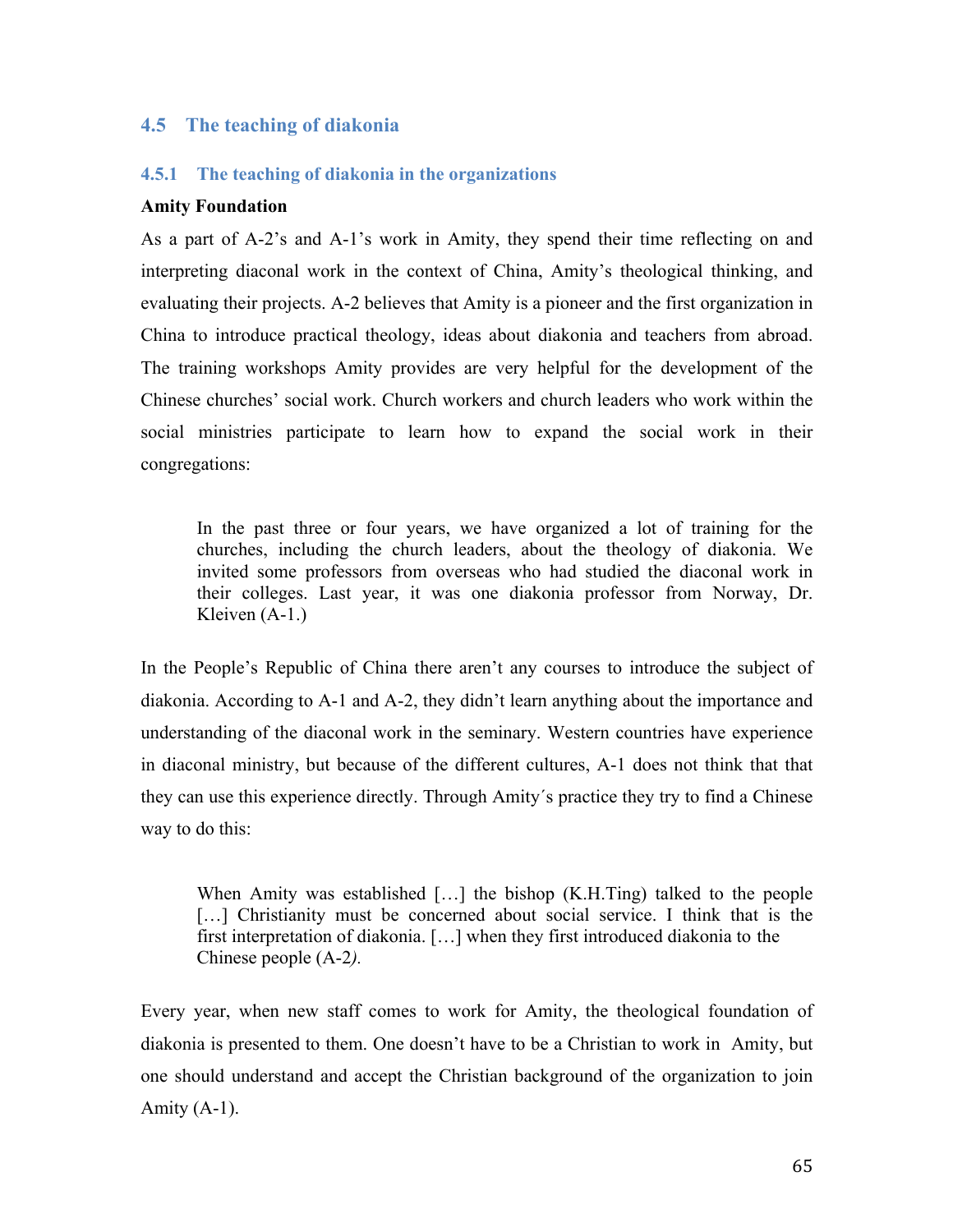## 4.5 The teaching of diakonia

### 4.5.1 The teaching of diakonia in the organizations

**Amity Foundation**

As a part of A-2's and A-1's work in Amity, they spend their time reflecting on and interpreting diaconal work in the context of China, Amity's theological thinking, and evaluating their projects. A-2 believes that Amity is a pioneer and the first organization in China to introduce practical theology, ideas about diakonia and teachers from abroad. The training workshops Amity provides are very helpful for the development of the Chinese churches' social work. Church workers and church leaders who work within the social ministries participate to learn how to expand the social work in their congregations:

> In the past three or four years, we have organized a lot of training for the churches, including the church leaders, about the theology of diakonia. We invited some professors from overseas who had studied the diaconal work in their colleges. Last year, it was one diakonia professor from Norway, Dr. Kleiven (A-1.)

In the People's Republic of China there aren't any courses to introduce the subject of diakonia. According to A-1 and A-2, they didn't learn anything about the importance and understanding of the diaconal work in the seminary. Western countries have experience in diaconal ministry, but because of the different cultures, A-1 does not think that that they can use this experience directly. Through Amity´s practice they try to find a Chinese way to do this:

> When Amity was established […] the bishop (K.H.Ting) talked to the people […] Christianity must be concerned about social service. I think that is the first interpretation of diakonia. […] when they first introduced diakonia to the Chinese people (A-2*).*

Every year, when new staff comes to work for Amity, the theological foundation of diakonia is presented to them. One doesn't have to be a Christian to work in Amity, but one should understand and accept the Christian background of the organization to join Amity (A-1).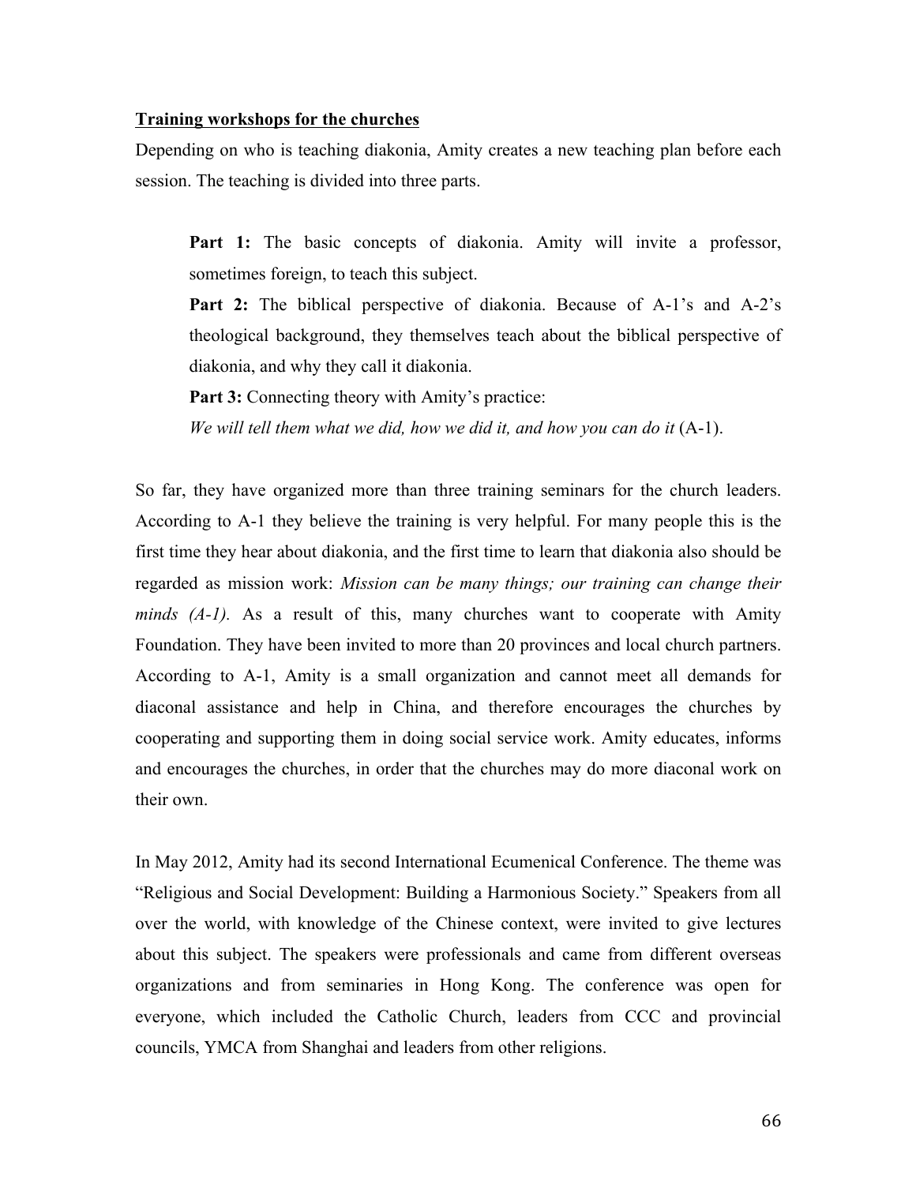**Training workshops for the churches**

Depending on who is teaching diakonia, Amity creates a new teaching plan before each session. The teaching is divided into three parts.

> **Part 1:** The basic concepts of diakonia. Amity will invite a professor, sometimes foreign, to teach this subject.
>
> **Part 2:** The biblical perspective of diakonia. Because of A-1's and A-2's theological background, they themselves teach about the biblical perspective of diakonia, and why they call it diakonia.
>
> **Part 3:** Connecting theory with Amity's practice:
>
> *We will tell them what we did, how we did it, and how you can do it* (A-1).

So far, they have organized more than three training seminars for the church leaders. According to A-1 they believe the training is very helpful. For many people this is the first time they hear about diakonia, and the first time to learn that diakonia also should be regarded as mission work: *Mission can be many things; our training can change their minds (A-1).* As a result of this, many churches want to cooperate with Amity Foundation. They have been invited to more than 20 provinces and local church partners. According to A-1, Amity is a small organization and cannot meet all demands for diaconal assistance and help in China, and therefore encourages the churches by cooperating and supporting them in doing social service work. Amity educates, informs and encourages the churches, in order that the churches may do more diaconal work on their own.

In May 2012, Amity had its second International Ecumenical Conference. The theme was "Religious and Social Development: Building a Harmonious Society." Speakers from all over the world, with knowledge of the Chinese context, were invited to give lectures about this subject. The speakers were professionals and came from different overseas organizations and from seminaries in Hong Kong. The conference was open for everyone, which included the Catholic Church, leaders from CCC and provincial councils, YMCA from Shanghai and leaders from other religions.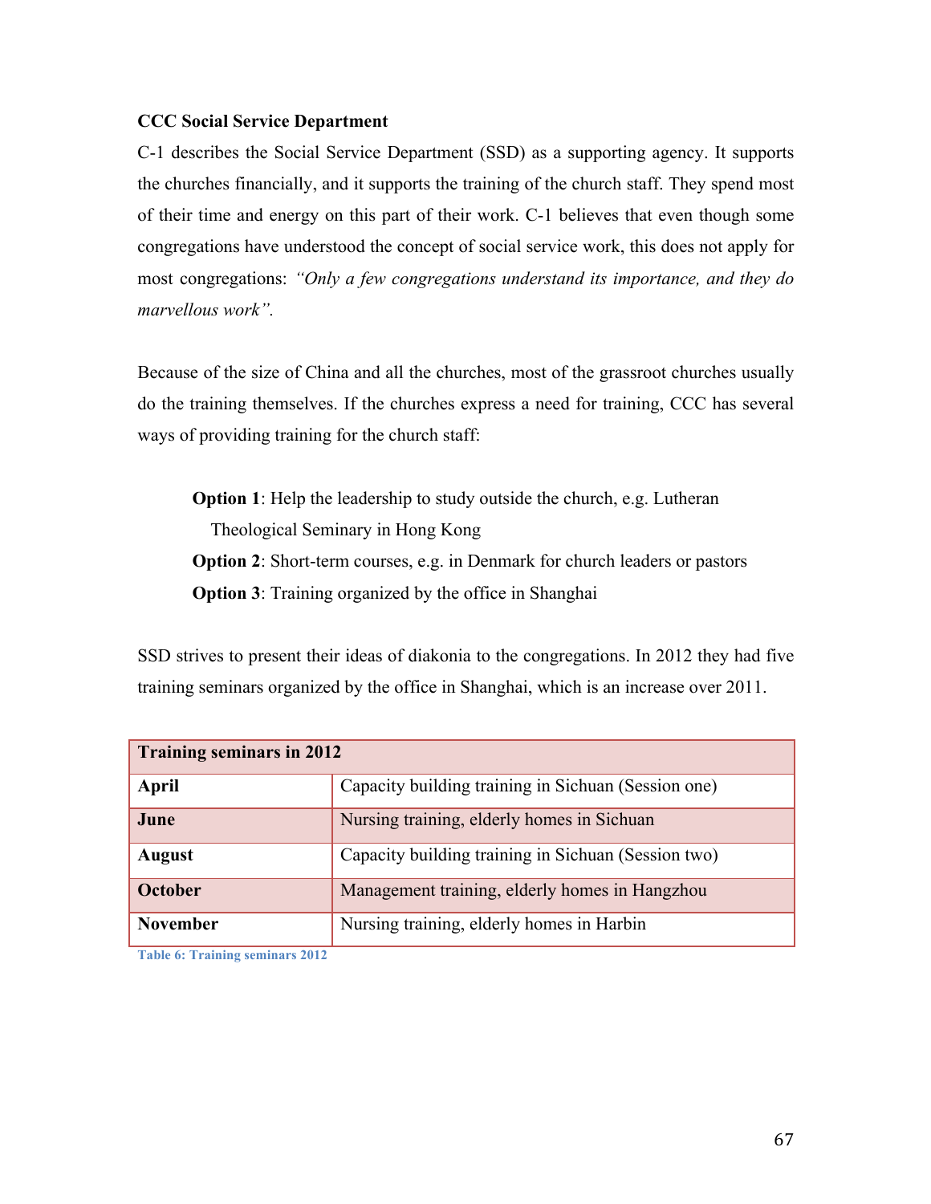**CCC Social Service Department**

C-1 describes the Social Service Department (SSD) as a supporting agency. It supports the churches financially, and it supports the training of the church staff. They spend most of their time and energy on this part of their work. C-1 believes that even though some congregations have understood the concept of social service work, this does not apply for most congregations: *"Only a few congregations understand its importance, and they do marvellous work"*.

Because of the size of China and all the churches, most of the grassroot churches usually do the training themselves. If the churches express a need for training, CCC has several ways of providing training for the church staff:

> **Option 1**: Help the leadership to study outside the church, e.g. Lutheran Theological Seminary in Hong Kong
> **Option 2**: Short-term courses, e.g. in Denmark for church leaders or pastors
> **Option 3**: Training organized by the office in Shanghai

SSD strives to present their ideas of diakonia to the congregations. In 2012 they had five training seminars organized by the office in Shanghai, which is an increase over 2011.

| **Training seminars in 2012** | |
|---|---|
| **April** | Capacity building training in Sichuan (Session one) |
| **June** | Nursing training, elderly homes in Sichuan |
| **August** | Capacity building training in Sichuan (Session two) |
| **October** | Management training, elderly homes in Hangzhou |
| **November** | Nursing training, elderly homes in Harbin |

Table 6: Training seminars 2012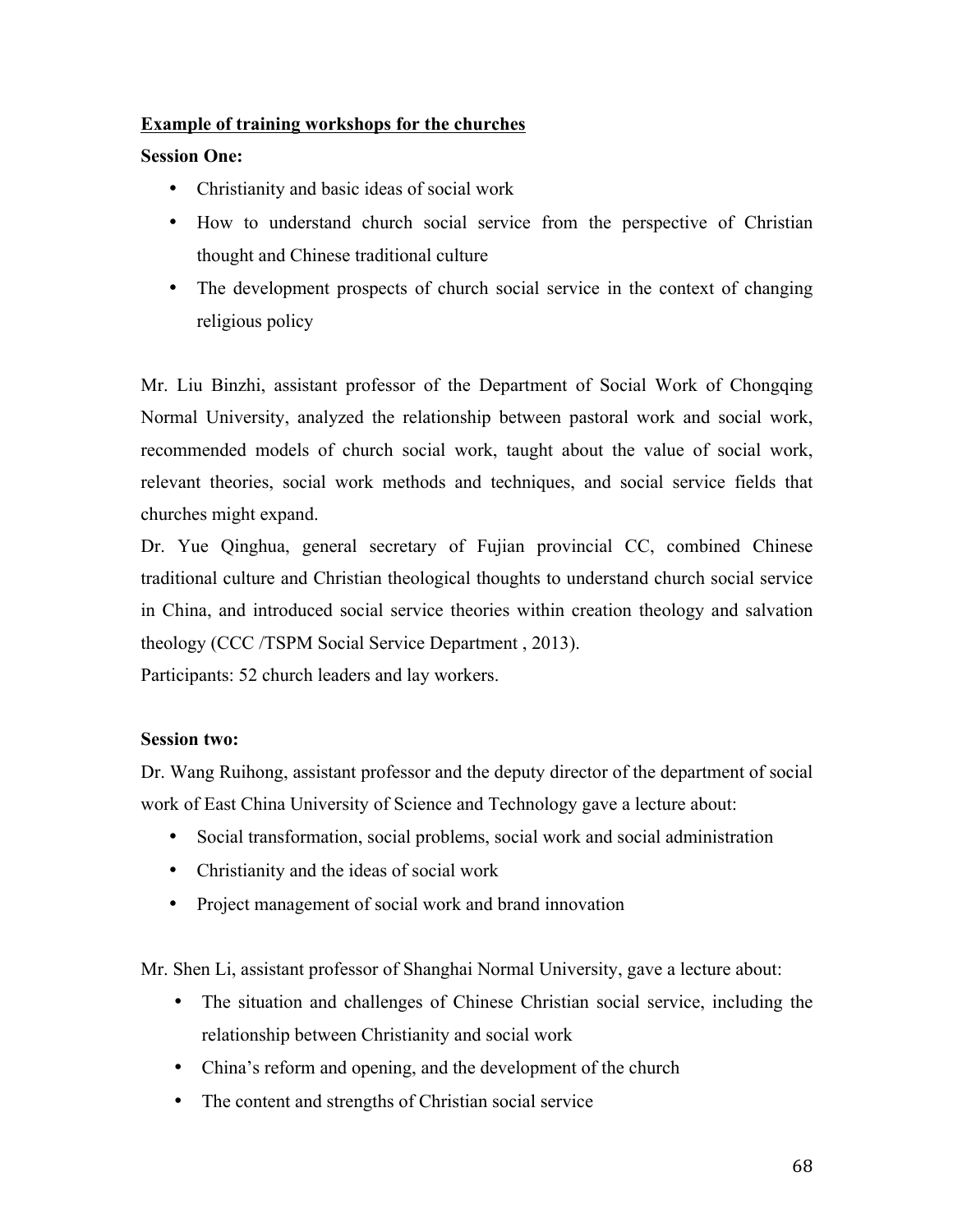**Example of training workshops for the churches**

**Session One:**

- Christianity and basic ideas of social work
- How to understand church social service from the perspective of Christian thought and Chinese traditional culture
- The development prospects of church social service in the context of changing religious policy

Mr. Liu Binzhi, assistant professor of the Department of Social Work of Chongqing Normal University, analyzed the relationship between pastoral work and social work, recommended models of church social work, taught about the value of social work, relevant theories, social work methods and techniques, and social service fields that churches might expand.

Dr. Yue Qinghua, general secretary of Fujian provincial CC, combined Chinese traditional culture and Christian theological thoughts to understand church social service in China, and introduced social service theories within creation theology and salvation theology (CCC /TSPM Social Service Department , 2013).

Participants: 52 church leaders and lay workers.

**Session two:**

Dr. Wang Ruihong, assistant professor and the deputy director of the department of social work of East China University of Science and Technology gave a lecture about:

- Social transformation, social problems, social work and social administration
- Christianity and the ideas of social work
- Project management of social work and brand innovation

Mr. Shen Li, assistant professor of Shanghai Normal University, gave a lecture about:

- The situation and challenges of Chinese Christian social service, including the relationship between Christianity and social work
- China's reform and opening, and the development of the church
- The content and strengths of Christian social service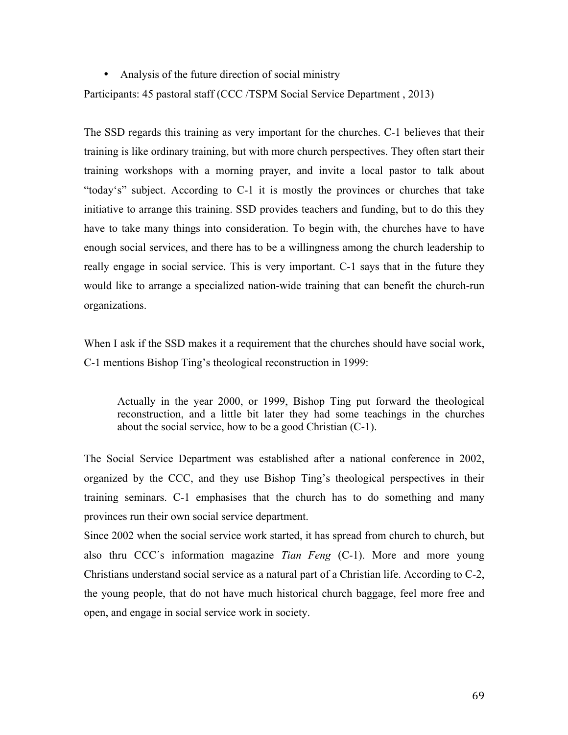- Analysis of the future direction of social ministry

Participants: 45 pastoral staff (CCC /TSPM Social Service Department , 2013)

The SSD regards this training as very important for the churches. C-1 believes that their training is like ordinary training, but with more church perspectives. They often start their training workshops with a morning prayer, and invite a local pastor to talk about "today's" subject. According to C-1 it is mostly the provinces or churches that take initiative to arrange this training. SSD provides teachers and funding, but to do this they have to take many things into consideration. To begin with, the churches have to have enough social services, and there has to be a willingness among the church leadership to really engage in social service. This is very important. C-1 says that in the future they would like to arrange a specialized nation-wide training that can benefit the church-run organizations.

When I ask if the SSD makes it a requirement that the churches should have social work, C-1 mentions Bishop Ting's theological reconstruction in 1999:

> Actually in the year 2000, or 1999, Bishop Ting put forward the theological reconstruction, and a little bit later they had some teachings in the churches about the social service, how to be a good Christian (C-1).

The Social Service Department was established after a national conference in 2002, organized by the CCC, and they use Bishop Ting's theological perspectives in their training seminars. C-1 emphasises that the church has to do something and many provinces run their own social service department.

Since 2002 when the social service work started, it has spread from church to church, but also thru CCC´s information magazine *Tian Feng* (C-1). More and more young Christians understand social service as a natural part of a Christian life. According to C-2, the young people, that do not have much historical church baggage, feel more free and open, and engage in social service work in society.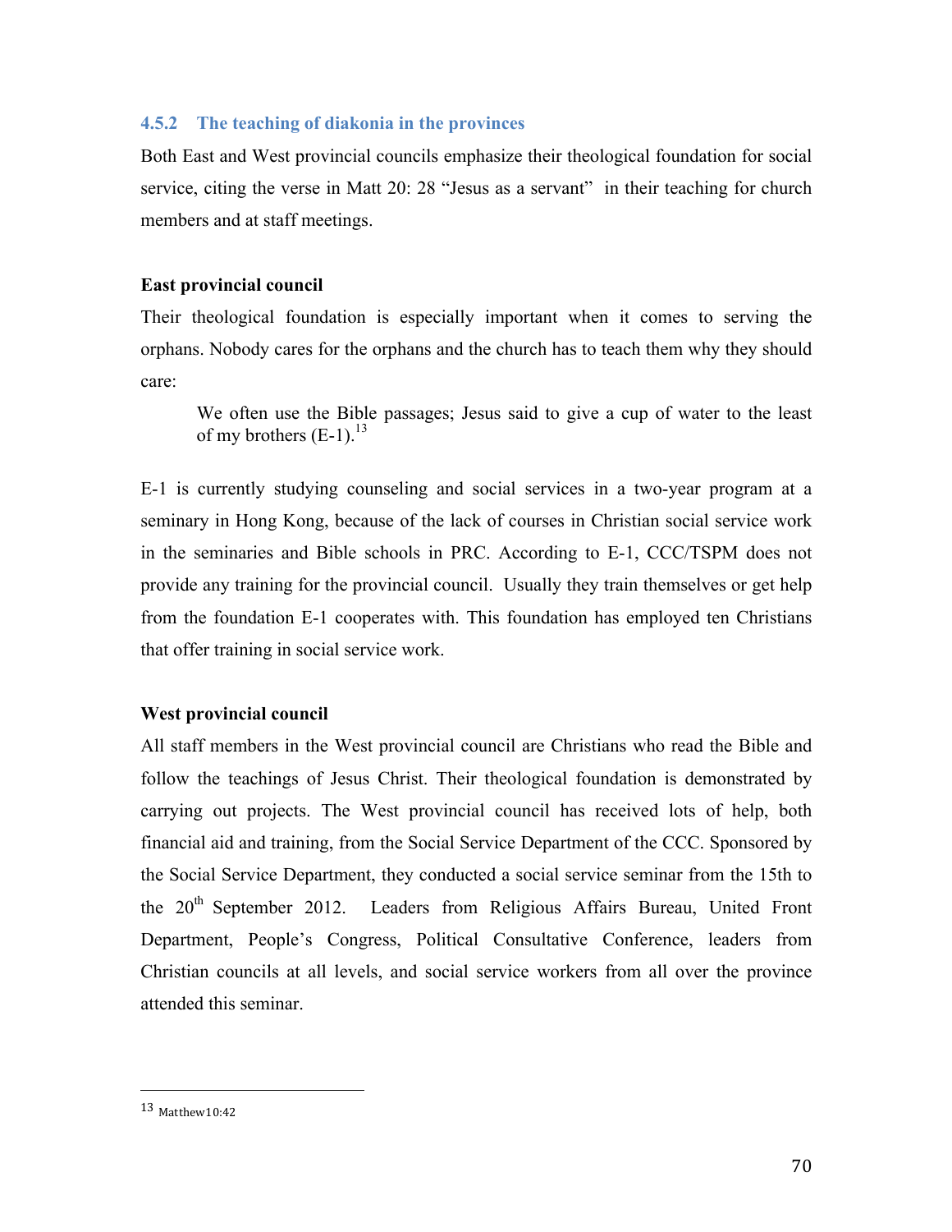### 4.5.2 The teaching of diakonia in the provinces

Both East and West provincial councils emphasize their theological foundation for social service, citing the verse in Matt 20: 28 "Jesus as a servant" in their teaching for church members and at staff meetings.

**East provincial council**

Their theological foundation is especially important when it comes to serving the orphans. Nobody cares for the orphans and the church has to teach them why they should care:

> We often use the Bible passages; Jesus said to give a cup of water to the least of my brothers (E-1).[13]

E-1 is currently studying counseling and social services in a two-year program at a seminary in Hong Kong, because of the lack of courses in Christian social service work in the seminaries and Bible schools in PRC. According to E-1, CCC/TSPM does not provide any training for the provincial council. Usually they train themselves or get help from the foundation E-1 cooperates with. This foundation has employed ten Christians that offer training in social service work.

**West provincial council**

All staff members in the West provincial council are Christians who read the Bible and follow the teachings of Jesus Christ. Their theological foundation is demonstrated by carrying out projects. The West provincial council has received lots of help, both financial aid and training, from the Social Service Department of the CCC. Sponsored by the Social Service Department, they conducted a social service seminar from the 15th to the 20th September 2012. Leaders from Religious Affairs Bureau, United Front Department, People's Congress, Political Consultative Conference, leaders from Christian councils at all levels, and social service workers from all over the province attended this seminar.

---

[13] Matthew10:42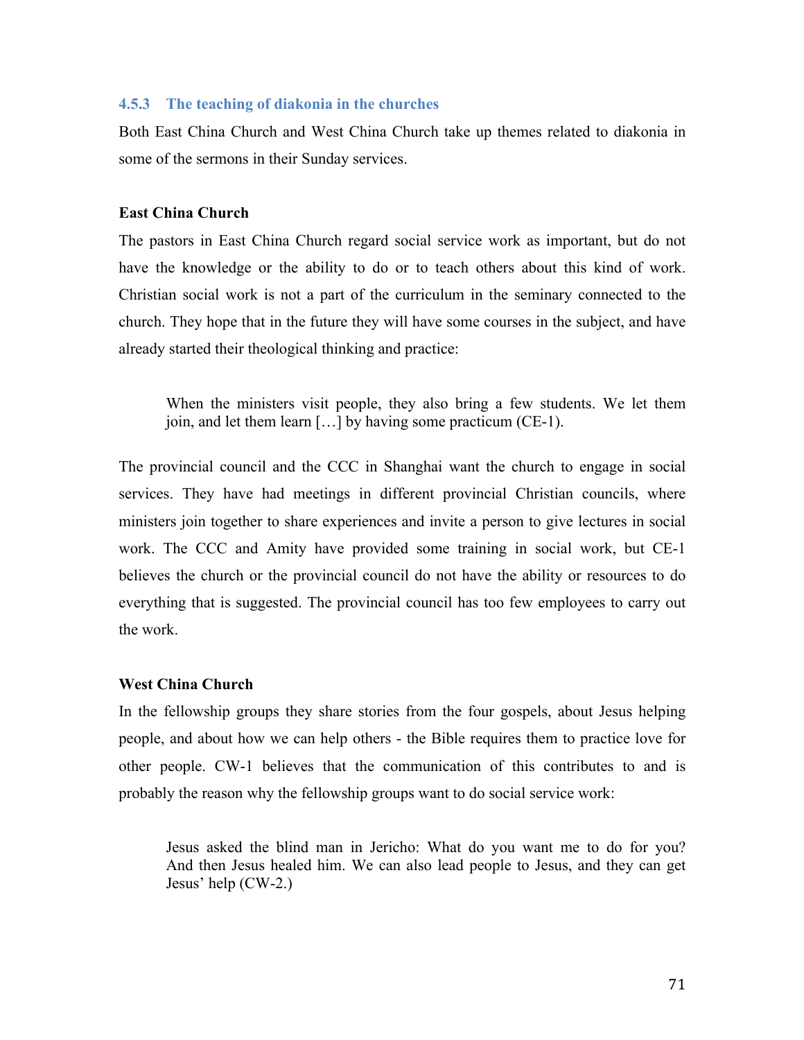### 4.5.3 The teaching of diakonia in the churches

Both East China Church and West China Church take up themes related to diakonia in some of the sermons in their Sunday services.

**East China Church**

The pastors in East China Church regard social service work as important, but do not have the knowledge or the ability to do or to teach others about this kind of work. Christian social work is not a part of the curriculum in the seminary connected to the church. They hope that in the future they will have some courses in the subject, and have already started their theological thinking and practice:

> When the ministers visit people, they also bring a few students. We let them join, and let them learn […] by having some practicum (CE-1).

The provincial council and the CCC in Shanghai want the church to engage in social services. They have had meetings in different provincial Christian councils, where ministers join together to share experiences and invite a person to give lectures in social work. The CCC and Amity have provided some training in social work, but CE-1 believes the church or the provincial council do not have the ability or resources to do everything that is suggested. The provincial council has too few employees to carry out the work.

**West China Church**

In the fellowship groups they share stories from the four gospels, about Jesus helping people, and about how we can help others - the Bible requires them to practice love for other people. CW-1 believes that the communication of this contributes to and is probably the reason why the fellowship groups want to do social service work:

> Jesus asked the blind man in Jericho: What do you want me to do for you? And then Jesus healed him. We can also lead people to Jesus, and they can get Jesus' help (CW-2.)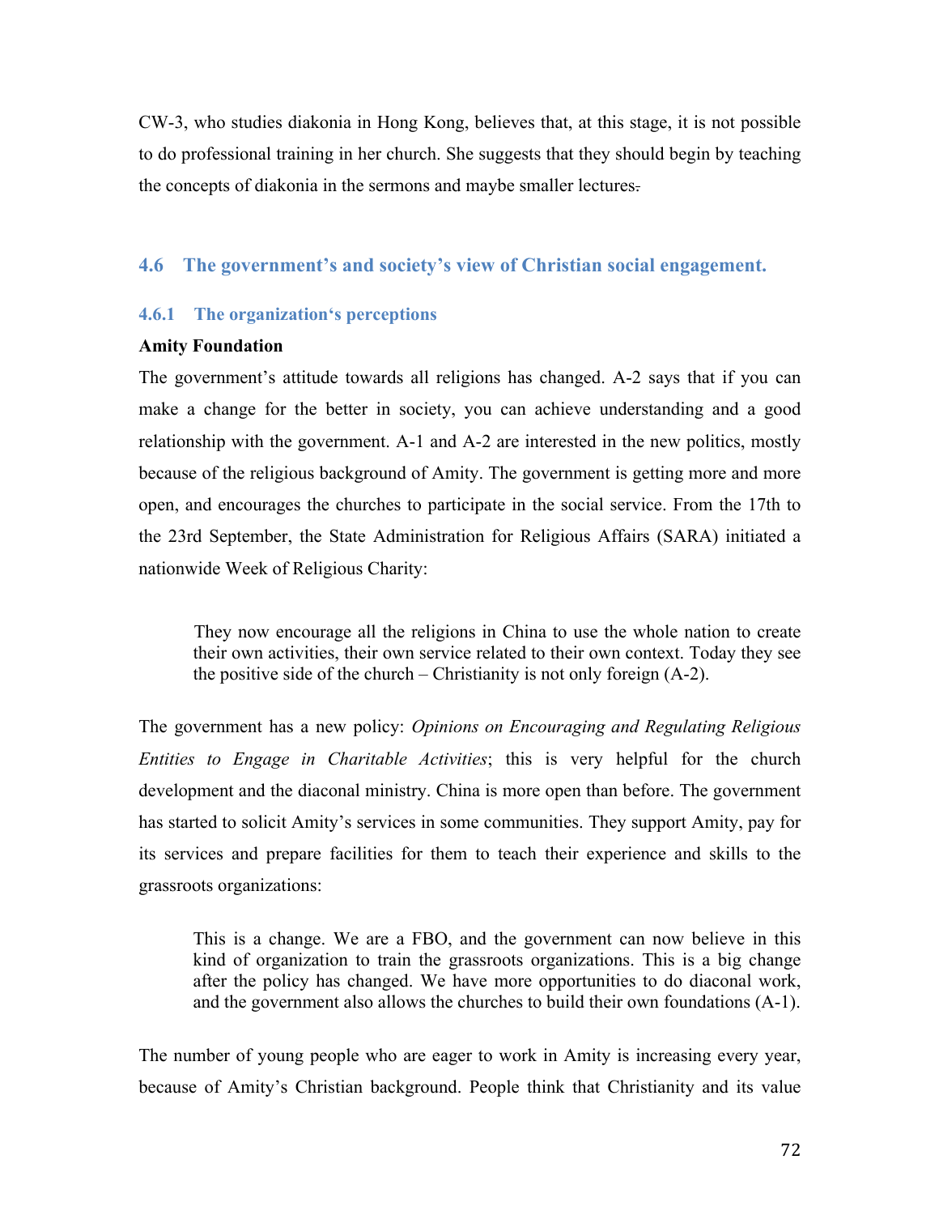CW-3, who studies diakonia in Hong Kong, believes that, at this stage, it is not possible to do professional training in her church. She suggests that they should begin by teaching the concepts of diakonia in the sermons and maybe smaller lectures.

## 4.6 The government's and society's view of Christian social engagement.

### 4.6.1 The organization's perceptions

**Amity Foundation**

The government's attitude towards all religions has changed. A-2 says that if you can make a change for the better in society, you can achieve understanding and a good relationship with the government. A-1 and A-2 are interested in the new politics, mostly because of the religious background of Amity. The government is getting more and more open, and encourages the churches to participate in the social service. From the 17th to the 23rd September, the State Administration for Religious Affairs (SARA) initiated a nationwide Week of Religious Charity:

> They now encourage all the religions in China to use the whole nation to create their own activities, their own service related to their own context. Today they see the positive side of the church – Christianity is not only foreign (A-2).

The government has a new policy: *Opinions on Encouraging and Regulating Religious Entities to Engage in Charitable Activities*; this is very helpful for the church development and the diaconal ministry. China is more open than before. The government has started to solicit Amity's services in some communities. They support Amity, pay for its services and prepare facilities for them to teach their experience and skills to the grassroots organizations:

> This is a change. We are a FBO, and the government can now believe in this kind of organization to train the grassroots organizations. This is a big change after the policy has changed. We have more opportunities to do diaconal work, and the government also allows the churches to build their own foundations (A-1).

The number of young people who are eager to work in Amity is increasing every year, because of Amity's Christian background. People think that Christianity and its value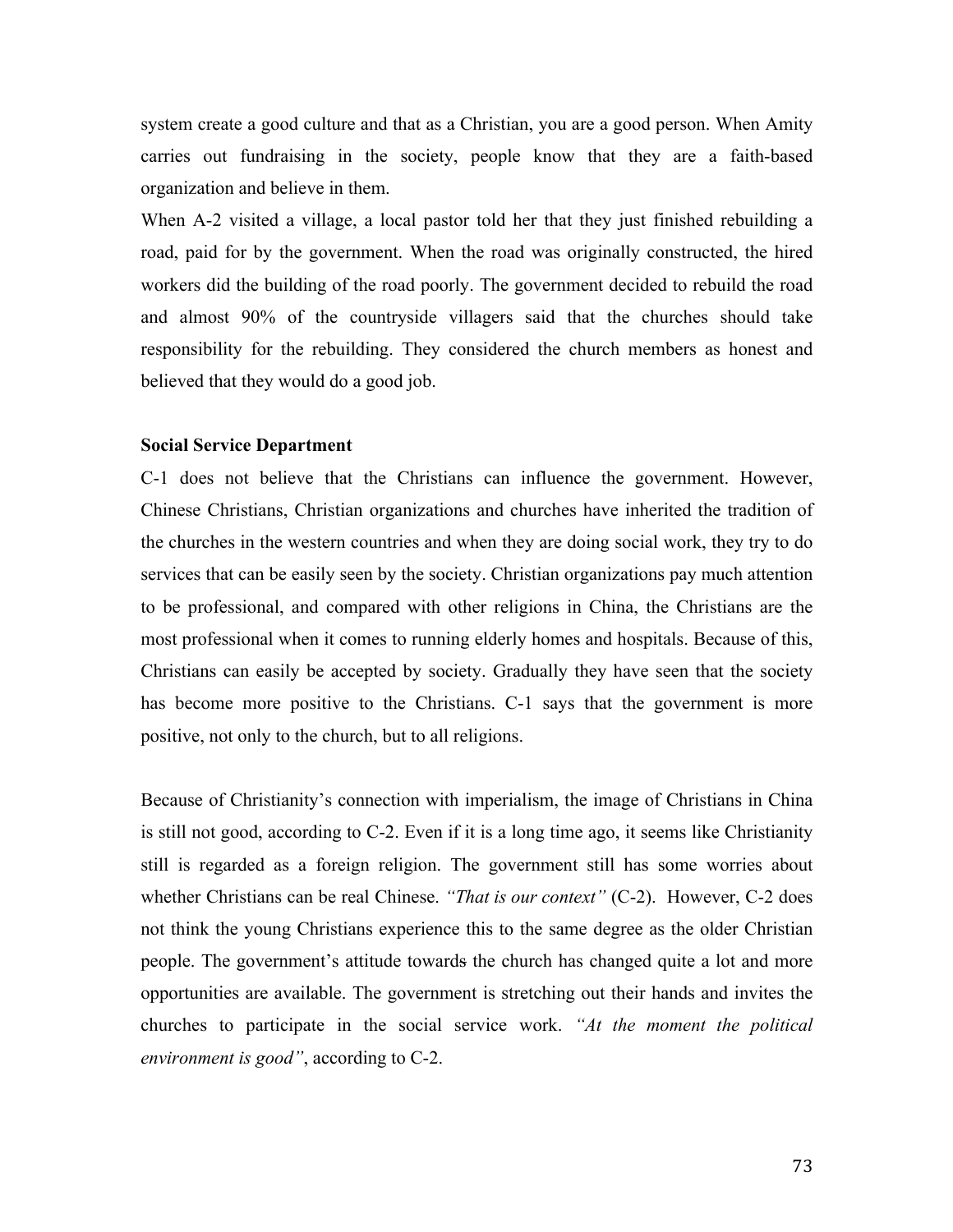system create a good culture and that as a Christian, you are a good person. When Amity carries out fundraising in the society, people know that they are a faith-based organization and believe in them.

When A-2 visited a village, a local pastor told her that they just finished rebuilding a road, paid for by the government. When the road was originally constructed, the hired workers did the building of the road poorly. The government decided to rebuild the road and almost 90% of the countryside villagers said that the churches should take responsibility for the rebuilding. They considered the church members as honest and believed that they would do a good job.

**Social Service Department**

C-1 does not believe that the Christians can influence the government. However, Chinese Christians, Christian organizations and churches have inherited the tradition of the churches in the western countries and when they are doing social work, they try to do services that can be easily seen by the society. Christian organizations pay much attention to be professional, and compared with other religions in China, the Christians are the most professional when it comes to running elderly homes and hospitals. Because of this, Christians can easily be accepted by society. Gradually they have seen that the society has become more positive to the Christians. C-1 says that the government is more positive, not only to the church, but to all religions.

Because of Christianity's connection with imperialism, the image of Christians in China is still not good, according to C-2. Even if it is a long time ago, it seems like Christianity still is regarded as a foreign religion. The government still has some worries about whether Christians can be real Chinese. *"That is our context"* (C-2). However, C-2 does not think the young Christians experience this to the same degree as the older Christian people. The government's attitude towards the church has changed quite a lot and more opportunities are available. The government is stretching out their hands and invites the churches to participate in the social service work. *"At the moment the political environment is good"*, according to C-2.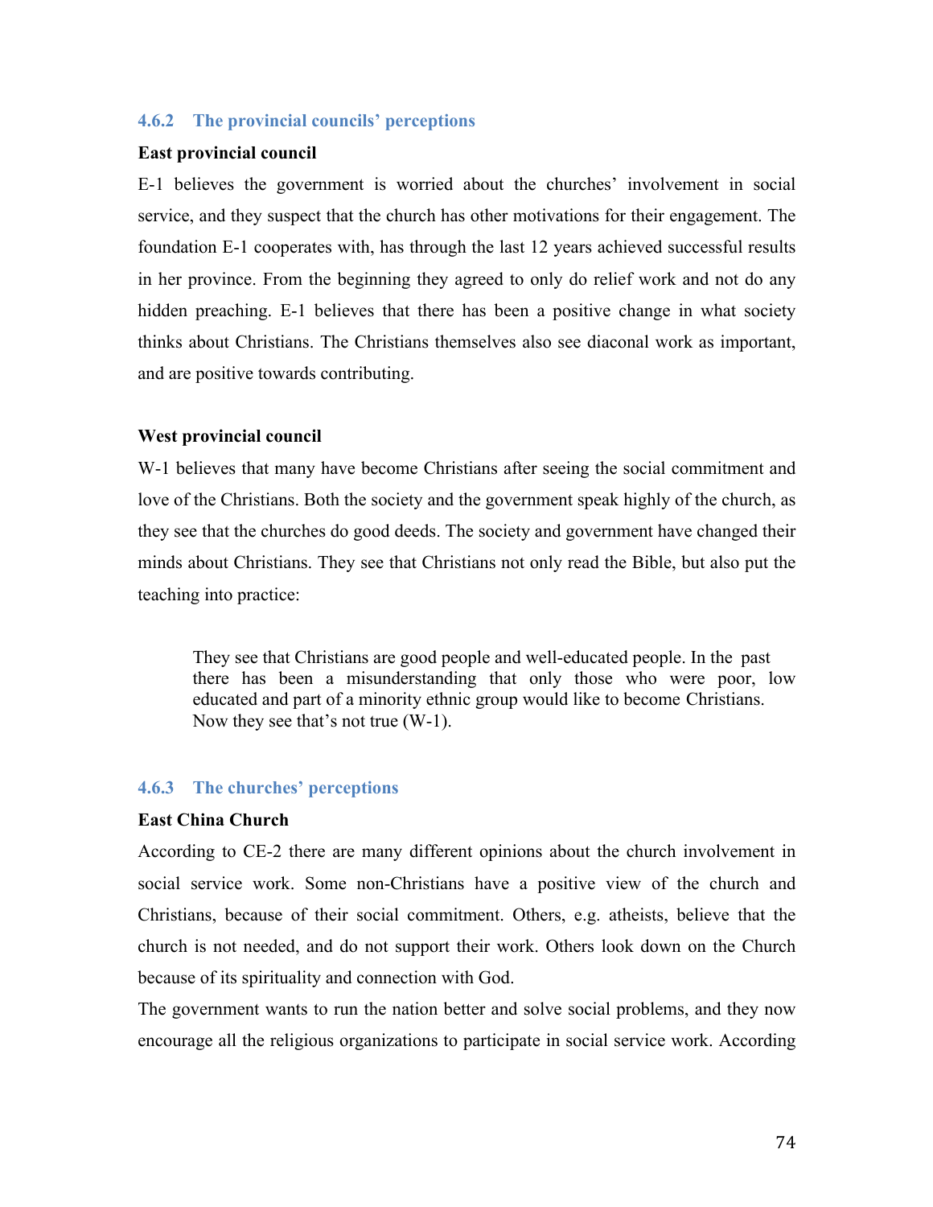### 4.6.2 The provincial councils' perceptions

**East provincial council**

E-1 believes the government is worried about the churches' involvement in social service, and they suspect that the church has other motivations for their engagement. The foundation E-1 cooperates with, has through the last 12 years achieved successful results in her province. From the beginning they agreed to only do relief work and not do any hidden preaching. E-1 believes that there has been a positive change in what society thinks about Christians. The Christians themselves also see diaconal work as important, and are positive towards contributing.

**West provincial council**

W-1 believes that many have become Christians after seeing the social commitment and love of the Christians. Both the society and the government speak highly of the church, as they see that the churches do good deeds. The society and government have changed their minds about Christians. They see that Christians not only read the Bible, but also put the teaching into practice:

> They see that Christians are good people and well-educated people. In the past there has been a misunderstanding that only those who were poor, low educated and part of a minority ethnic group would like to become Christians. Now they see that's not true (W-1).

### 4.6.3 The churches' perceptions

**East China Church**

According to CE-2 there are many different opinions about the church involvement in social service work. Some non-Christians have a positive view of the church and Christians, because of their social commitment. Others, e.g. atheists, believe that the church is not needed, and do not support their work. Others look down on the Church because of its spirituality and connection with God.

The government wants to run the nation better and solve social problems, and they now encourage all the religious organizations to participate in social service work. According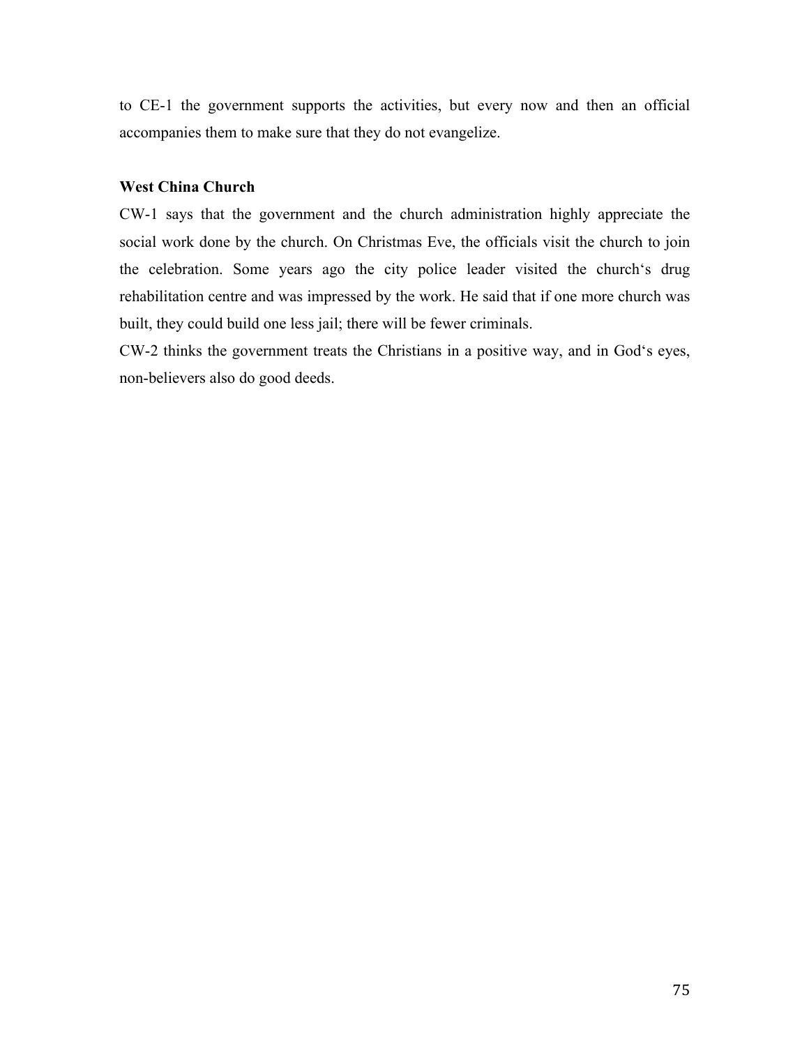to CE-1 the government supports the activities, but every now and then an official accompanies them to make sure that they do not evangelize.

**West China Church**

CW-1 says that the government and the church administration highly appreciate the social work done by the church. On Christmas Eve, the officials visit the church to join the celebration. Some years ago the city police leader visited the church's drug rehabilitation centre and was impressed by the work. He said that if one more church was built, they could build one less jail; there will be fewer criminals.

CW-2 thinks the government treats the Christians in a positive way, and in God's eyes, non-believers also do good deeds.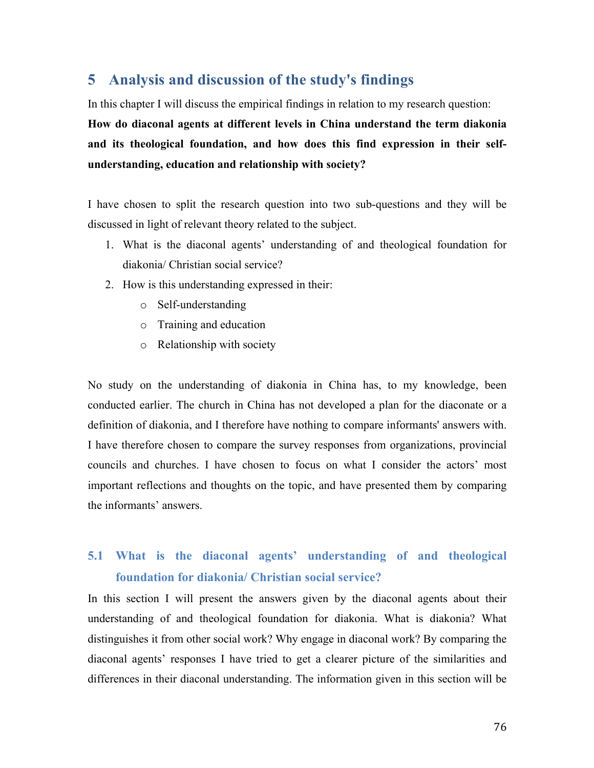# 5 Analysis and discussion of the study's findings

In this chapter I will discuss the empirical findings in relation to my research question: **How do diaconal agents at different levels in China understand the term diakonia and its theological foundation, and how does this find expression in their self-understanding, education and relationship with society?**

I have chosen to split the research question into two sub-questions and they will be discussed in light of relevant theory related to the subject.

1. What is the diaconal agents' understanding of and theological foundation for diakonia/ Christian social service?
2. How is this understanding expressed in their:
   - Self-understanding
   - Training and education
   - Relationship with society

No study on the understanding of diakonia in China has, to my knowledge, been conducted earlier. The church in China has not developed a plan for the diaconate or a definition of diakonia, and I therefore have nothing to compare informants' answers with. I have therefore chosen to compare the survey responses from organizations, provincial councils and churches. I have chosen to focus on what I consider the actors' most important reflections and thoughts on the topic, and have presented them by comparing the informants' answers.

## 5.1 What is the diaconal agents' understanding of and theological foundation for diakonia/ Christian social service?

In this section I will present the answers given by the diaconal agents about their understanding of and theological foundation for diakonia. What is diakonia? What distinguishes it from other social work? Why engage in diaconal work? By comparing the diaconal agents' responses I have tried to get a clearer picture of the similarities and differences in their diaconal understanding. The information given in this section will be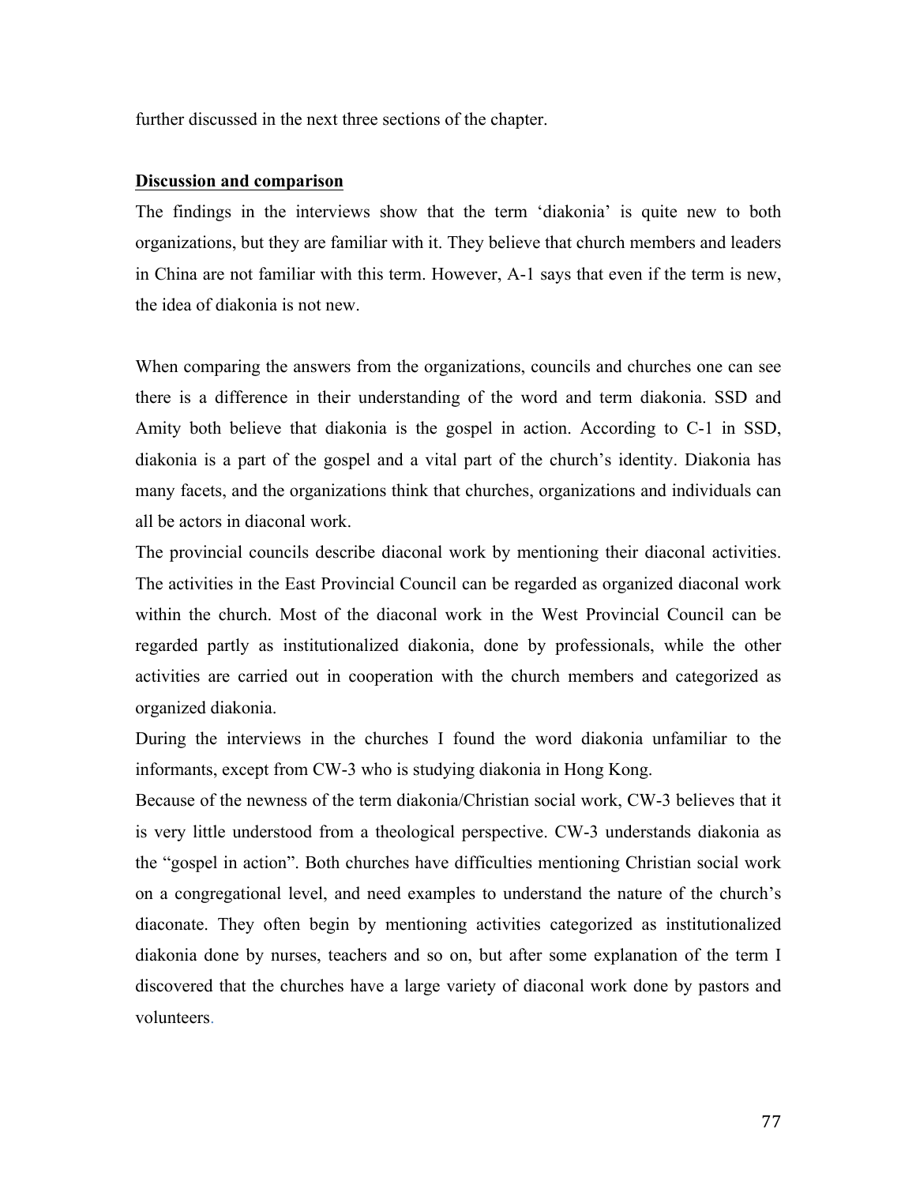further discussed in the next three sections of the chapter.

**Discussion and comparison**

The findings in the interviews show that the term 'diakonia' is quite new to both organizations, but they are familiar with it. They believe that church members and leaders in China are not familiar with this term. However, A-1 says that even if the term is new, the idea of diakonia is not new.

When comparing the answers from the organizations, councils and churches one can see there is a difference in their understanding of the word and term diakonia. SSD and Amity both believe that diakonia is the gospel in action. According to C-1 in SSD, diakonia is a part of the gospel and a vital part of the church's identity. Diakonia has many facets, and the organizations think that churches, organizations and individuals can all be actors in diaconal work.

The provincial councils describe diaconal work by mentioning their diaconal activities. The activities in the East Provincial Council can be regarded as organized diaconal work within the church. Most of the diaconal work in the West Provincial Council can be regarded partly as institutionalized diakonia, done by professionals, while the other activities are carried out in cooperation with the church members and categorized as organized diakonia.

During the interviews in the churches I found the word diakonia unfamiliar to the informants, except from CW-3 who is studying diakonia in Hong Kong.

Because of the newness of the term diakonia/Christian social work, CW-3 believes that it is very little understood from a theological perspective. CW-3 understands diakonia as the "gospel in action". Both churches have difficulties mentioning Christian social work on a congregational level, and need examples to understand the nature of the church's diaconate. They often begin by mentioning activities categorized as institutionalized diakonia done by nurses, teachers and so on, but after some explanation of the term I discovered that the churches have a large variety of diaconal work done by pastors and volunteers.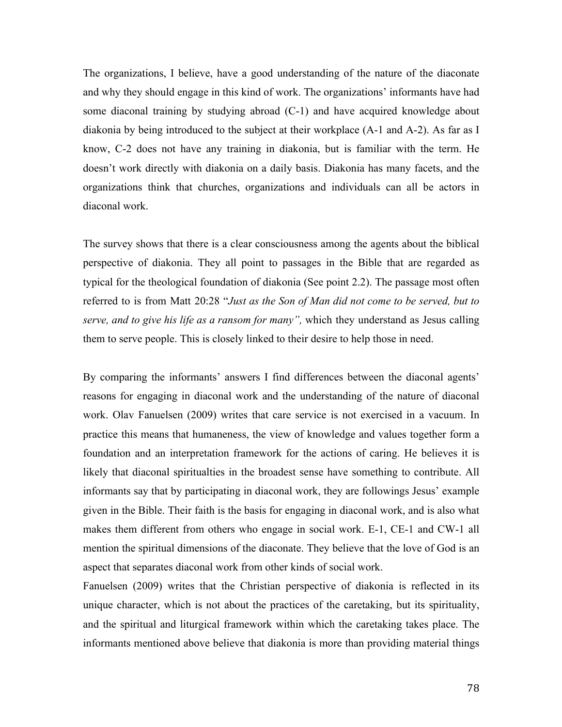The organizations, I believe, have a good understanding of the nature of the diaconate and why they should engage in this kind of work. The organizations' informants have had some diaconal training by studying abroad (C-1) and have acquired knowledge about diakonia by being introduced to the subject at their workplace (A-1 and A-2). As far as I know, C-2 does not have any training in diakonia, but is familiar with the term. He doesn't work directly with diakonia on a daily basis. Diakonia has many facets, and the organizations think that churches, organizations and individuals can all be actors in diaconal work.

The survey shows that there is a clear consciousness among the agents about the biblical perspective of diakonia. They all point to passages in the Bible that are regarded as typical for the theological foundation of diakonia (See point 2.2). The passage most often referred to is from Matt 20:28 "*Just as the Son of Man did not come to be served, but to serve, and to give his life as a ransom for many",* which they understand as Jesus calling them to serve people. This is closely linked to their desire to help those in need.

By comparing the informants' answers I find differences between the diaconal agents' reasons for engaging in diaconal work and the understanding of the nature of diaconal work. Olav Fanuelsen (2009) writes that care service is not exercised in a vacuum. In practice this means that humaneness, the view of knowledge and values together form a foundation and an interpretation framework for the actions of caring. He believes it is likely that diaconal spiritualties in the broadest sense have something to contribute. All informants say that by participating in diaconal work, they are followings Jesus' example given in the Bible. Their faith is the basis for engaging in diaconal work, and is also what makes them different from others who engage in social work. E-1, CE-1 and CW-1 all mention the spiritual dimensions of the diaconate. They believe that the love of God is an aspect that separates diaconal work from other kinds of social work.
Fanuelsen (2009) writes that the Christian perspective of diakonia is reflected in its unique character, which is not about the practices of the caretaking, but its spirituality, and the spiritual and liturgical framework within which the caretaking takes place. The informants mentioned above believe that diakonia is more than providing material things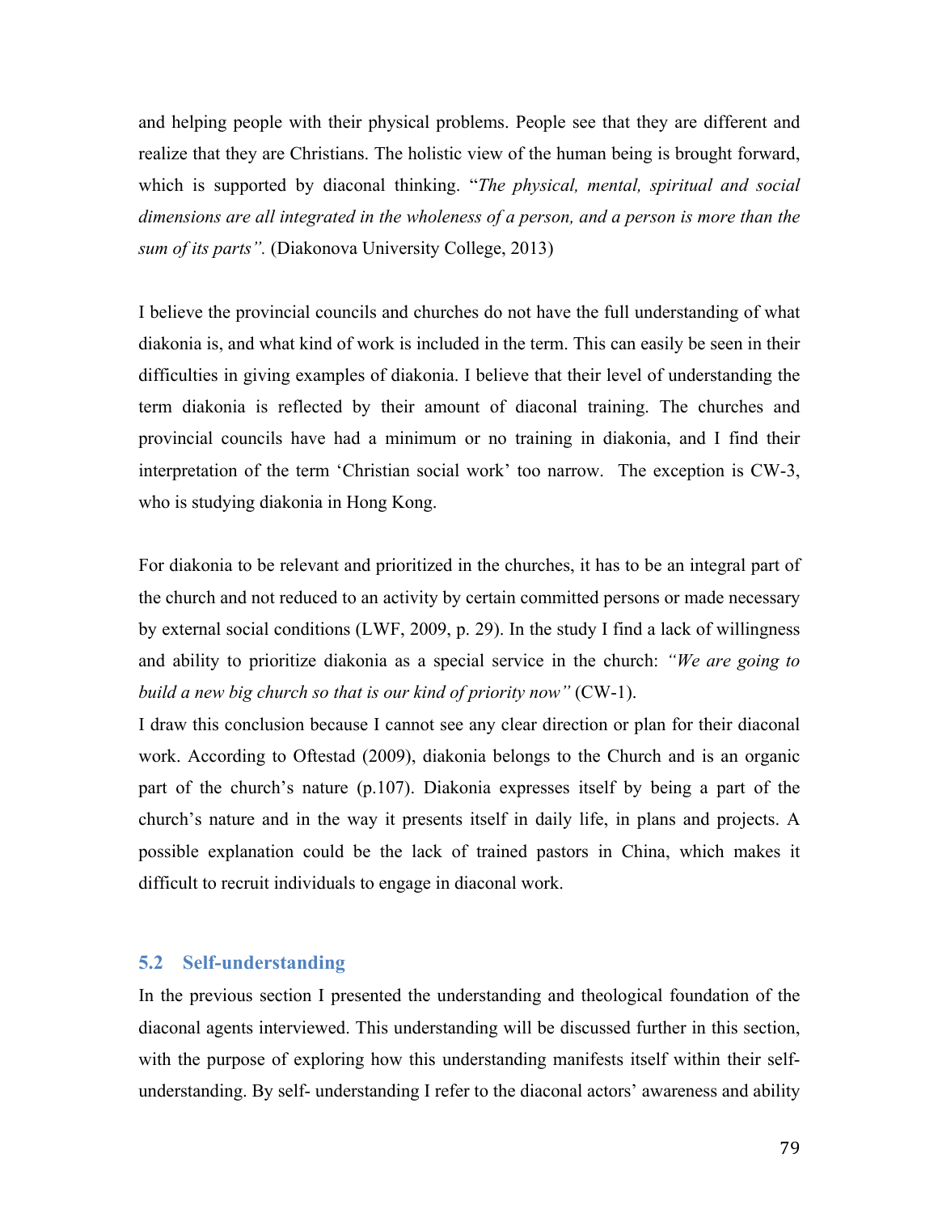and helping people with their physical problems. People see that they are different and realize that they are Christians. The holistic view of the human being is brought forward, which is supported by diaconal thinking. "*The physical, mental, spiritual and social dimensions are all integrated in the wholeness of a person, and a person is more than the sum of its parts".* (Diakonova University College, 2013)

I believe the provincial councils and churches do not have the full understanding of what diakonia is, and what kind of work is included in the term. This can easily be seen in their difficulties in giving examples of diakonia. I believe that their level of understanding the term diakonia is reflected by their amount of diaconal training. The churches and provincial councils have had a minimum or no training in diakonia, and I find their interpretation of the term 'Christian social work' too narrow. The exception is CW-3, who is studying diakonia in Hong Kong.

For diakonia to be relevant and prioritized in the churches, it has to be an integral part of the church and not reduced to an activity by certain committed persons or made necessary by external social conditions (LWF, 2009, p. 29). In the study I find a lack of willingness and ability to prioritize diakonia as a special service in the church: *"We are going to build a new big church so that is our kind of priority now"* (CW-1).

I draw this conclusion because I cannot see any clear direction or plan for their diaconal work. According to Oftestad (2009), diakonia belongs to the Church and is an organic part of the church's nature (p.107). Diakonia expresses itself by being a part of the church's nature and in the way it presents itself in daily life, in plans and projects. A possible explanation could be the lack of trained pastors in China, which makes it difficult to recruit individuals to engage in diaconal work.

## 5.2 Self-understanding

In the previous section I presented the understanding and theological foundation of the diaconal agents interviewed. This understanding will be discussed further in this section, with the purpose of exploring how this understanding manifests itself within their self-understanding. By self- understanding I refer to the diaconal actors' awareness and ability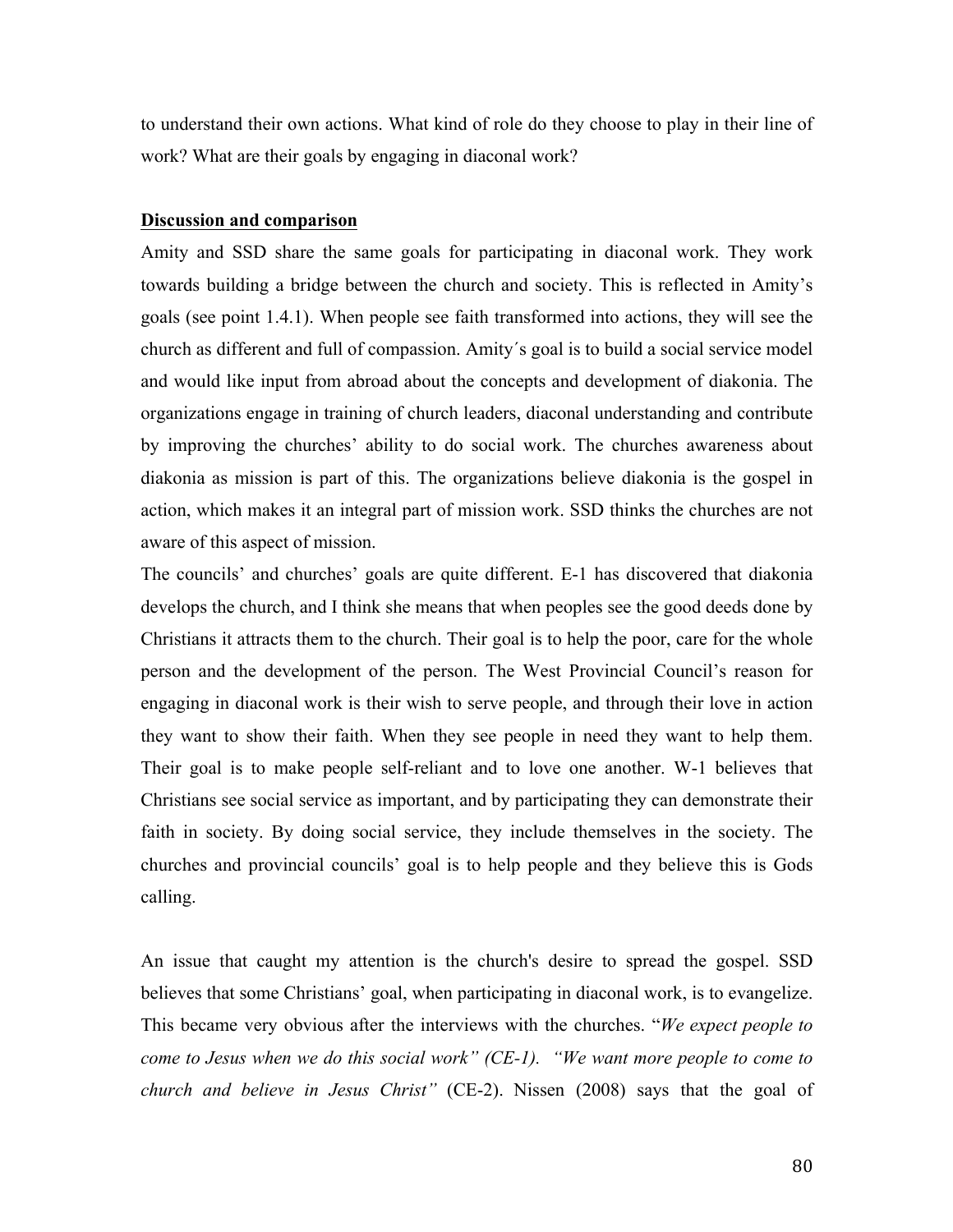to understand their own actions. What kind of role do they choose to play in their line of work? What are their goals by engaging in diaconal work?

**<u>Discussion and comparison</u>**

Amity and SSD share the same goals for participating in diaconal work. They work towards building a bridge between the church and society. This is reflected in Amity's goals (see point 1.4.1). When people see faith transformed into actions, they will see the church as different and full of compassion. Amity´s goal is to build a social service model and would like input from abroad about the concepts and development of diakonia. The organizations engage in training of church leaders, diaconal understanding and contribute by improving the churches' ability to do social work. The churches awareness about diakonia as mission is part of this. The organizations believe diakonia is the gospel in action, which makes it an integral part of mission work. SSD thinks the churches are not aware of this aspect of mission.

The councils' and churches' goals are quite different. E-1 has discovered that diakonia develops the church, and I think she means that when peoples see the good deeds done by Christians it attracts them to the church. Their goal is to help the poor, care for the whole person and the development of the person. The West Provincial Council's reason for engaging in diaconal work is their wish to serve people, and through their love in action they want to show their faith. When they see people in need they want to help them. Their goal is to make people self-reliant and to love one another. W-1 believes that Christians see social service as important, and by participating they can demonstrate their faith in society. By doing social service, they include themselves in the society. The churches and provincial councils' goal is to help people and they believe this is Gods calling.

An issue that caught my attention is the church's desire to spread the gospel. SSD believes that some Christians' goal, when participating in diaconal work, is to evangelize. This became very obvious after the interviews with the churches. "*We expect people to come to Jesus when we do this social work" (CE-1). "We want more people to come to church and believe in Jesus Christ"* (CE-2). Nissen (2008) says that the goal of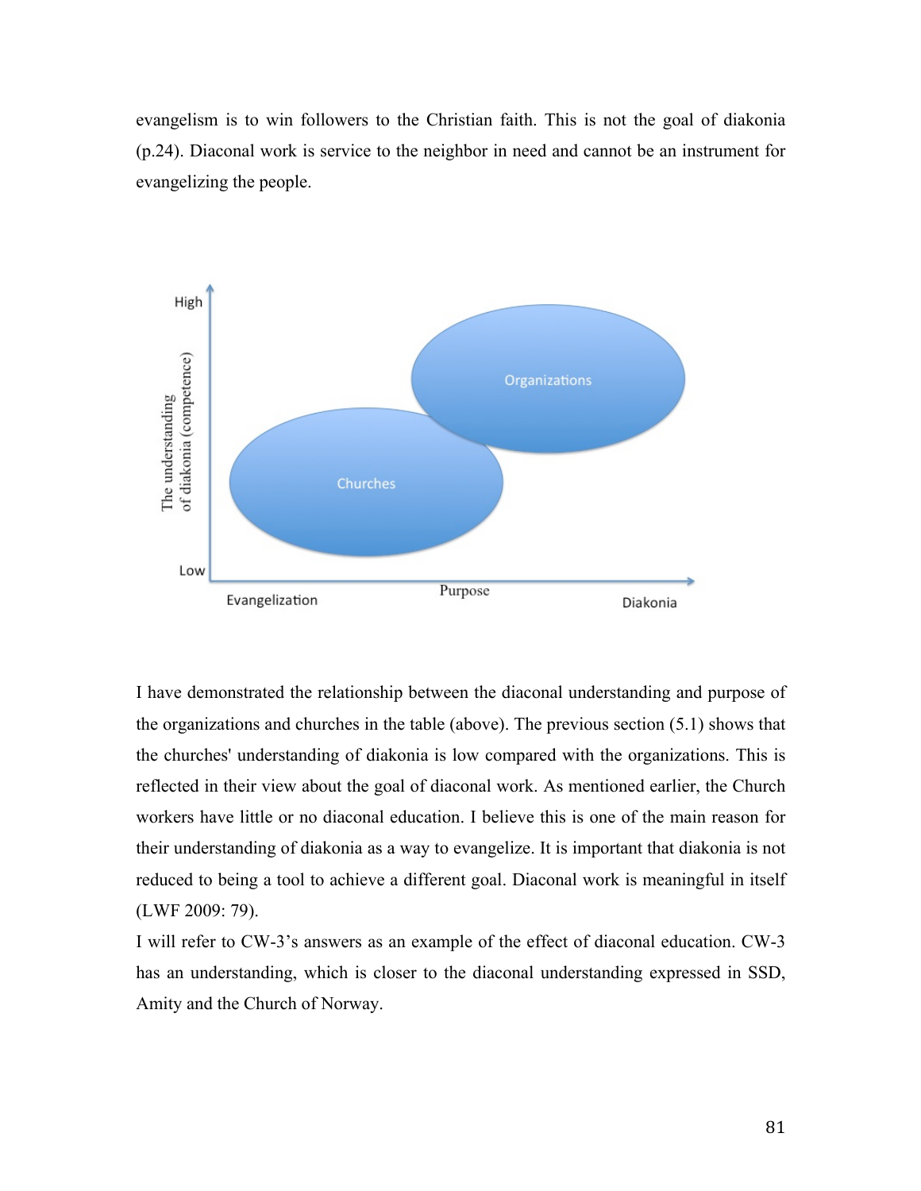evangelism is to win followers to the Christian faith. This is not the goal of diakonia (p.24). Diaconal work is service to the neighbor in need and cannot be an instrument for evangelizing the people.

I have demonstrated the relationship between the diaconal understanding and purpose of the organizations and churches in the table (above). The previous section (5.1) shows that the churches' understanding of diakonia is low compared with the organizations. This is reflected in their view about the goal of diaconal work. As mentioned earlier, the Church workers have little or no diaconal education. I believe this is one of the main reason for their understanding of diakonia as a way to evangelize. It is important that diakonia is not reduced to being a tool to achieve a different goal. Diaconal work is meaningful in itself (LWF 2009: 79).

I will refer to CW-3's answers as an example of the effect of diaconal education. CW-3 has an understanding, which is closer to the diaconal understanding expressed in SSD, Amity and the Church of Norway.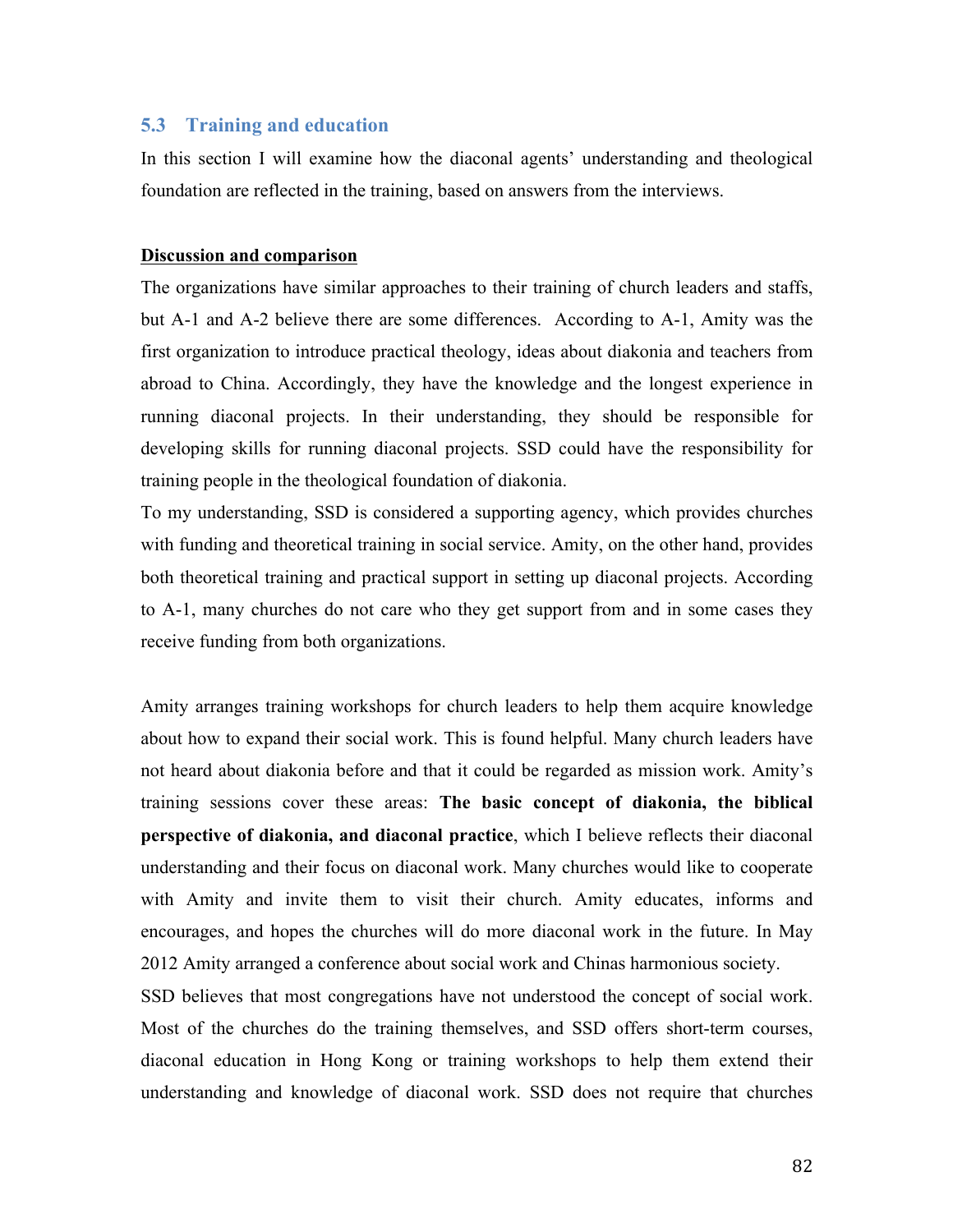## 5.3 Training and education

In this section I will examine how the diaconal agents' understanding and theological foundation are reflected in the training, based on answers from the interviews.

**Discussion and comparison**

The organizations have similar approaches to their training of church leaders and staffs, but A-1 and A-2 believe there are some differences. According to A-1, Amity was the first organization to introduce practical theology, ideas about diakonia and teachers from abroad to China. Accordingly, they have the knowledge and the longest experience in running diaconal projects. In their understanding, they should be responsible for developing skills for running diaconal projects. SSD could have the responsibility for training people in the theological foundation of diakonia.

To my understanding, SSD is considered a supporting agency, which provides churches with funding and theoretical training in social service. Amity, on the other hand, provides both theoretical training and practical support in setting up diaconal projects. According to A-1, many churches do not care who they get support from and in some cases they receive funding from both organizations.

Amity arranges training workshops for church leaders to help them acquire knowledge about how to expand their social work. This is found helpful. Many church leaders have not heard about diakonia before and that it could be regarded as mission work. Amity's training sessions cover these areas: **The basic concept of diakonia, the biblical perspective of diakonia, and diaconal practice**, which I believe reflects their diaconal understanding and their focus on diaconal work. Many churches would like to cooperate with Amity and invite them to visit their church. Amity educates, informs and encourages, and hopes the churches will do more diaconal work in the future. In May 2012 Amity arranged a conference about social work and Chinas harmonious society.

SSD believes that most congregations have not understood the concept of social work. Most of the churches do the training themselves, and SSD offers short-term courses, diaconal education in Hong Kong or training workshops to help them extend their understanding and knowledge of diaconal work. SSD does not require that churches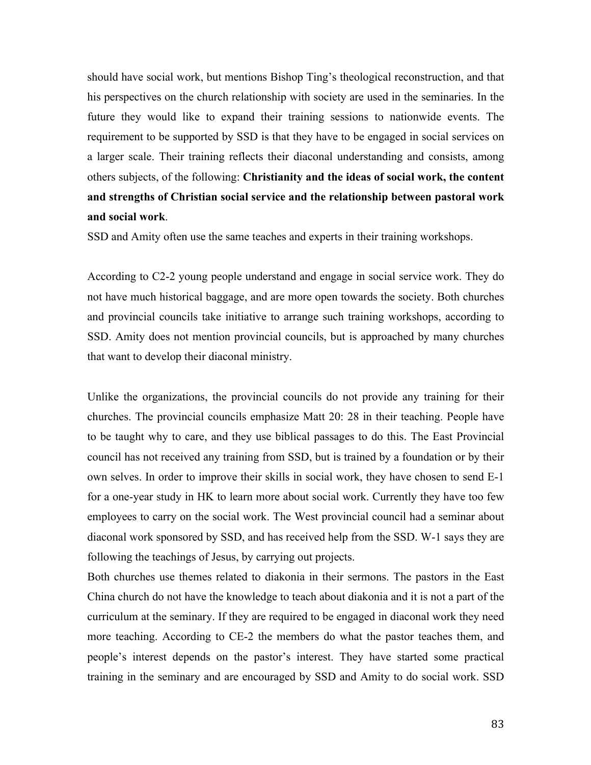should have social work, but mentions Bishop Ting's theological reconstruction, and that his perspectives on the church relationship with society are used in the seminaries. In the future they would like to expand their training sessions to nationwide events. The requirement to be supported by SSD is that they have to be engaged in social services on a larger scale. Their training reflects their diaconal understanding and consists, among others subjects, of the following: **Christianity and the ideas of social work, the content and strengths of Christian social service and the relationship between pastoral work and social work**.

SSD and Amity often use the same teaches and experts in their training workshops.

According to C2-2 young people understand and engage in social service work. They do not have much historical baggage, and are more open towards the society. Both churches and provincial councils take initiative to arrange such training workshops, according to SSD. Amity does not mention provincial councils, but is approached by many churches that want to develop their diaconal ministry.

Unlike the organizations, the provincial councils do not provide any training for their churches. The provincial councils emphasize Matt 20: 28 in their teaching. People have to be taught why to care, and they use biblical passages to do this. The East Provincial council has not received any training from SSD, but is trained by a foundation or by their own selves. In order to improve their skills in social work, they have chosen to send E-1 for a one-year study in HK to learn more about social work. Currently they have too few employees to carry on the social work. The West provincial council had a seminar about diaconal work sponsored by SSD, and has received help from the SSD. W-1 says they are following the teachings of Jesus, by carrying out projects.

Both churches use themes related to diakonia in their sermons. The pastors in the East China church do not have the knowledge to teach about diakonia and it is not a part of the curriculum at the seminary. If they are required to be engaged in diaconal work they need more teaching. According to CE-2 the members do what the pastor teaches them, and people's interest depends on the pastor's interest. They have started some practical training in the seminary and are encouraged by SSD and Amity to do social work. SSD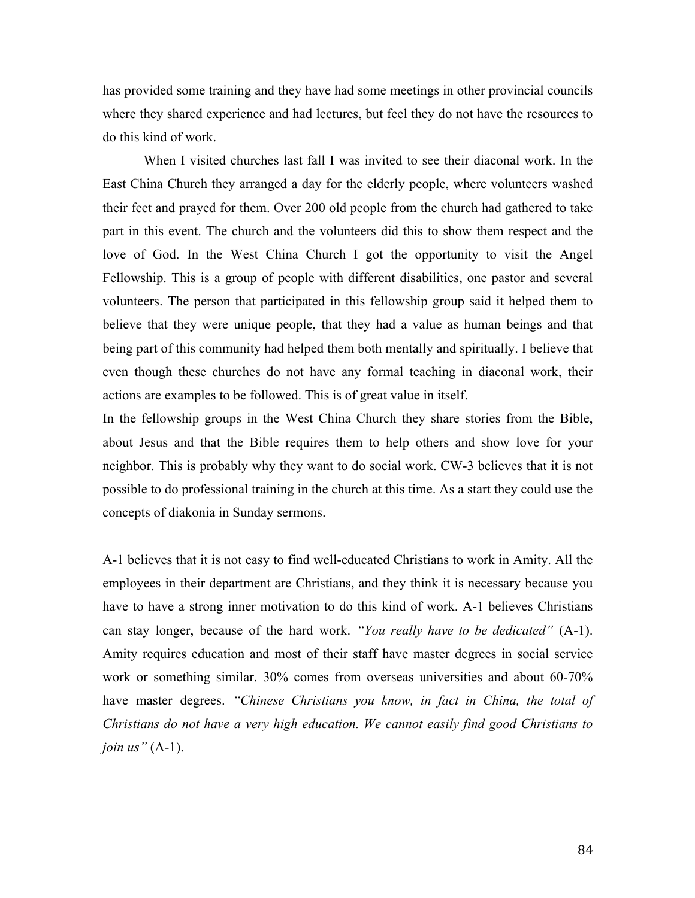has provided some training and they have had some meetings in other provincial councils where they shared experience and had lectures, but feel they do not have the resources to do this kind of work.

When I visited churches last fall I was invited to see their diaconal work. In the East China Church they arranged a day for the elderly people, where volunteers washed their feet and prayed for them. Over 200 old people from the church had gathered to take part in this event. The church and the volunteers did this to show them respect and the love of God. In the West China Church I got the opportunity to visit the Angel Fellowship. This is a group of people with different disabilities, one pastor and several volunteers. The person that participated in this fellowship group said it helped them to believe that they were unique people, that they had a value as human beings and that being part of this community had helped them both mentally and spiritually. I believe that even though these churches do not have any formal teaching in diaconal work, their actions are examples to be followed. This is of great value in itself.

In the fellowship groups in the West China Church they share stories from the Bible, about Jesus and that the Bible requires them to help others and show love for your neighbor. This is probably why they want to do social work. CW-3 believes that it is not possible to do professional training in the church at this time. As a start they could use the concepts of diakonia in Sunday sermons.

A-1 believes that it is not easy to find well-educated Christians to work in Amity. All the employees in their department are Christians, and they think it is necessary because you have to have a strong inner motivation to do this kind of work. A-1 believes Christians can stay longer, because of the hard work. *"You really have to be dedicated"* (A-1). Amity requires education and most of their staff have master degrees in social service work or something similar. 30% comes from overseas universities and about 60-70% have master degrees. *"Chinese Christians you know, in fact in China, the total of Christians do not have a very high education. We cannot easily find good Christians to join us"* (A-1).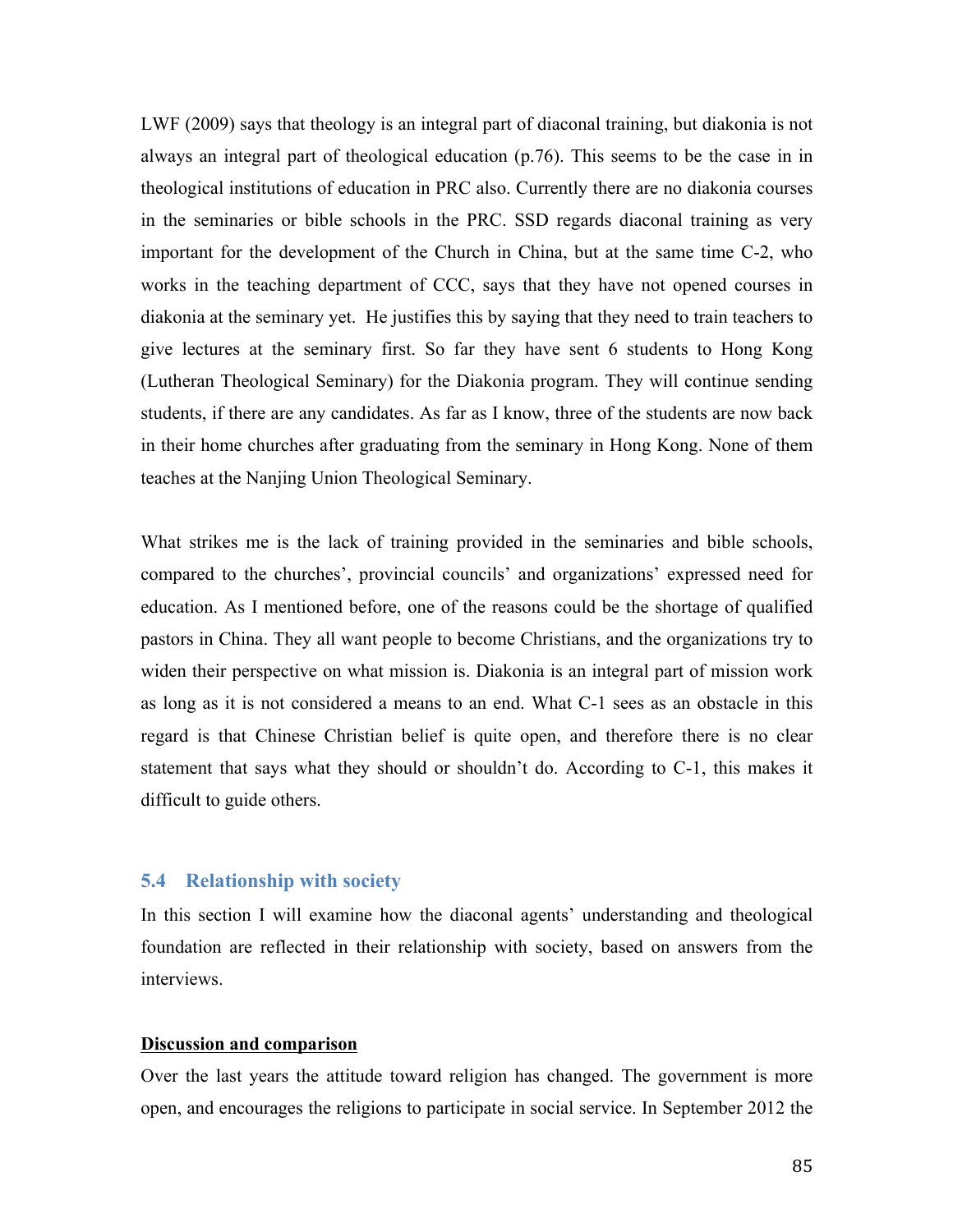LWF (2009) says that theology is an integral part of diaconal training, but diakonia is not always an integral part of theological education (p.76). This seems to be the case in in theological institutions of education in PRC also. Currently there are no diakonia courses in the seminaries or bible schools in the PRC. SSD regards diaconal training as very important for the development of the Church in China, but at the same time C-2, who works in the teaching department of CCC, says that they have not opened courses in diakonia at the seminary yet. He justifies this by saying that they need to train teachers to give lectures at the seminary first. So far they have sent 6 students to Hong Kong (Lutheran Theological Seminary) for the Diakonia program. They will continue sending students, if there are any candidates. As far as I know, three of the students are now back in their home churches after graduating from the seminary in Hong Kong. None of them teaches at the Nanjing Union Theological Seminary.

What strikes me is the lack of training provided in the seminaries and bible schools, compared to the churches', provincial councils' and organizations' expressed need for education. As I mentioned before, one of the reasons could be the shortage of qualified pastors in China. They all want people to become Christians, and the organizations try to widen their perspective on what mission is. Diakonia is an integral part of mission work as long as it is not considered a means to an end. What C-1 sees as an obstacle in this regard is that Chinese Christian belief is quite open, and therefore there is no clear statement that says what they should or shouldn't do. According to C-1, this makes it difficult to guide others.

## 5.4 Relationship with society

In this section I will examine how the diaconal agents' understanding and theological foundation are reflected in their relationship with society, based on answers from the interviews.

**<u>Discussion and comparison</u>**

Over the last years the attitude toward religion has changed. The government is more open, and encourages the religions to participate in social service. In September 2012 the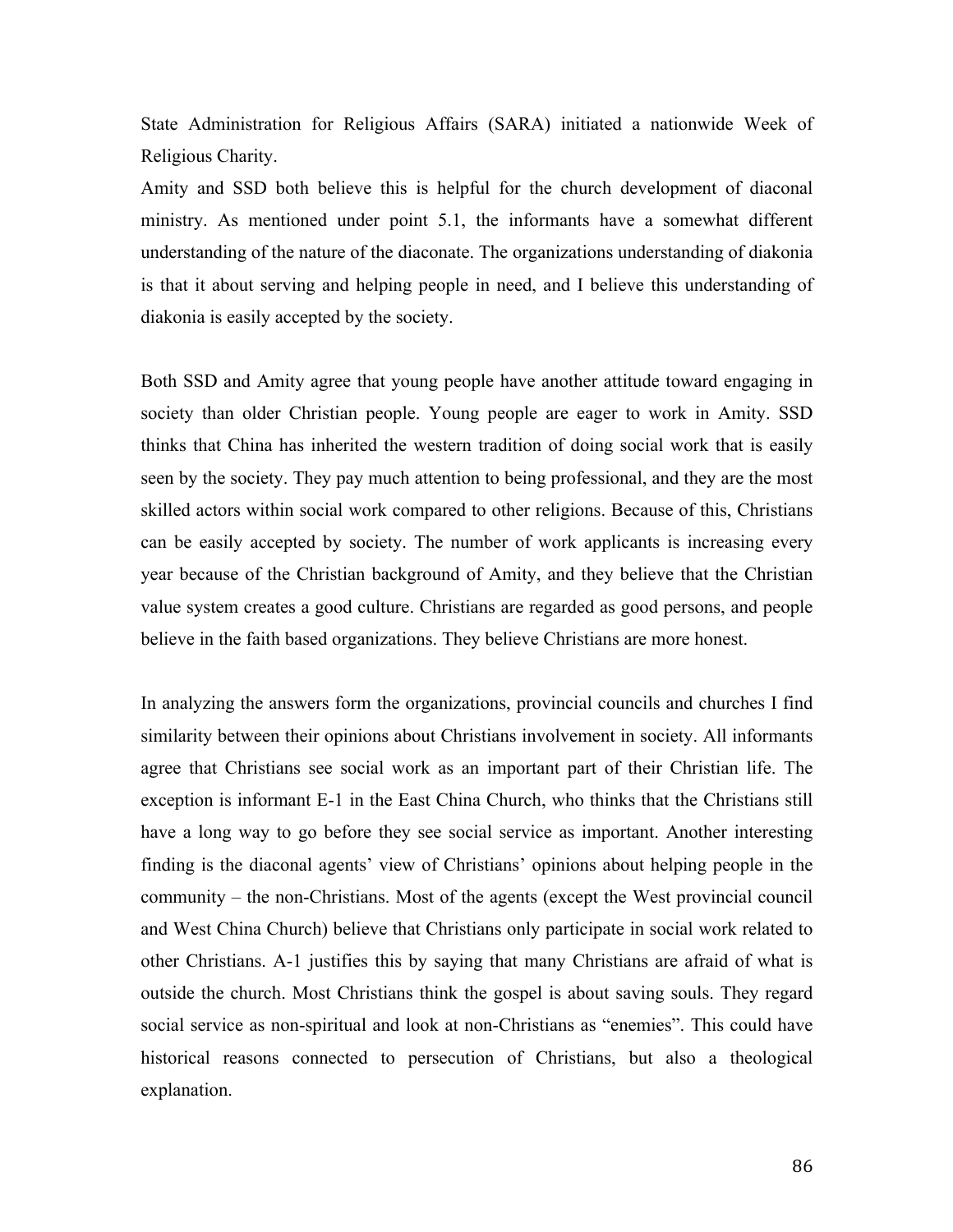State Administration for Religious Affairs (SARA) initiated a nationwide Week of Religious Charity.
Amity and SSD both believe this is helpful for the church development of diaconal ministry. As mentioned under point 5.1, the informants have a somewhat different understanding of the nature of the diaconate. The organizations understanding of diakonia is that it about serving and helping people in need, and I believe this understanding of diakonia is easily accepted by the society.

Both SSD and Amity agree that young people have another attitude toward engaging in society than older Christian people. Young people are eager to work in Amity. SSD thinks that China has inherited the western tradition of doing social work that is easily seen by the society. They pay much attention to being professional, and they are the most skilled actors within social work compared to other religions. Because of this, Christians can be easily accepted by society. The number of work applicants is increasing every year because of the Christian background of Amity, and they believe that the Christian value system creates a good culture. Christians are regarded as good persons, and people believe in the faith based organizations. They believe Christians are more honest.

In analyzing the answers form the organizations, provincial councils and churches I find similarity between their opinions about Christians involvement in society. All informants agree that Christians see social work as an important part of their Christian life. The exception is informant E-1 in the East China Church, who thinks that the Christians still have a long way to go before they see social service as important. Another interesting finding is the diaconal agents' view of Christians' opinions about helping people in the community – the non-Christians. Most of the agents (except the West provincial council and West China Church) believe that Christians only participate in social work related to other Christians. A-1 justifies this by saying that many Christians are afraid of what is outside the church. Most Christians think the gospel is about saving souls. They regard social service as non-spiritual and look at non-Christians as "enemies". This could have historical reasons connected to persecution of Christians, but also a theological explanation.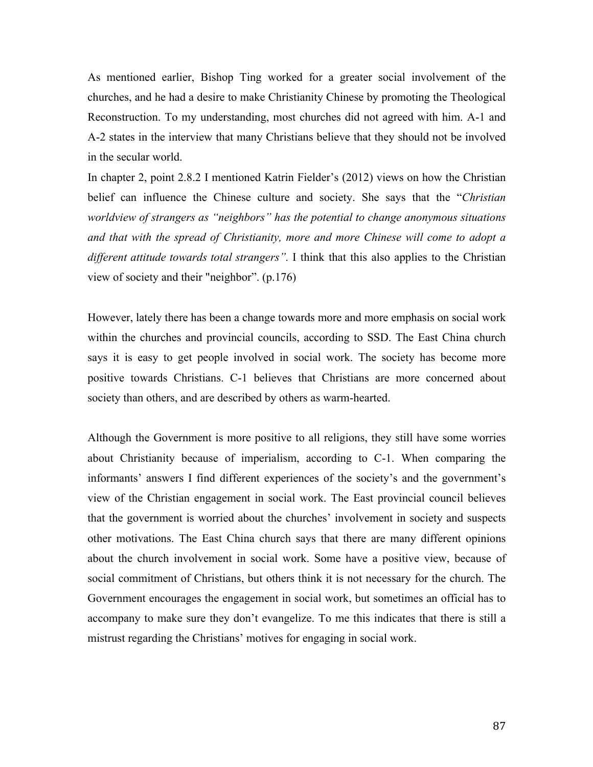As mentioned earlier, Bishop Ting worked for a greater social involvement of the churches, and he had a desire to make Christianity Chinese by promoting the Theological Reconstruction. To my understanding, most churches did not agreed with him. A-1 and A-2 states in the interview that many Christians believe that they should not be involved in the secular world.

In chapter 2, point 2.8.2 I mentioned Katrin Fielder's (2012) views on how the Christian belief can influence the Chinese culture and society. She says that the "*Christian worldview of strangers as "neighbors" has the potential to change anonymous situations and that with the spread of Christianity, more and more Chinese will come to adopt a different attitude towards total strangers"*. I think that this also applies to the Christian view of society and their "neighbor". (p.176)

However, lately there has been a change towards more and more emphasis on social work within the churches and provincial councils, according to SSD. The East China church says it is easy to get people involved in social work. The society has become more positive towards Christians. C-1 believes that Christians are more concerned about society than others, and are described by others as warm-hearted.

Although the Government is more positive to all religions, they still have some worries about Christianity because of imperialism, according to C-1. When comparing the informants' answers I find different experiences of the society's and the government's view of the Christian engagement in social work. The East provincial council believes that the government is worried about the churches' involvement in society and suspects other motivations. The East China church says that there are many different opinions about the church involvement in social work. Some have a positive view, because of social commitment of Christians, but others think it is not necessary for the church. The Government encourages the engagement in social work, but sometimes an official has to accompany to make sure they don't evangelize. To me this indicates that there is still a mistrust regarding the Christians' motives for engaging in social work.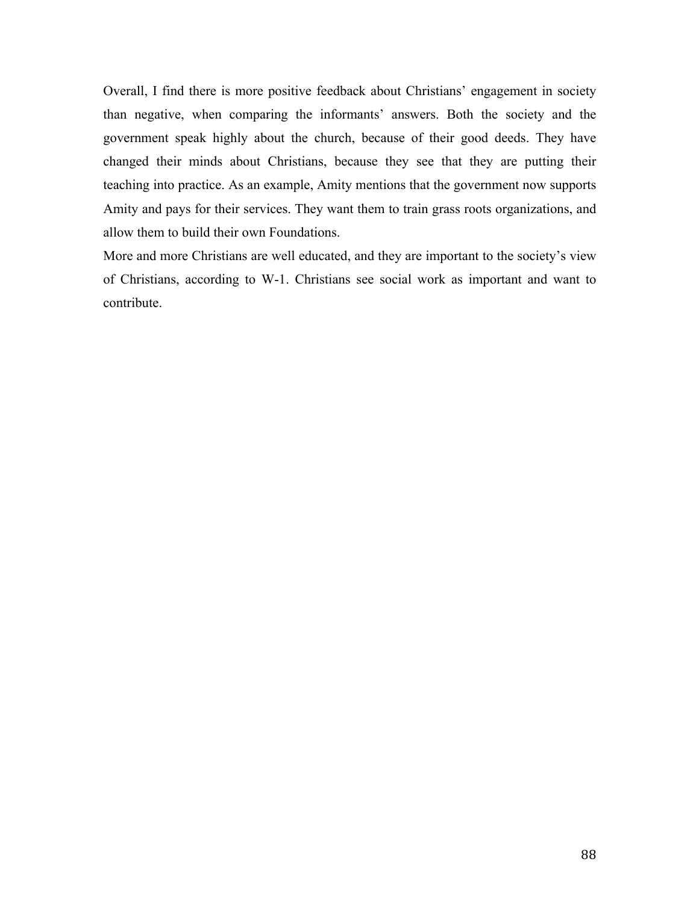Overall, I find there is more positive feedback about Christians' engagement in society than negative, when comparing the informants' answers. Both the society and the government speak highly about the church, because of their good deeds. They have changed their minds about Christians, because they see that they are putting their teaching into practice. As an example, Amity mentions that the government now supports Amity and pays for their services. They want them to train grass roots organizations, and allow them to build their own Foundations.

More and more Christians are well educated, and they are important to the society's view of Christians, according to W-1. Christians see social work as important and want to contribute.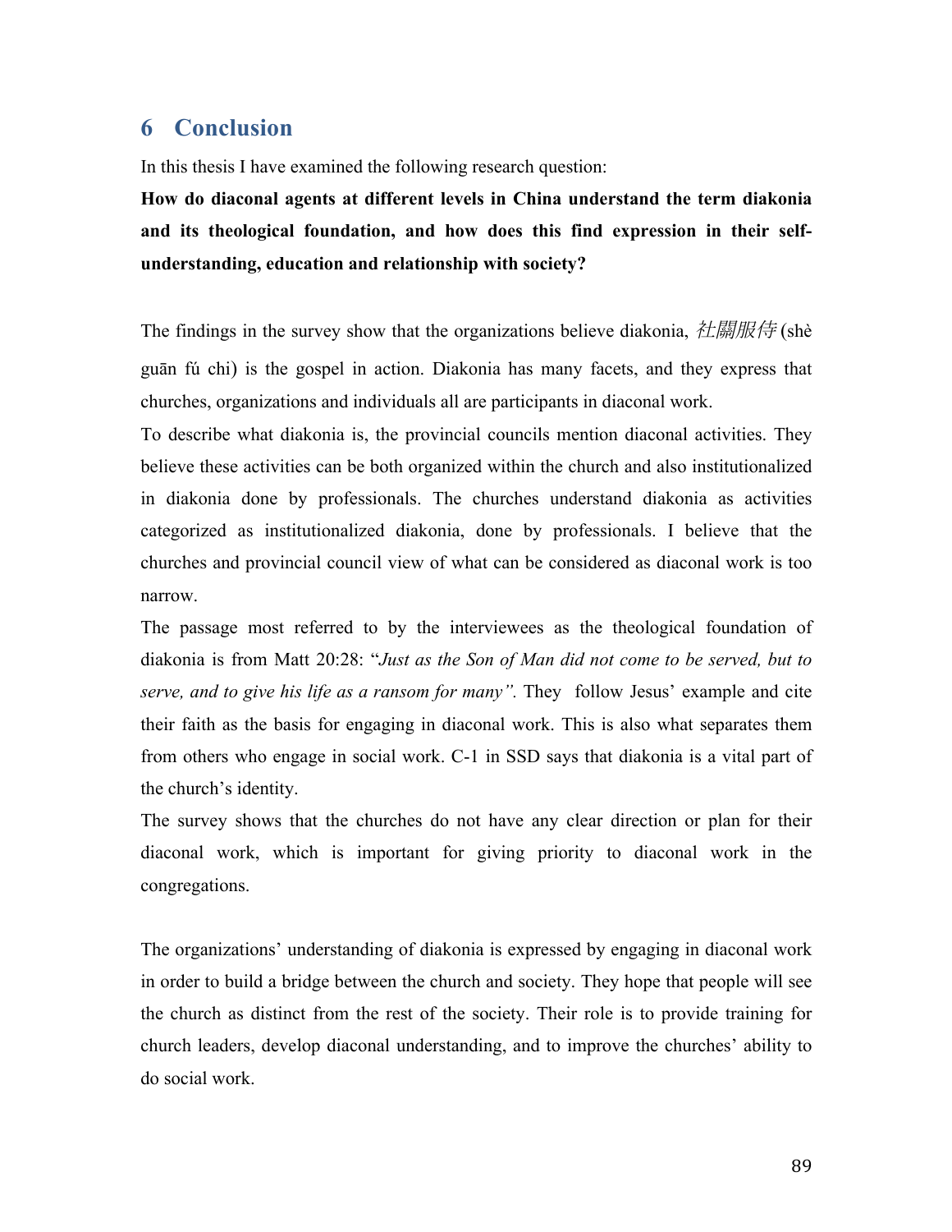# 6 Conclusion

In this thesis I have examined the following research question:

**How do diaconal agents at different levels in China understand the term diakonia and its theological foundation, and how does this find expression in their self-understanding, education and relationship with society?**

The findings in the survey show that the organizations believe diakonia, *社關服侍* (shè guān fú chi) is the gospel in action. Diakonia has many facets, and they express that churches, organizations and individuals all are participants in diaconal work.

To describe what diakonia is, the provincial councils mention diaconal activities. They believe these activities can be both organized within the church and also institutionalized in diakonia done by professionals. The churches understand diakonia as activities categorized as institutionalized diakonia, done by professionals. I believe that the churches and provincial council view of what can be considered as diaconal work is too narrow.

The passage most referred to by the interviewees as the theological foundation of diakonia is from Matt 20:28: "*Just as the Son of Man did not come to be served, but to serve, and to give his life as a ransom for many".* They follow Jesus' example and cite their faith as the basis for engaging in diaconal work. This is also what separates them from others who engage in social work. C-1 in SSD says that diakonia is a vital part of the church's identity.

The survey shows that the churches do not have any clear direction or plan for their diaconal work, which is important for giving priority to diaconal work in the congregations.

The organizations' understanding of diakonia is expressed by engaging in diaconal work in order to build a bridge between the church and society. They hope that people will see the church as distinct from the rest of the society. Their role is to provide training for church leaders, develop diaconal understanding, and to improve the churches' ability to do social work.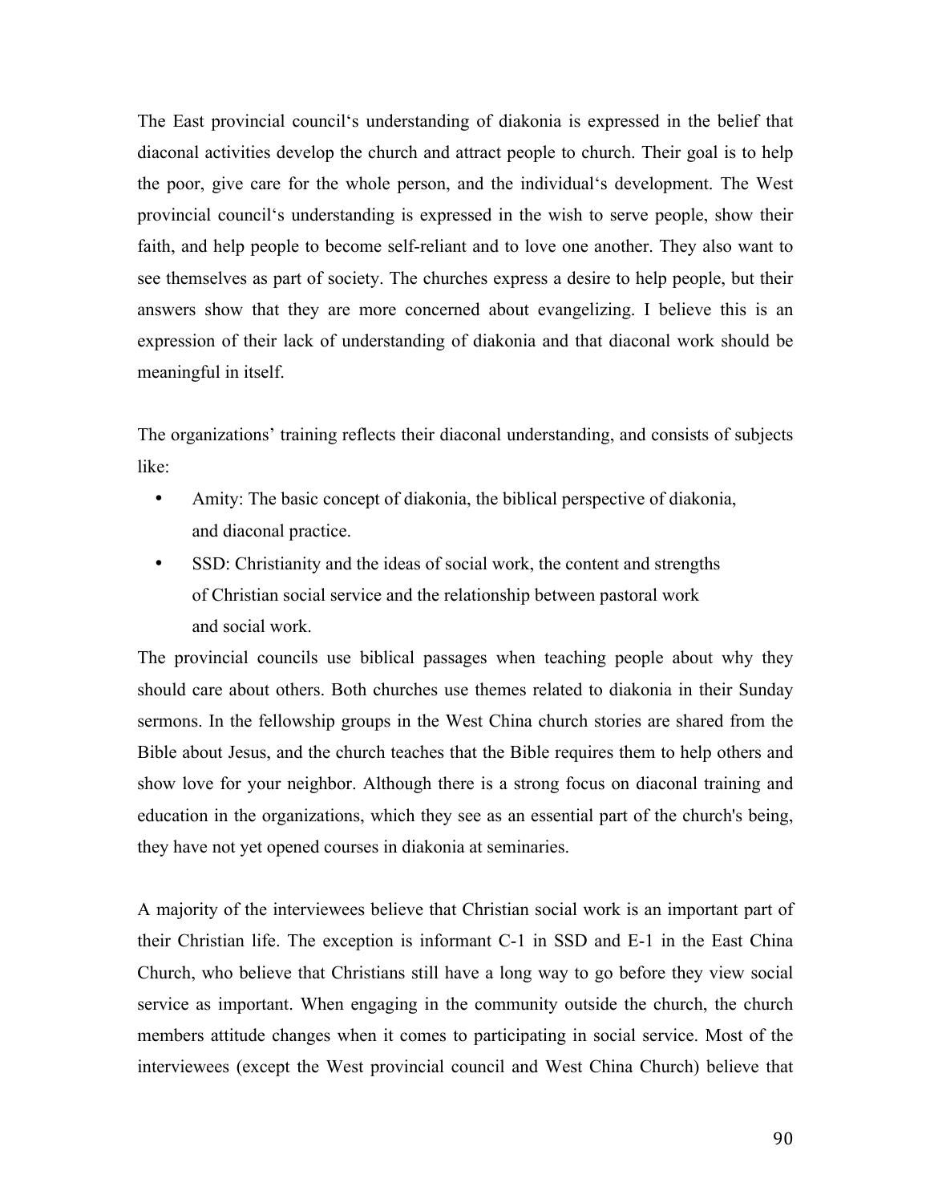The East provincial council's understanding of diakonia is expressed in the belief that diaconal activities develop the church and attract people to church. Their goal is to help the poor, give care for the whole person, and the individual's development. The West provincial council's understanding is expressed in the wish to serve people, show their faith, and help people to become self-reliant and to love one another. They also want to see themselves as part of society. The churches express a desire to help people, but their answers show that they are more concerned about evangelizing. I believe this is an expression of their lack of understanding of diakonia and that diaconal work should be meaningful in itself.

The organizations' training reflects their diaconal understanding, and consists of subjects like:

- Amity: The basic concept of diakonia, the biblical perspective of diakonia, and diaconal practice.
- SSD: Christianity and the ideas of social work, the content and strengths of Christian social service and the relationship between pastoral work and social work.

The provincial councils use biblical passages when teaching people about why they should care about others. Both churches use themes related to diakonia in their Sunday sermons. In the fellowship groups in the West China church stories are shared from the Bible about Jesus, and the church teaches that the Bible requires them to help others and show love for your neighbor. Although there is a strong focus on diaconal training and education in the organizations, which they see as an essential part of the church's being, they have not yet opened courses in diakonia at seminaries.

A majority of the interviewees believe that Christian social work is an important part of their Christian life. The exception is informant C-1 in SSD and E-1 in the East China Church, who believe that Christians still have a long way to go before they view social service as important. When engaging in the community outside the church, the church members attitude changes when it comes to participating in social service. Most of the interviewees (except the West provincial council and West China Church) believe that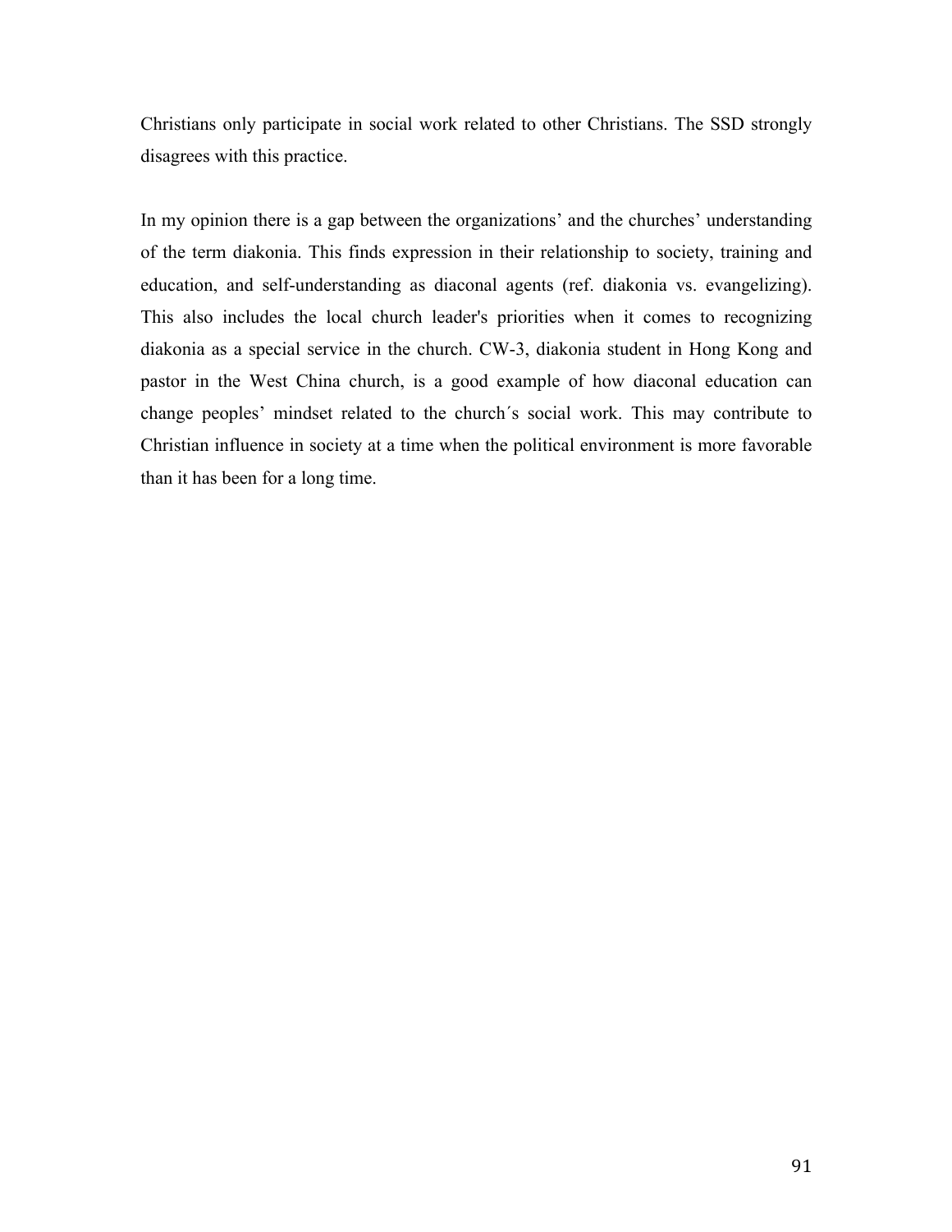Christians only participate in social work related to other Christians. The SSD strongly disagrees with this practice.

In my opinion there is a gap between the organizations' and the churches' understanding of the term diakonia. This finds expression in their relationship to society, training and education, and self-understanding as diaconal agents (ref. diakonia vs. evangelizing). This also includes the local church leader's priorities when it comes to recognizing diakonia as a special service in the church. CW-3, diakonia student in Hong Kong and pastor in the West China church, is a good example of how diaconal education can change peoples' mindset related to the church´s social work. This may contribute to Christian influence in society at a time when the political environment is more favorable than it has been for a long time.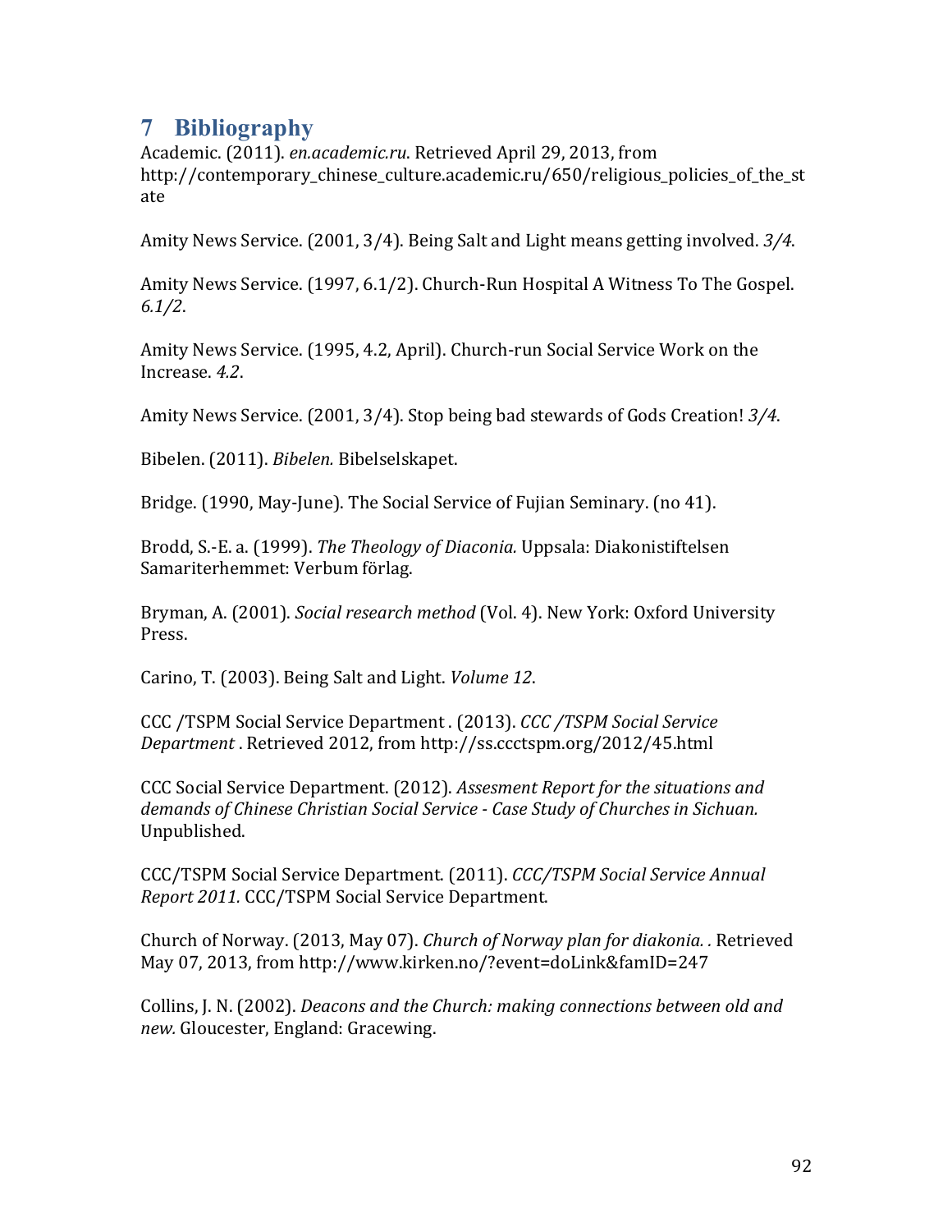# 7 Bibliography

Academic. (2011). *en.academic.ru*. Retrieved April 29, 2013, from http://contemporary_chinese_culture.academic.ru/650/religious_policies_of_the_state

Amity News Service. (2001, 3/4). Being Salt and Light means getting involved. *3/4*.

Amity News Service. (1997, 6.1/2). Church-Run Hospital A Witness To The Gospel. *6.1/2*.

Amity News Service. (1995, 4.2, April). Church-run Social Service Work on the Increase. *4.2*.

Amity News Service. (2001, 3/4). Stop being bad stewards of Gods Creation! *3/4*.

Bibelen. (2011). *Bibelen.* Bibelselskapet.

Bridge. (1990, May-June). The Social Service of Fujian Seminary. (no 41).

Brodd, S.-E. a. (1999). *The Theology of Diaconia.* Uppsala: Diakonistiftelsen Samariterhemmet: Verbum förlag.

Bryman, A. (2001). *Social research method* (Vol. 4). New York: Oxford University Press.

Carino, T. (2003). Being Salt and Light. *Volume 12*.

CCC /TSPM Social Service Department . (2013). *CCC /TSPM Social Service Department* . Retrieved 2012, from http://ss.ccctspm.org/2012/45.html

CCC Social Service Department. (2012). *Assesment Report for the situations and demands of Chinese Christian Social Service - Case Study of Churches in Sichuan.* Unpublished.

CCC/TSPM Social Service Department. (2011). *CCC/TSPM Social Service Annual Report 2011.* CCC/TSPM Social Service Department.

Church of Norway. (2013, May 07). *Church of Norway plan for diakonia. .* Retrieved May 07, 2013, from http://www.kirken.no/?event=doLink&famID=247

Collins, J. N. (2002). *Deacons and the Church: making connections between old and new.* Gloucester, England: Gracewing.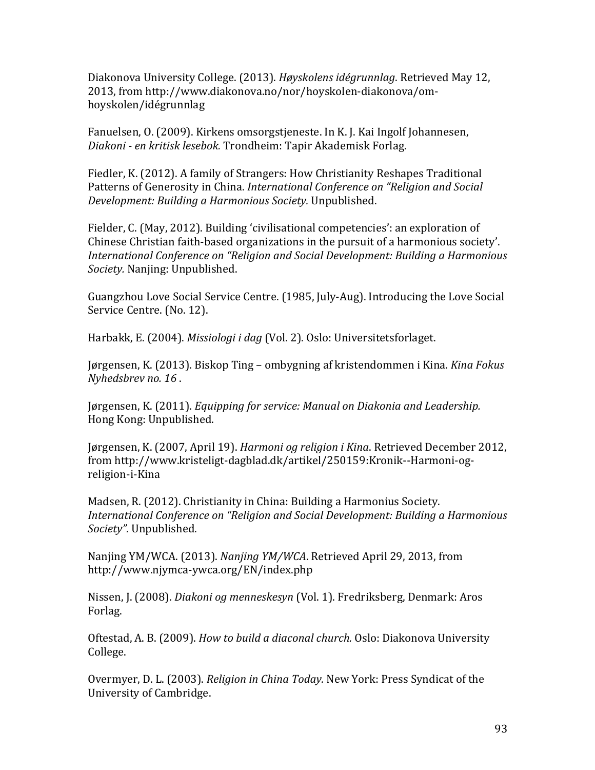Diakonova University College. (2013). *Høyskolens idégrunnlag*. Retrieved May 12, 2013, from http://www.diakonova.no/nor/hoyskolen-diakonova/om-hoyskolen/idégrunnlag

Fanuelsen, O. (2009). Kirkens omsorgstjeneste. In K. J. Kai Ingolf Johannesen, *Diakoni - en kritisk lesebok.* Trondheim: Tapir Akademisk Forlag.

Fiedler, K. (2012). A family of Strangers: How Christianity Reshapes Traditional Patterns of Generosity in China. *International Conference on "Religion and Social Development: Building a Harmonious Society.* Unpublished.

Fielder, C. (May, 2012). Building 'civilisational competencies': an exploration of Chinese Christian faith-based organizations in the pursuit of a harmonious society'. *International Conference on "Religion and Social Development: Building a Harmonious Society.* Nanjing: Unpublished.

Guangzhou Love Social Service Centre. (1985, July-Aug). Introducing the Love Social Service Centre. (No. 12).

Harbakk, E. (2004). *Missiologi i dag* (Vol. 2). Oslo: Universitetsforlaget.

Jørgensen, K. (2013). Biskop Ting – ombygning af kristendommen i Kina. *Kina Fokus Nyhedsbrev no. 16* .

Jørgensen, K. (2011). *Equipping for service: Manual on Diakonia and Leadership.* Hong Kong: Unpublished.

Jørgensen, K. (2007, April 19). *Harmoni og religion i Kina*. Retrieved December 2012, from http://www.kristeligt-dagblad.dk/artikel/250159:Kronik--Harmoni-og-religion-i-Kina

Madsen, R. (2012). Christianity in China: Building a Harmonius Society. *International Conference on "Religion and Social Development: Building a Harmonious Society".* Unpublished.

Nanjing YM/WCA. (2013). *Nanjing YM/WCA*. Retrieved April 29, 2013, from http://www.njymca-ywca.org/EN/index.php

Nissen, J. (2008). *Diakoni og menneskesyn* (Vol. 1). Fredriksberg, Denmark: Aros Forlag.

Oftestad, A. B. (2009). *How to build a diaconal church.* Oslo: Diakonova University College.

Overmyer, D. L. (2003). *Religion in China Today.* New York: Press Syndicat of the University of Cambridge.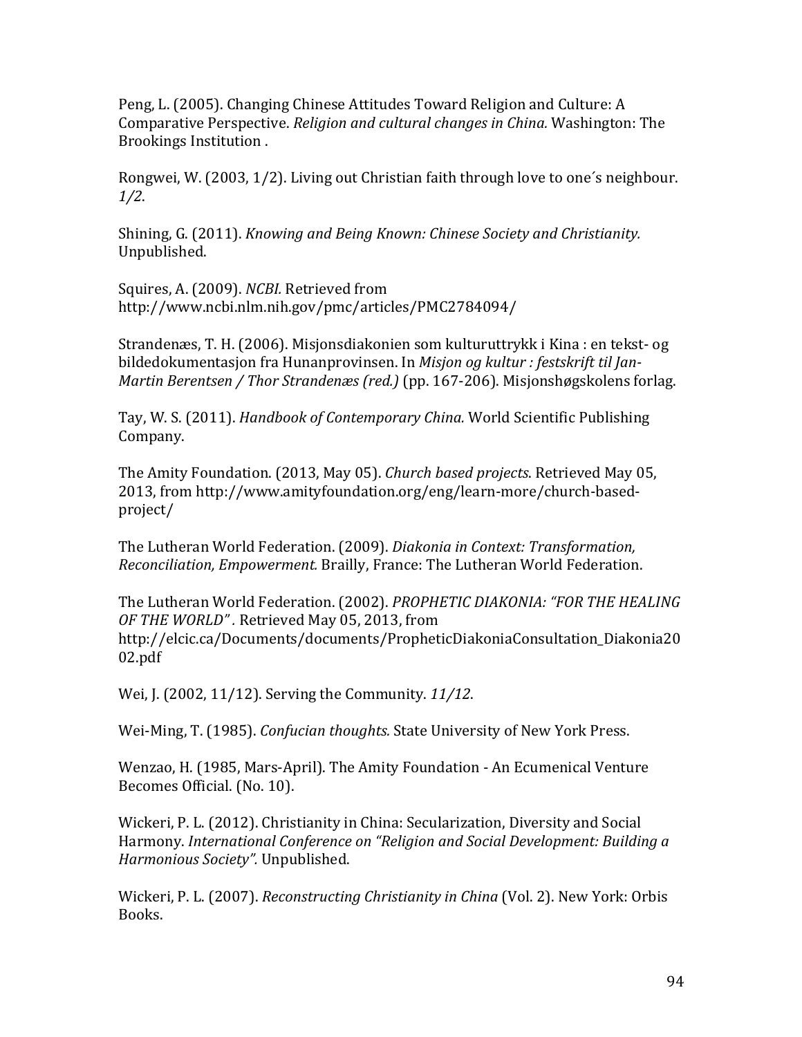Peng, L. (2005). Changing Chinese Attitudes Toward Religion and Culture: A Comparative Perspective. *Religion and cultural changes in China.* Washington: The Brookings Institution .

Rongwei, W. (2003, 1/2). Living out Christian faith through love to one´s neighbour. *1/2*.

Shining, G. (2011). *Knowing and Being Known: Chinese Society and Christianity.* Unpublished.

Squires, A. (2009). *NCBI.* Retrieved from http://www.ncbi.nlm.nih.gov/pmc/articles/PMC2784094/

Strandenæs, T. H. (2006). Misjonsdiakonien som kulturuttrykk i Kina : en tekst- og bildedokumentasjon fra Hunanprovinsen. In *Misjon og kultur : festskrift til Jan-Martin Berentsen / Thor Strandenæs (red.)* (pp. 167-206). Misjonshøgskolens forlag.

Tay, W. S. (2011). *Handbook of Contemporary China.* World Scientific Publishing Company.

The Amity Foundation. (2013, May 05). *Church based projects*. Retrieved May 05, 2013, from http://www.amityfoundation.org/eng/learn-more/church-based-project/

The Lutheran World Federation. (2009). *Diakonia in Context: Transformation, Reconciliation, Empowerment.* Brailly, France: The Lutheran World Federation.

The Lutheran World Federation. (2002). *PROPHETIC DIAKONIA: "FOR THE HEALING OF THE WORLD" .* Retrieved May 05, 2013, from http://elcic.ca/Documents/documents/PropheticDiakoniaConsultation_Diakonia2002.pdf

Wei, J. (2002, 11/12). Serving the Community. *11/12*.

Wei-Ming, T. (1985). *Confucian thoughts.* State University of New York Press.

Wenzao, H. (1985, Mars-April). The Amity Foundation - An Ecumenical Venture Becomes Official. (No. 10).

Wickeri, P. L. (2012). Christianity in China: Secularization, Diversity and Social Harmony. *International Conference on "Religion and Social Development: Building a Harmonious Society".* Unpublished.

Wickeri, P. L. (2007). *Reconstructing Christianity in China* (Vol. 2). New York: Orbis Books.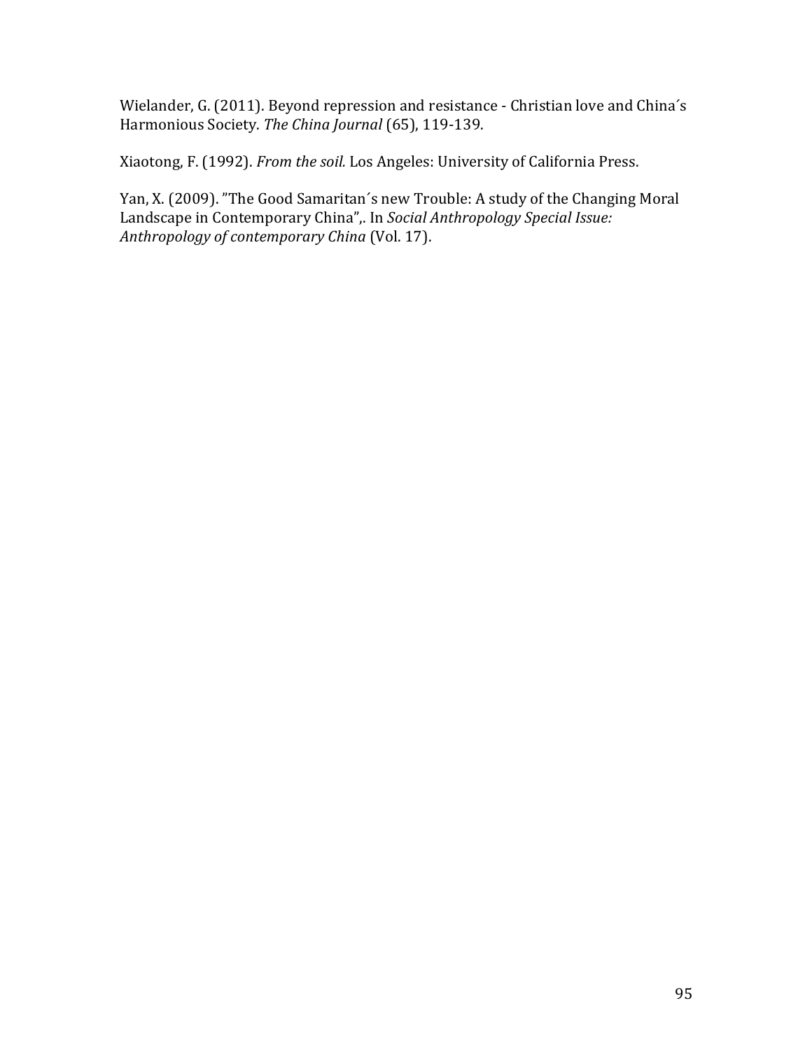Wielander, G. (2011). Beyond repression and resistance - Christian love and China´s Harmonious Society. *The China Journal* (65), 119-139.

Xiaotong, F. (1992). *From the soil.* Los Angeles: University of California Press.

Yan, X. (2009). ”The Good Samaritan´s new Trouble: A study of the Changing Moral Landscape in Contemporary China”,. In *Social Anthropology Special Issue: Anthropology of contemporary China* (Vol. 17).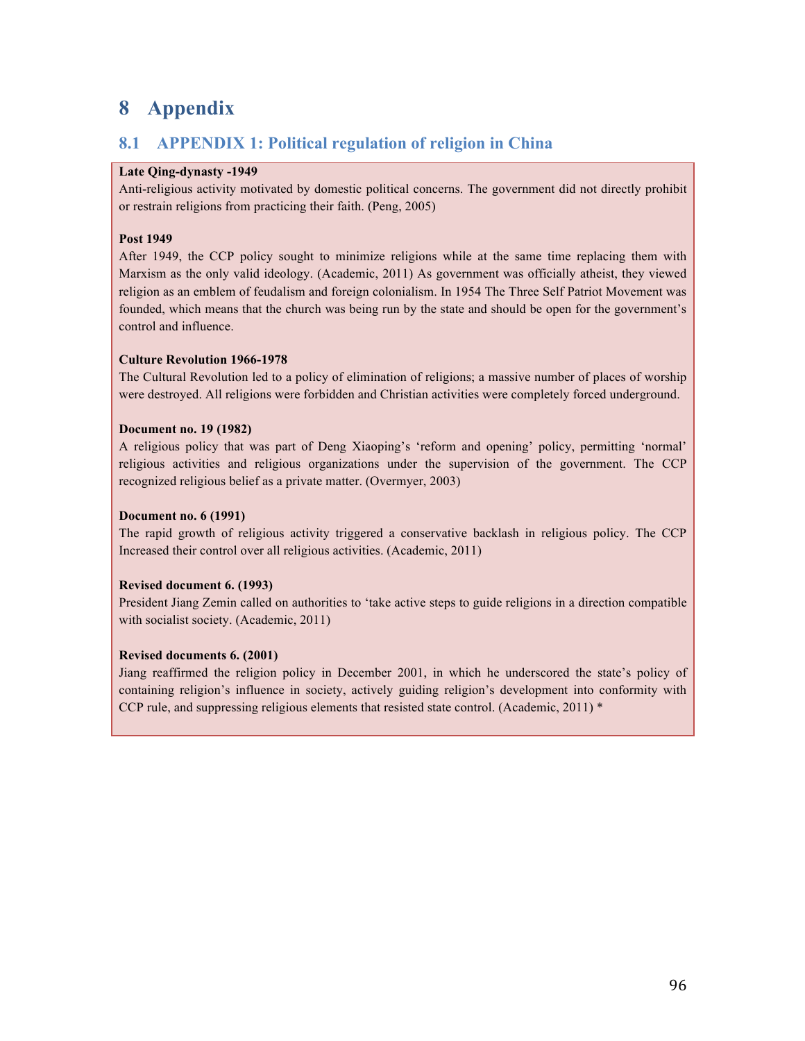# 8 Appendix

## 8.1 APPENDIX 1: Political regulation of religion in China

**Late Qing-dynasty -1949**
Anti-religious activity motivated by domestic political concerns. The government did not directly prohibit or restrain religions from practicing their faith. (Peng, 2005)

**Post 1949**
After 1949, the CCP policy sought to minimize religions while at the same time replacing them with Marxism as the only valid ideology. (Academic, 2011) As government was officially atheist, they viewed religion as an emblem of feudalism and foreign colonialism. In 1954 The Three Self Patriot Movement was founded, which means that the church was being run by the state and should be open for the government's control and influence.

**Culture Revolution 1966-1978**
The Cultural Revolution led to a policy of elimination of religions; a massive number of places of worship were destroyed. All religions were forbidden and Christian activities were completely forced underground.

**Document no. 19 (1982)**
A religious policy that was part of Deng Xiaoping's 'reform and opening' policy, permitting 'normal' religious activities and religious organizations under the supervision of the government. The CCP recognized religious belief as a private matter. (Overmyer, 2003)

**Document no. 6 (1991)**
The rapid growth of religious activity triggered a conservative backlash in religious policy. The CCP Increased their control over all religious activities. (Academic, 2011)

**Revised document 6. (1993)**
President Jiang Zemin called on authorities to 'take active steps to guide religions in a direction compatible with socialist society. (Academic, 2011)

**Revised documents 6. (2001)**
Jiang reaffirmed the religion policy in December 2001, in which he underscored the state's policy of containing religion's influence in society, actively guiding religion's development into conformity with CCP rule, and suppressing religious elements that resisted state control. (Academic, 2011) *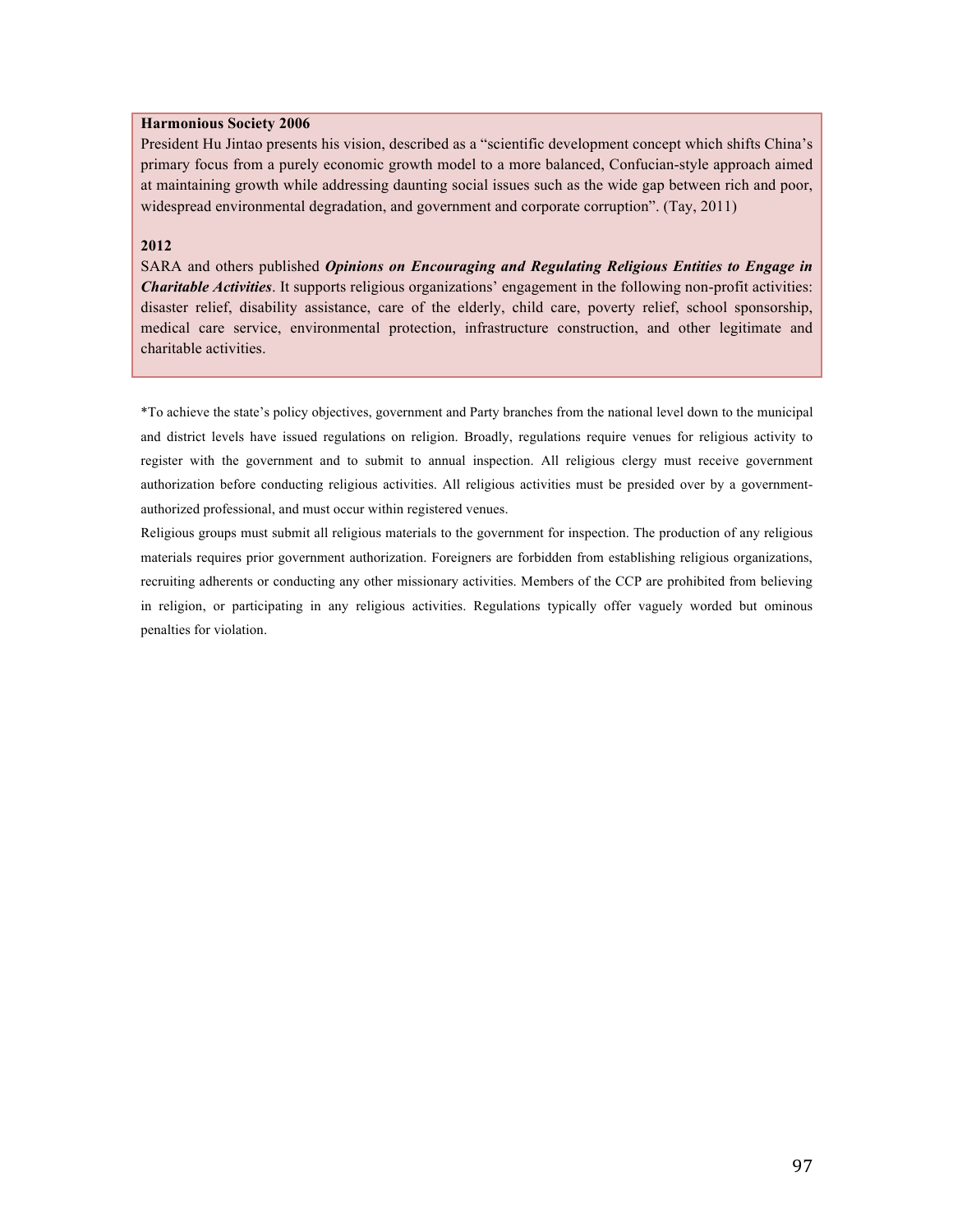**Harmonious Society 2006**

President Hu Jintao presents his vision, described as a "scientific development concept which shifts China's primary focus from a purely economic growth model to a more balanced, Confucian-style approach aimed at maintaining growth while addressing daunting social issues such as the wide gap between rich and poor, widespread environmental degradation, and government and corporate corruption". (Tay, 2011)

**2012**

SARA and others published ***Opinions on Encouraging and Regulating Religious Entities to Engage in Charitable Activities***. It supports religious organizations' engagement in the following non-profit activities: disaster relief, disability assistance, care of the elderly, child care, poverty relief, school sponsorship, medical care service, environmental protection, infrastructure construction, and other legitimate and charitable activities.

*To achieve the state's policy objectives, government and Party branches from the national level down to the municipal and district levels have issued regulations on religion. Broadly, regulations require venues for religious activity to register with the government and to submit to annual inspection. All religious clergy must receive government authorization before conducting religious activities. All religious activities must be presided over by a government-authorized professional, and must occur within registered venues.

Religious groups must submit all religious materials to the government for inspection. The production of any religious materials requires prior government authorization. Foreigners are forbidden from establishing religious organizations, recruiting adherents or conducting any other missionary activities. Members of the CCP are prohibited from believing in religion, or participating in any religious activities. Regulations typically offer vaguely worded but ominous penalties for violation.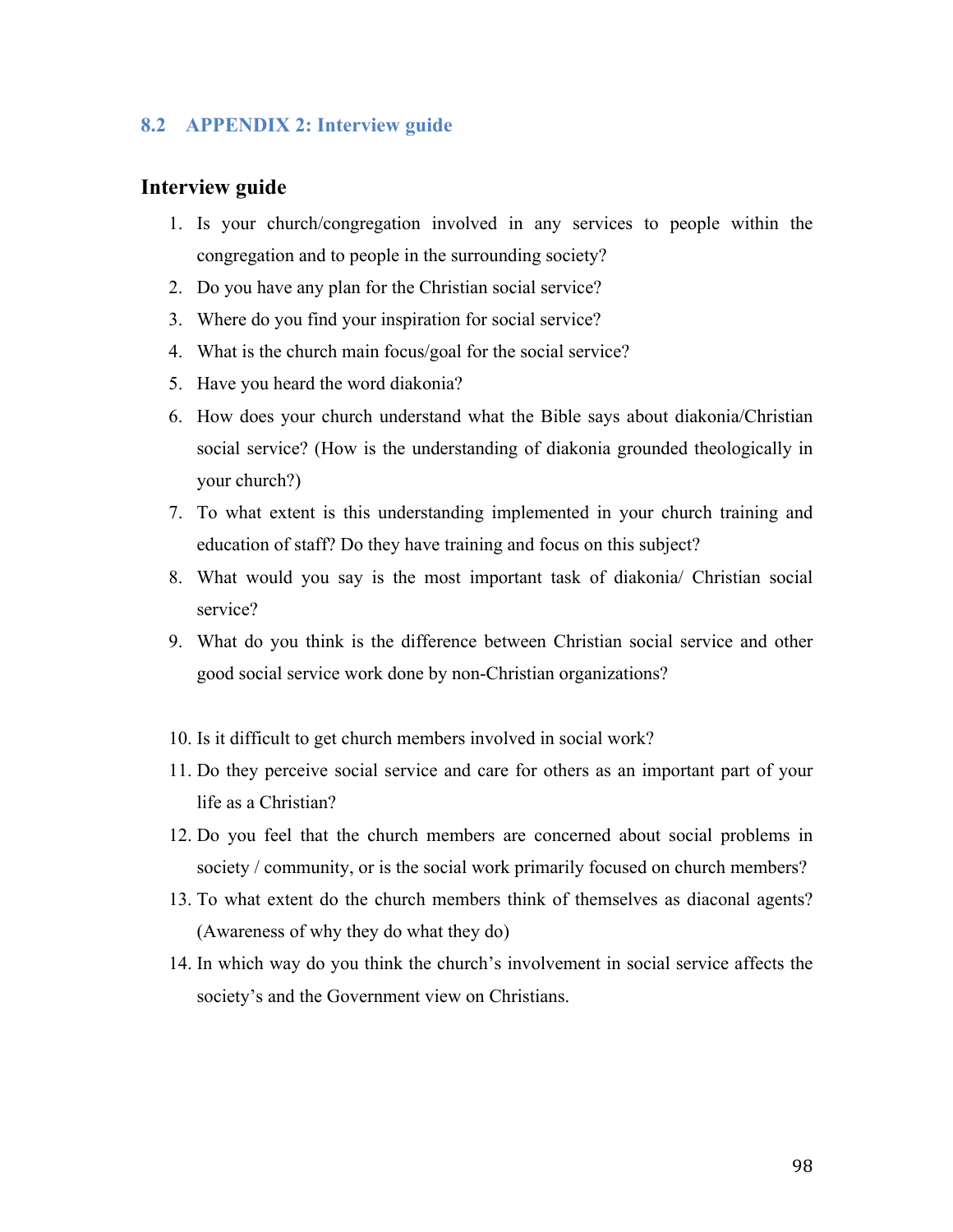## 8.2 APPENDIX 2: Interview guide

### Interview guide

1. Is your church/congregation involved in any services to people within the congregation and to people in the surrounding society?
2. Do you have any plan for the Christian social service?
3. Where do you find your inspiration for social service?
4. What is the church main focus/goal for the social service?
5. Have you heard the word diakonia?
6. How does your church understand what the Bible says about diakonia/Christian social service? (How is the understanding of diakonia grounded theologically in your church?)
7. To what extent is this understanding implemented in your church training and education of staff? Do they have training and focus on this subject?
8. What would you say is the most important task of diakonia/ Christian social service?
9. What do you think is the difference between Christian social service and other good social service work done by non-Christian organizations?

10. Is it difficult to get church members involved in social work?
11. Do they perceive social service and care for others as an important part of your life as a Christian?
12. Do you feel that the church members are concerned about social problems in society / community, or is the social work primarily focused on church members?
13. To what extent do the church members think of themselves as diaconal agents? (Awareness of why they do what they do)
14. In which way do you think the church's involvement in social service affects the society's and the Government view on Christians.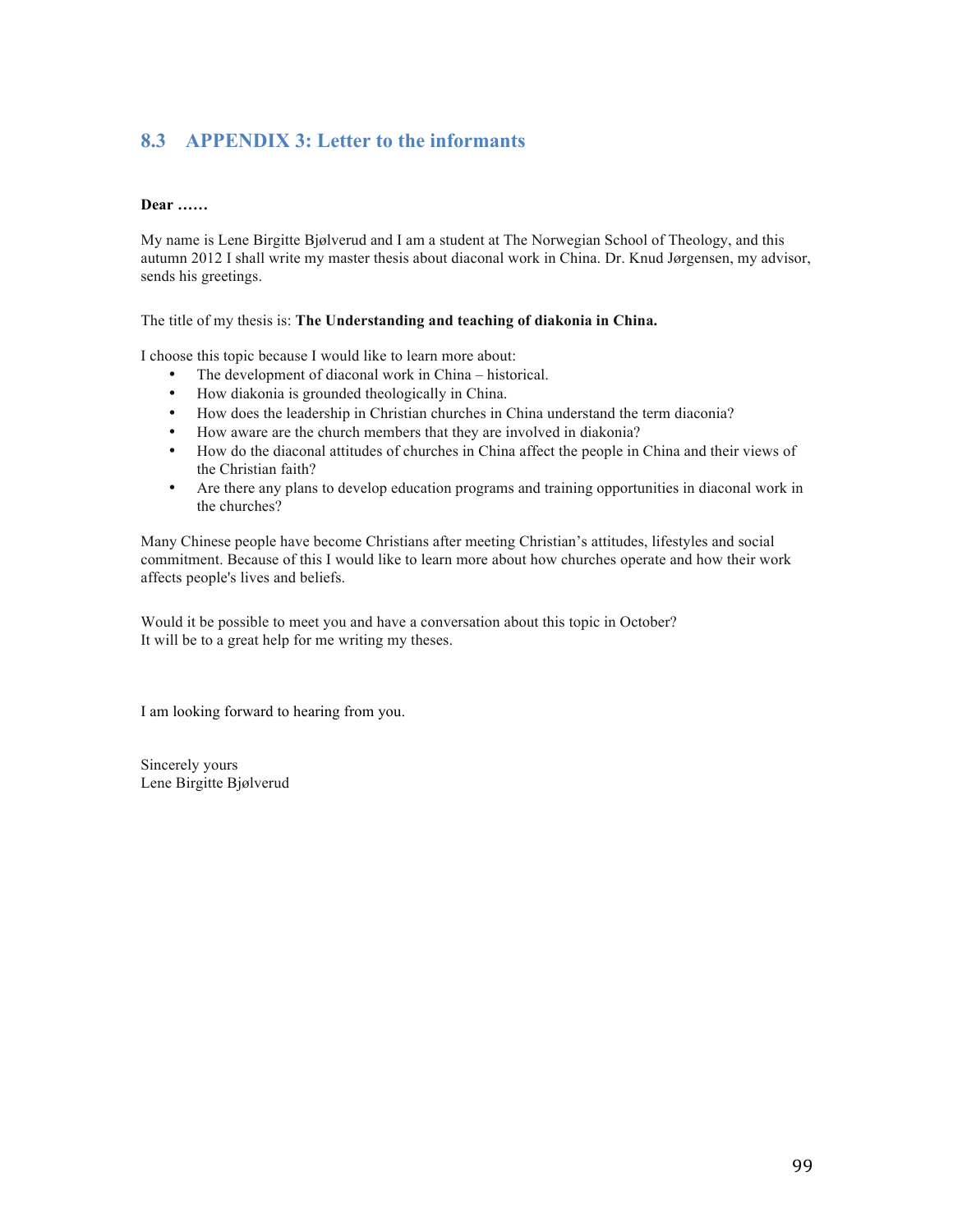## 8.3 APPENDIX 3: Letter to the informants

**Dear ……**

My name is Lene Birgitte Bjølverud and I am a student at The Norwegian School of Theology, and this autumn 2012 I shall write my master thesis about diaconal work in China. Dr. Knud Jørgensen, my advisor, sends his greetings.

The title of my thesis is: **The Understanding and teaching of diakonia in China.**

I choose this topic because I would like to learn more about:

- The development of diaconal work in China – historical.
- How diakonia is grounded theologically in China.
- How does the leadership in Christian churches in China understand the term diaconia?
- How aware are the church members that they are involved in diakonia?
- How do the diaconal attitudes of churches in China affect the people in China and their views of the Christian faith?
- Are there any plans to develop education programs and training opportunities in diaconal work in the churches?

Many Chinese people have become Christians after meeting Christian's attitudes, lifestyles and social commitment. Because of this I would like to learn more about how churches operate and how their work affects people's lives and beliefs.

Would it be possible to meet you and have a conversation about this topic in October?
It will be to a great help for me writing my theses.

I am looking forward to hearing from you.

Sincerely yours
Lene Birgitte Bjølverud